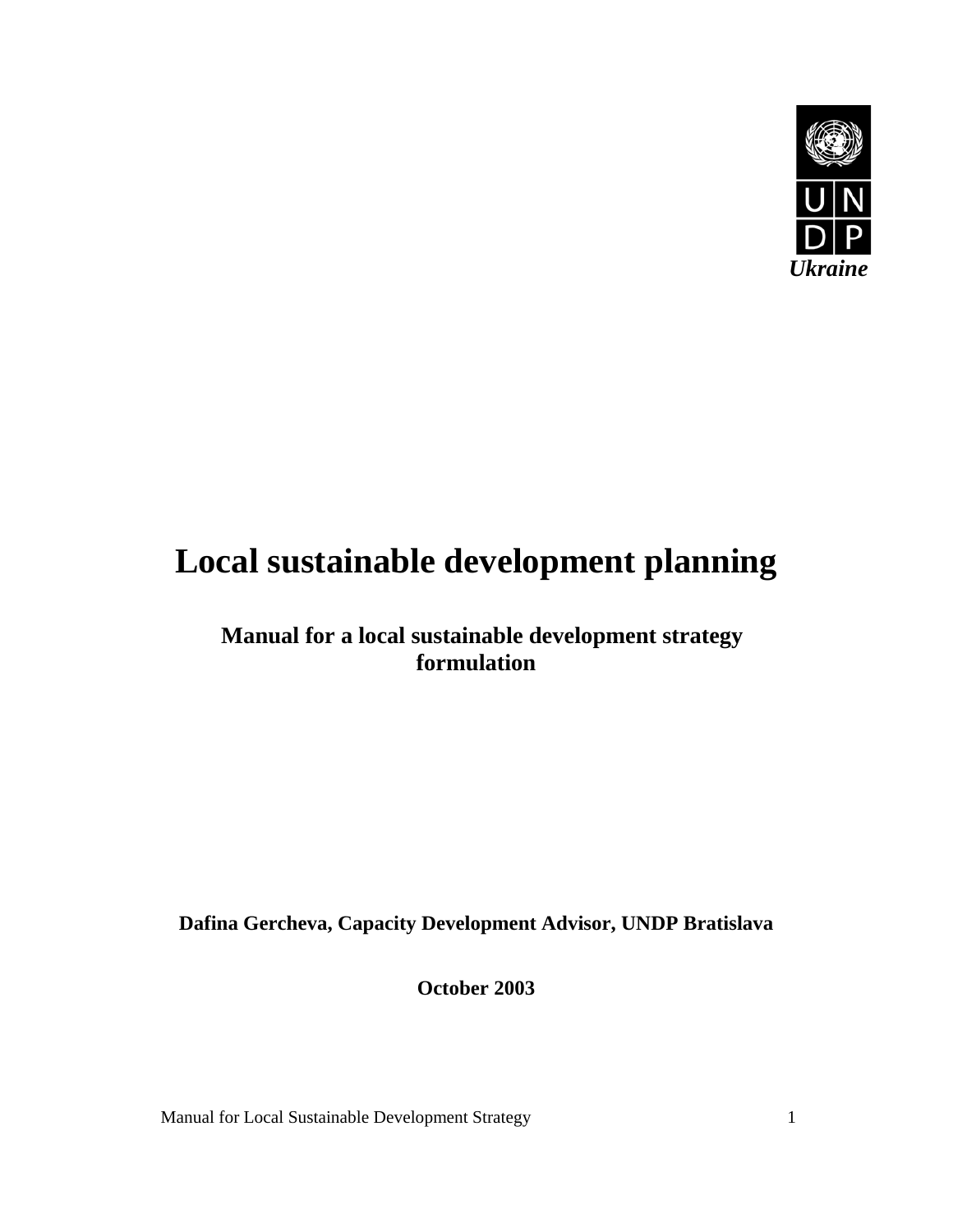UNDP

*Ukraine*

# Local sustainable development planning

## Manual for a local sustainable development strategy formulation

**Dafina Gercheva, Capacity Development Advisor, UNDP Bratislava**

**October 2003**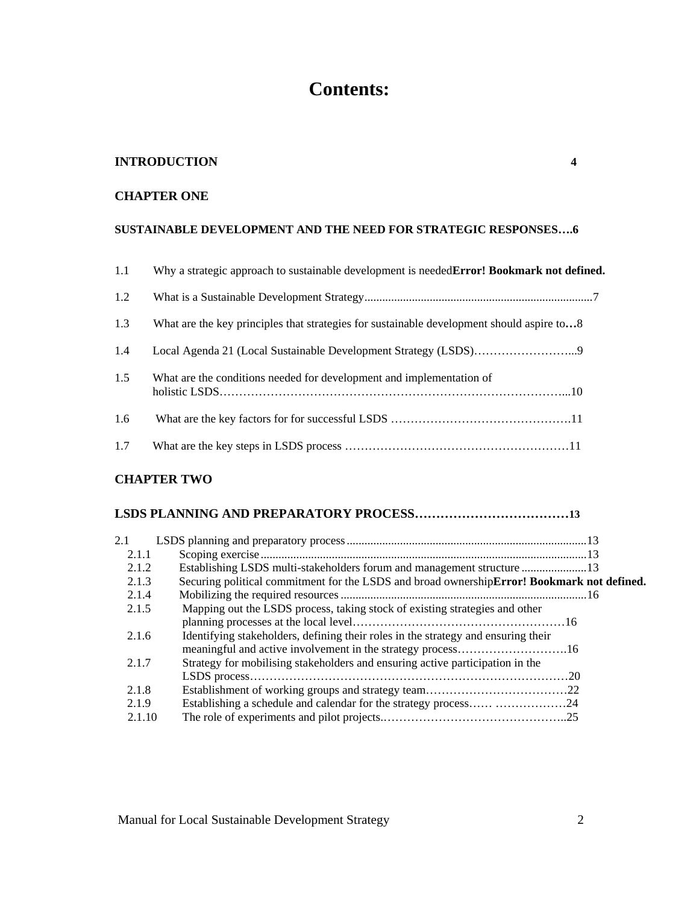# Contents:

**INTRODUCTION** **4**

**CHAPTER ONE**

**SUSTAINABLE DEVELOPMENT AND THE NEED FOR STRATEGIC RESPONSES….6**

1.1 Why a strategic approach to sustainable development is needed**Error! Bookmark not defined.**

1.2 What is a Sustainable Development Strategy............................................................................7

1.3 What are the key principles that strategies for sustainable development should aspire to**…**8

1.4 Local Agenda 21 (Local Sustainable Development Strategy (LSDS)……………………...9

1.5 What are the conditions needed for development and implementation of holistic LSDS……………………………………………………………………………...10

1.6 What are the key factors for for successful LSDS ……………………………………….11

1.7 What are the key steps in LSDS process …………………………………………………11

**CHAPTER TWO**

**LSDS PLANNING AND PREPARATORY PROCESS………………………………13**

2.1 LSDS planning and preparatory process.................................................................................13

- 2.1.1 Scoping exercise.............................................................................................................13
- 2.1.2 Establishing LSDS multi-stakeholders forum and management structure......................13
- 2.1.3 Securing political commitment for the LSDS and broad ownership**Error! Bookmark not defined.**
- 2.1.4 Mobilizing the required resources...................................................................................16
- 2.1.5 Mapping out the LSDS process, taking stock of existing strategies and other planning processes at the local level………………………………………………16
- 2.1.6 Identifying stakeholders, defining their roles in the strategy and ensuring their meaningful and active involvement in the strategy process……………………….16
- 2.1.7 Strategy for mobilising stakeholders and ensuring active participation in the LSDS process…………………………………………………………………………20
- 2.1.8 Establishment of working groups and strategy team………………………………22
- 2.1.9 Establishing a schedule and calendar for the strategy process…… ………………24
- 2.1.10 The role of experiments and pilot projects.………………………………………..25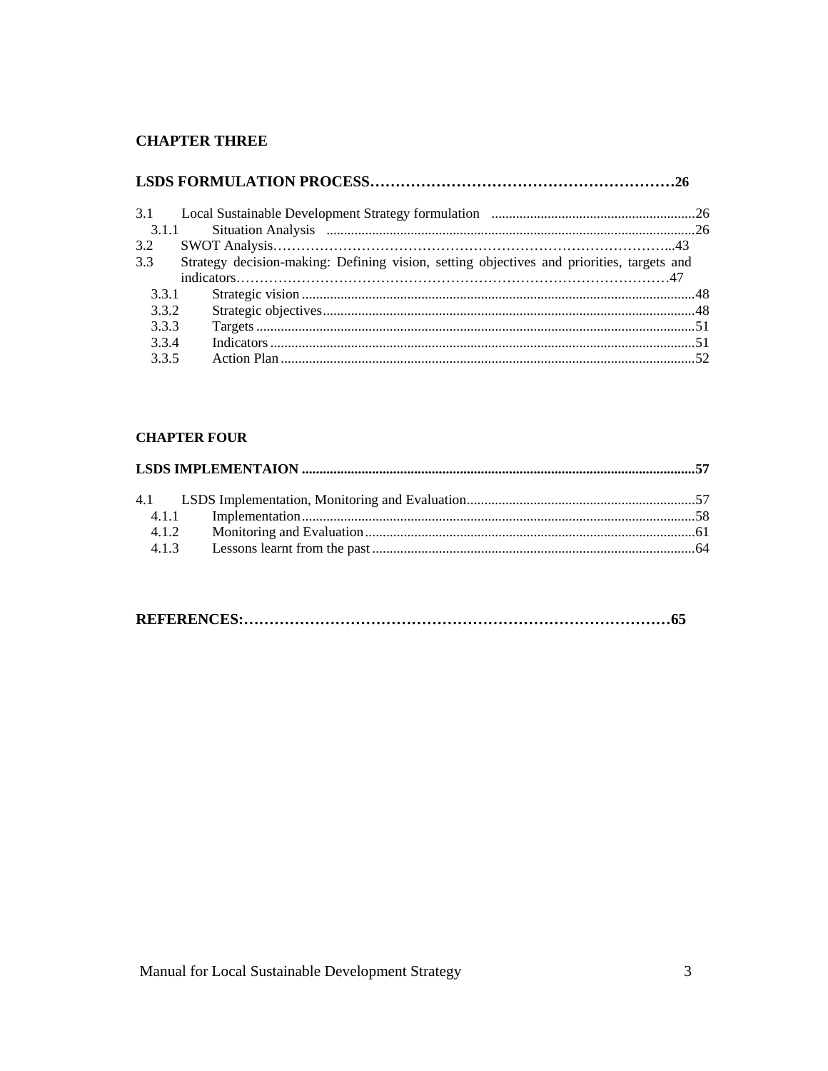**CHAPTER THREE**

**LSDS FORMULATION PROCESS……………………………………………………26**

3.1 Local Sustainable Development Strategy formulation ........................................................26
3.1.1 Situation Analysis ........................................................................................................26
3.2 SWOT Analysis……………………………………………………………………………..43
3.3 Strategy decision-making: Defining vision, setting objectives and priorities, targets and indicators…………………………………………………………………………………47
3.3.1 Strategic vision ................................................................................................................48
3.3.2 Strategic objectives..........................................................................................................48
3.3.3 Targets ............................................................................................................................51
3.3.4 Indicators ........................................................................................................................51
3.3.5 Action Plan .....................................................................................................................52

**CHAPTER FOUR**

**LSDS IMPLEMENTAION ..............................................................................................................57**

4.1 LSDS Implementation, Monitoring and Evaluation.................................................................57
4.1.1 Implementation................................................................................................................58
4.1.2 Monitoring and Evaluation.............................................................................................61
4.1.3 Lessons learnt from the past ...........................................................................................64

**REFERENCES:…………………………………………………………………………65**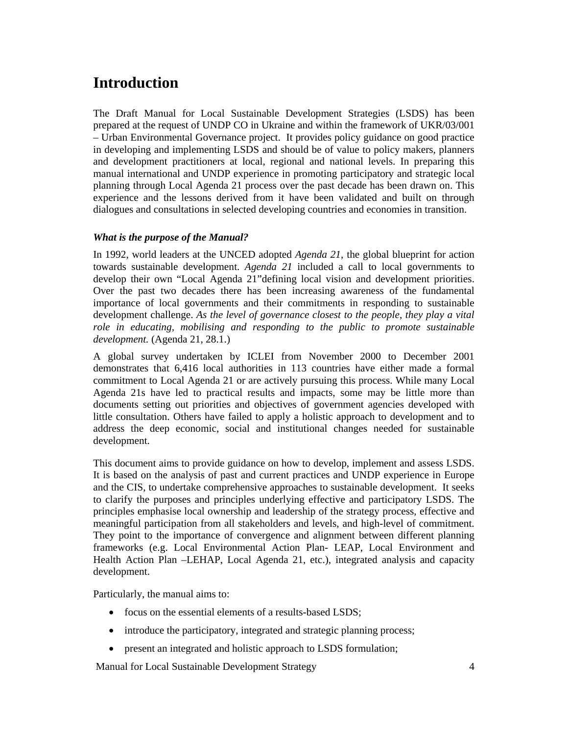# Introduction

The Draft Manual for Local Sustainable Development Strategies (LSDS) has been prepared at the request of UNDP CO in Ukraine and within the framework of UKR/03/001 – Urban Environmental Governance project. It provides policy guidance on good practice in developing and implementing LSDS and should be of value to policy makers, planners and development practitioners at local, regional and national levels. In preparing this manual international and UNDP experience in promoting participatory and strategic local planning through Local Agenda 21 process over the past decade has been drawn on. This experience and the lessons derived from it have been validated and built on through dialogues and consultations in selected developing countries and economies in transition.

***What is the purpose of the Manual?***

In 1992, world leaders at the UNCED adopted *Agenda 21*, the global blueprint for action towards sustainable development. *Agenda 21* included a call to local governments to develop their own "Local Agenda 21"defining local vision and development priorities. Over the past two decades there has been increasing awareness of the fundamental importance of local governments and their commitments in responding to sustainable development challenge. *As the level of governance closest to the people, they play a vital role in educating, mobilising and responding to the public to promote sustainable development.* (Agenda 21, 28.1.)

A global survey undertaken by ICLEI from November 2000 to December 2001 demonstrates that 6,416 local authorities in 113 countries have either made a formal commitment to Local Agenda 21 or are actively pursuing this process. While many Local Agenda 21s have led to practical results and impacts, some may be little more than documents setting out priorities and objectives of government agencies developed with little consultation. Others have failed to apply a holistic approach to development and to address the deep economic, social and institutional changes needed for sustainable development.

This document aims to provide guidance on how to develop, implement and assess LSDS. It is based on the analysis of past and current practices and UNDP experience in Europe and the CIS, to undertake comprehensive approaches to sustainable development. It seeks to clarify the purposes and principles underlying effective and participatory LSDS. The principles emphasise local ownership and leadership of the strategy process, effective and meaningful participation from all stakeholders and levels, and high-level of commitment. They point to the importance of convergence and alignment between different planning frameworks (e.g. Local Environmental Action Plan- LEAP, Local Environment and Health Action Plan –LEHAP, Local Agenda 21, etc.), integrated analysis and capacity development.

Particularly, the manual aims to:

- focus on the essential elements of a results-based LSDS;
- introduce the participatory, integrated and strategic planning process;
- present an integrated and holistic approach to LSDS formulation;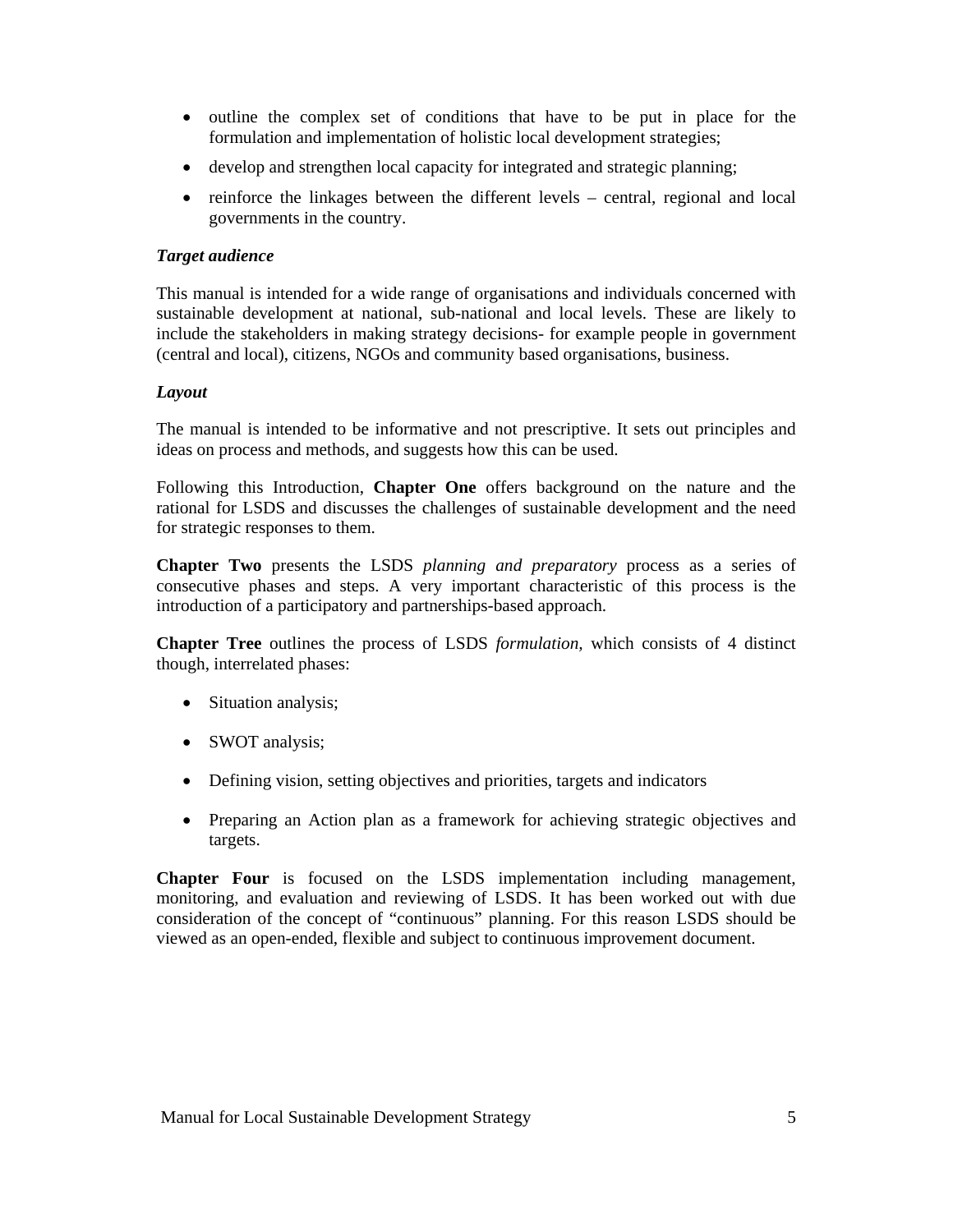- outline the complex set of conditions that have to be put in place for the formulation and implementation of holistic local development strategies;
- develop and strengthen local capacity for integrated and strategic planning;
- reinforce the linkages between the different levels – central, regional and local governments in the country.

***Target audience***

This manual is intended for a wide range of organisations and individuals concerned with sustainable development at national, sub-national and local levels. These are likely to include the stakeholders in making strategy decisions- for example people in government (central and local), citizens, NGOs and community based organisations, business.

***Layout***

The manual is intended to be informative and not prescriptive. It sets out principles and ideas on process and methods, and suggests how this can be used.

Following this Introduction, **Chapter One** offers background on the nature and the rational for LSDS and discusses the challenges of sustainable development and the need for strategic responses to them.

**Chapter Two** presents the LSDS *planning and preparatory* process as a series of consecutive phases and steps. A very important characteristic of this process is the introduction of a participatory and partnerships-based approach.

**Chapter Tree** outlines the process of LSDS *formulation,* which consists of 4 distinct though, interrelated phases:

- Situation analysis;
- SWOT analysis;
- Defining vision, setting objectives and priorities, targets and indicators
- Preparing an Action plan as a framework for achieving strategic objectives and targets.

**Chapter Four** is focused on the LSDS implementation including management, monitoring, and evaluation and reviewing of LSDS. It has been worked out with due consideration of the concept of "continuous" planning. For this reason LSDS should be viewed as an open-ended, flexible and subject to continuous improvement document.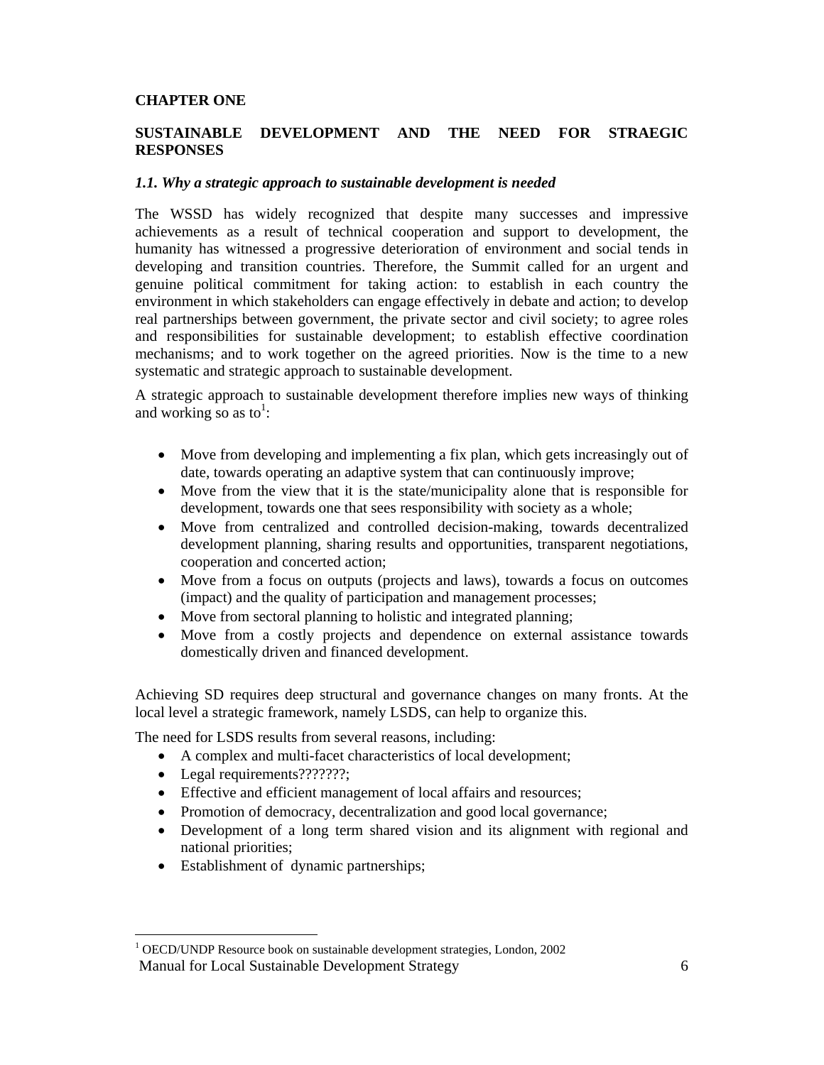# CHAPTER ONE

## SUSTAINABLE DEVELOPMENT AND THE NEED FOR STRAEGIC RESPONSES

### *1.1. Why a strategic approach to sustainable development is needed*

The WSSD has widely recognized that despite many successes and impressive achievements as a result of technical cooperation and support to development, the humanity has witnessed a progressive deterioration of environment and social tends in developing and transition countries. Therefore, the Summit called for an urgent and genuine political commitment for taking action: to establish in each country the environment in which stakeholders can engage effectively in debate and action; to develop real partnerships between government, the private sector and civil society; to agree roles and responsibilities for sustainable development; to establish effective coordination mechanisms; and to work together on the agreed priorities. Now is the time to a new systematic and strategic approach to sustainable development.

A strategic approach to sustainable development therefore implies new ways of thinking and working so as to[1]:

- Move from developing and implementing a fix plan, which gets increasingly out of date, towards operating an adaptive system that can continuously improve;
- Move from the view that it is the state/municipality alone that is responsible for development, towards one that sees responsibility with society as a whole;
- Move from centralized and controlled decision-making, towards decentralized development planning, sharing results and opportunities, transparent negotiations, cooperation and concerted action;
- Move from a focus on outputs (projects and laws), towards a focus on outcomes (impact) and the quality of participation and management processes;
- Move from sectoral planning to holistic and integrated planning;
- Move from a costly projects and dependence on external assistance towards domestically driven and financed development.

Achieving SD requires deep structural and governance changes on many fronts. At the local level a strategic framework, namely LSDS, can help to organize this.

The need for LSDS results from several reasons, including:

- A complex and multi-facet characteristics of local development;
- Legal requirements???????;
- Effective and efficient management of local affairs and resources;
- Promotion of democracy, decentralization and good local governance;
- Development of a long term shared vision and its alignment with regional and national priorities;
- Establishment of dynamic partnerships;

[1] OECD/UNDP Resource book on sustainable development strategies, London, 2002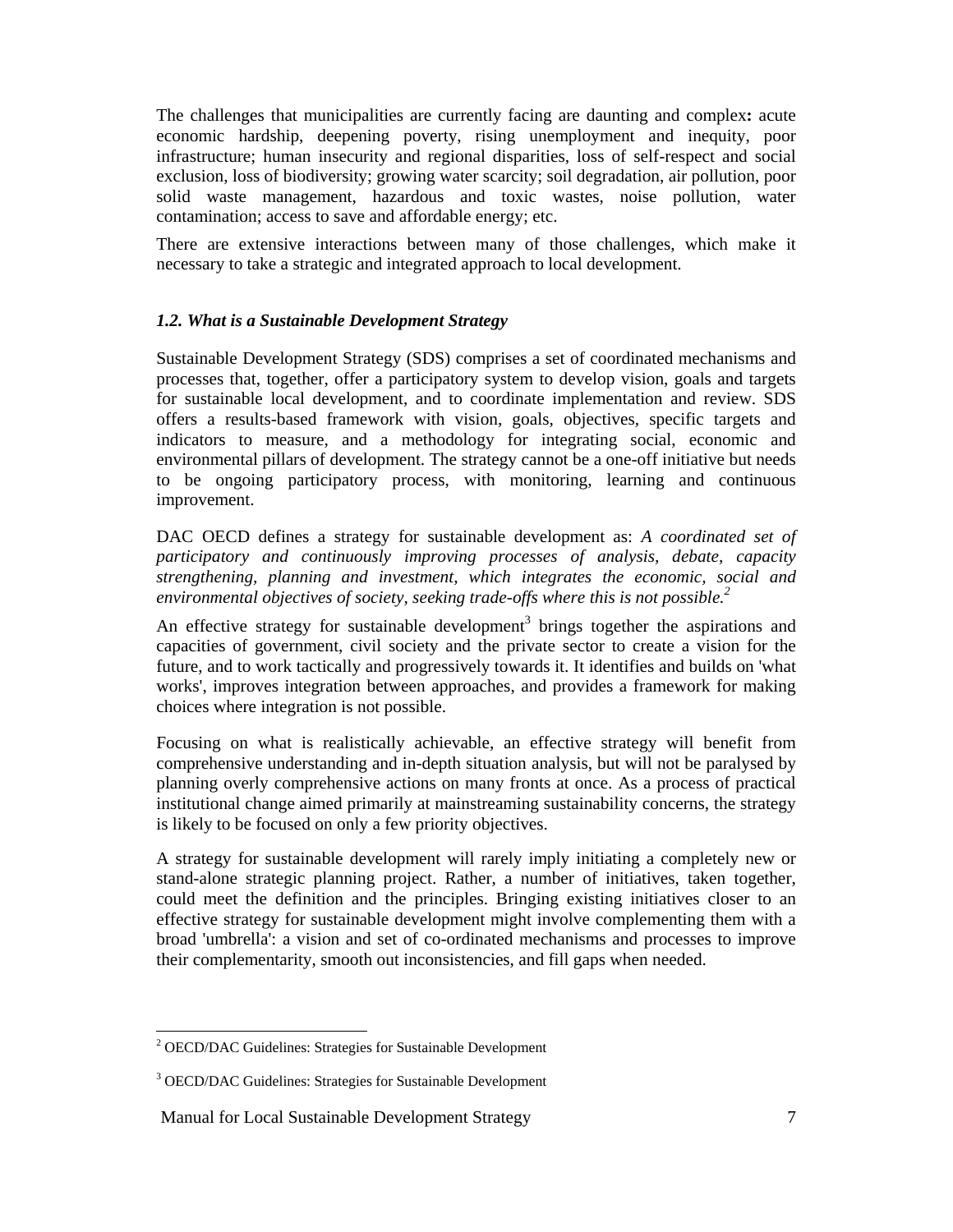The challenges that municipalities are currently facing are daunting and complex**:** acute economic hardship, deepening poverty, rising unemployment and inequity, poor infrastructure; human insecurity and regional disparities, loss of self-respect and social exclusion, loss of biodiversity; growing water scarcity; soil degradation, air pollution, poor solid waste management, hazardous and toxic wastes, noise pollution, water contamination; access to save and affordable energy; etc.

There are extensive interactions between many of those challenges, which make it necessary to take a strategic and integrated approach to local development.

### *1.2. What is a Sustainable Development Strategy*

Sustainable Development Strategy (SDS) comprises a set of coordinated mechanisms and processes that, together, offer a participatory system to develop vision, goals and targets for sustainable local development, and to coordinate implementation and review. SDS offers a results-based framework with vision, goals, objectives, specific targets and indicators to measure, and a methodology for integrating social, economic and environmental pillars of development. The strategy cannot be a one-off initiative but needs to be ongoing participatory process, with monitoring, learning and continuous improvement.

DAC OECD defines a strategy for sustainable development as: *A coordinated set of participatory and continuously improving processes of analysis, debate, capacity strengthening, planning and investment, which integrates the economic, social and environmental objectives of society, seeking trade-offs where this is not possible.*[2]

An effective strategy for sustainable development[3] brings together the aspirations and capacities of government, civil society and the private sector to create a vision for the future, and to work tactically and progressively towards it. It identifies and builds on 'what works', improves integration between approaches, and provides a framework for making choices where integration is not possible.

Focusing on what is realistically achievable, an effective strategy will benefit from comprehensive understanding and in-depth situation analysis, but will not be paralysed by planning overly comprehensive actions on many fronts at once. As a process of practical institutional change aimed primarily at mainstreaming sustainability concerns, the strategy is likely to be focused on only a few priority objectives.

A strategy for sustainable development will rarely imply initiating a completely new or stand-alone strategic planning project. Rather, a number of initiatives, taken together, could meet the definition and the principles. Bringing existing initiatives closer to an effective strategy for sustainable development might involve complementing them with a broad 'umbrella': a vision and set of co-ordinated mechanisms and processes to improve their complementarity, smooth out inconsistencies, and fill gaps when needed.

---

[2] OECD/DAC Guidelines: Strategies for Sustainable Development

[3] OECD/DAC Guidelines: Strategies for Sustainable Development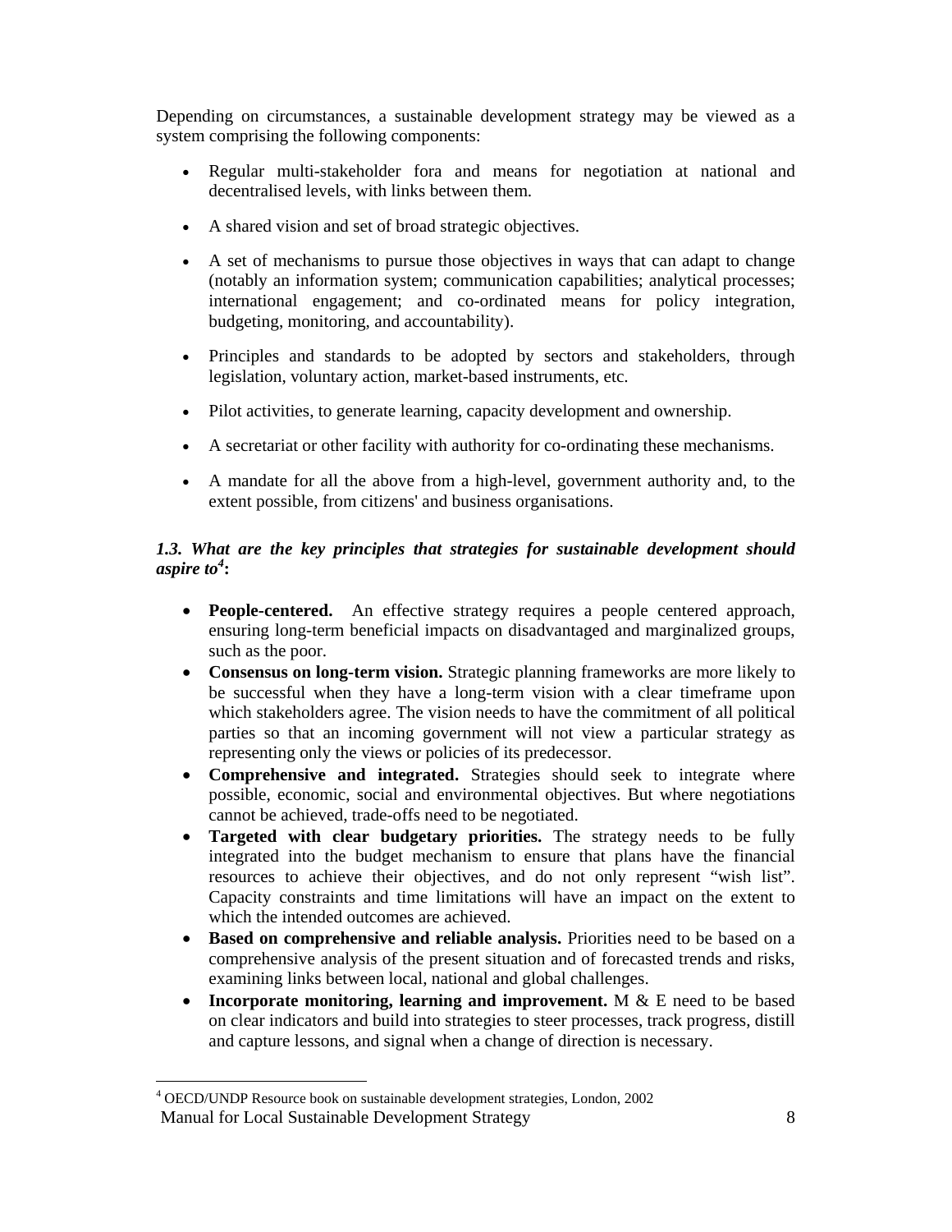Depending on circumstances, a sustainable development strategy may be viewed as a system comprising the following components:

- Regular multi-stakeholder fora and means for negotiation at national and decentralised levels, with links between them.
- A shared vision and set of broad strategic objectives.
- A set of mechanisms to pursue those objectives in ways that can adapt to change (notably an information system; communication capabilities; analytical processes; international engagement; and co-ordinated means for policy integration, budgeting, monitoring, and accountability).
- Principles and standards to be adopted by sectors and stakeholders, through legislation, voluntary action, market-based instruments, etc.
- Pilot activities, to generate learning, capacity development and ownership.
- A secretariat or other facility with authority for co-ordinating these mechanisms.
- A mandate for all the above from a high-level, government authority and, to the extent possible, from citizens' and business organisations.

### *1.3. What are the key principles that strategies for sustainable development should aspire to[4]:*

- **People-centered.** An effective strategy requires a people centered approach, ensuring long-term beneficial impacts on disadvantaged and marginalized groups, such as the poor.
- **Consensus on long-term vision.** Strategic planning frameworks are more likely to be successful when they have a long-term vision with a clear timeframe upon which stakeholders agree. The vision needs to have the commitment of all political parties so that an incoming government will not view a particular strategy as representing only the views or policies of its predecessor.
- **Comprehensive and integrated.** Strategies should seek to integrate where possible, economic, social and environmental objectives. But where negotiations cannot be achieved, trade-offs need to be negotiated.
- **Targeted with clear budgetary priorities.** The strategy needs to be fully integrated into the budget mechanism to ensure that plans have the financial resources to achieve their objectives, and do not only represent "wish list". Capacity constraints and time limitations will have an impact on the extent to which the intended outcomes are achieved.
- **Based on comprehensive and reliable analysis.** Priorities need to be based on a comprehensive analysis of the present situation and of forecasted trends and risks, examining links between local, national and global challenges.
- **Incorporate monitoring, learning and improvement.** M & E need to be based on clear indicators and build into strategies to steer processes, track progress, distill and capture lessons, and signal when a change of direction is necessary.

---

[4] OECD/UNDP Resource book on sustainable development strategies, London, 2002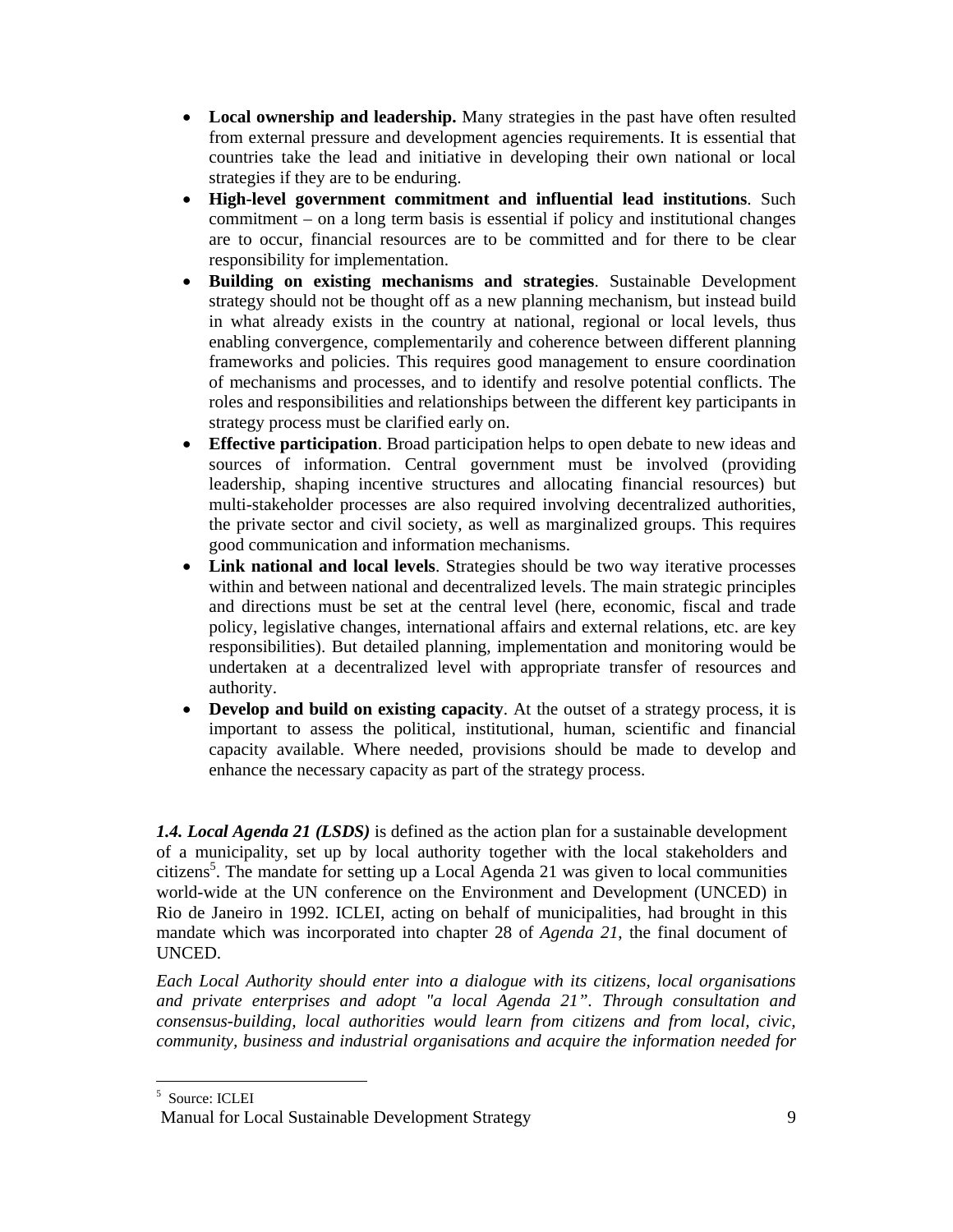- **Local ownership and leadership.** Many strategies in the past have often resulted from external pressure and development agencies requirements. It is essential that countries take the lead and initiative in developing their own national or local strategies if they are to be enduring.
- **High-level government commitment and influential lead institutions**. Such commitment – on a long term basis is essential if policy and institutional changes are to occur, financial resources are to be committed and for there to be clear responsibility for implementation.
- **Building on existing mechanisms and strategies**. Sustainable Development strategy should not be thought off as a new planning mechanism, but instead build in what already exists in the country at national, regional or local levels, thus enabling convergence, complementarily and coherence between different planning frameworks and policies. This requires good management to ensure coordination of mechanisms and processes, and to identify and resolve potential conflicts. The roles and responsibilities and relationships between the different key participants in strategy process must be clarified early on.
- **Effective participation**. Broad participation helps to open debate to new ideas and sources of information. Central government must be involved (providing leadership, shaping incentive structures and allocating financial resources) but multi-stakeholder processes are also required involving decentralized authorities, the private sector and civil society, as well as marginalized groups. This requires good communication and information mechanisms.
- **Link national and local levels**. Strategies should be two way iterative processes within and between national and decentralized levels. The main strategic principles and directions must be set at the central level (here, economic, fiscal and trade policy, legislative changes, international affairs and external relations, etc. are key responsibilities). But detailed planning, implementation and monitoring would be undertaken at a decentralized level with appropriate transfer of resources and authority.
- **Develop and build on existing capacity**. At the outset of a strategy process, it is important to assess the political, institutional, human, scientific and financial capacity available. Where needed, provisions should be made to develop and enhance the necessary capacity as part of the strategy process.

***1.4. Local Agenda 21 (LSDS)*** is defined as the action plan for a sustainable development of a municipality, set up by local authority together with the local stakeholders and citizens[5]. The mandate for setting up a Local Agenda 21 was given to local communities world-wide at the UN conference on the Environment and Development (UNCED) in Rio de Janeiro in 1992. ICLEI, acting on behalf of municipalities, had brought in this mandate which was incorporated into chapter 28 of *Agenda 21*, the final document of UNCED.

*Each Local Authority should enter into a dialogue with its citizens, local organisations and private enterprises and adopt "a local Agenda 21". Through consultation and consensus-building, local authorities would learn from citizens and from local, civic, community, business and industrial organisations and acquire the information needed for*

[5] Source: ICLEI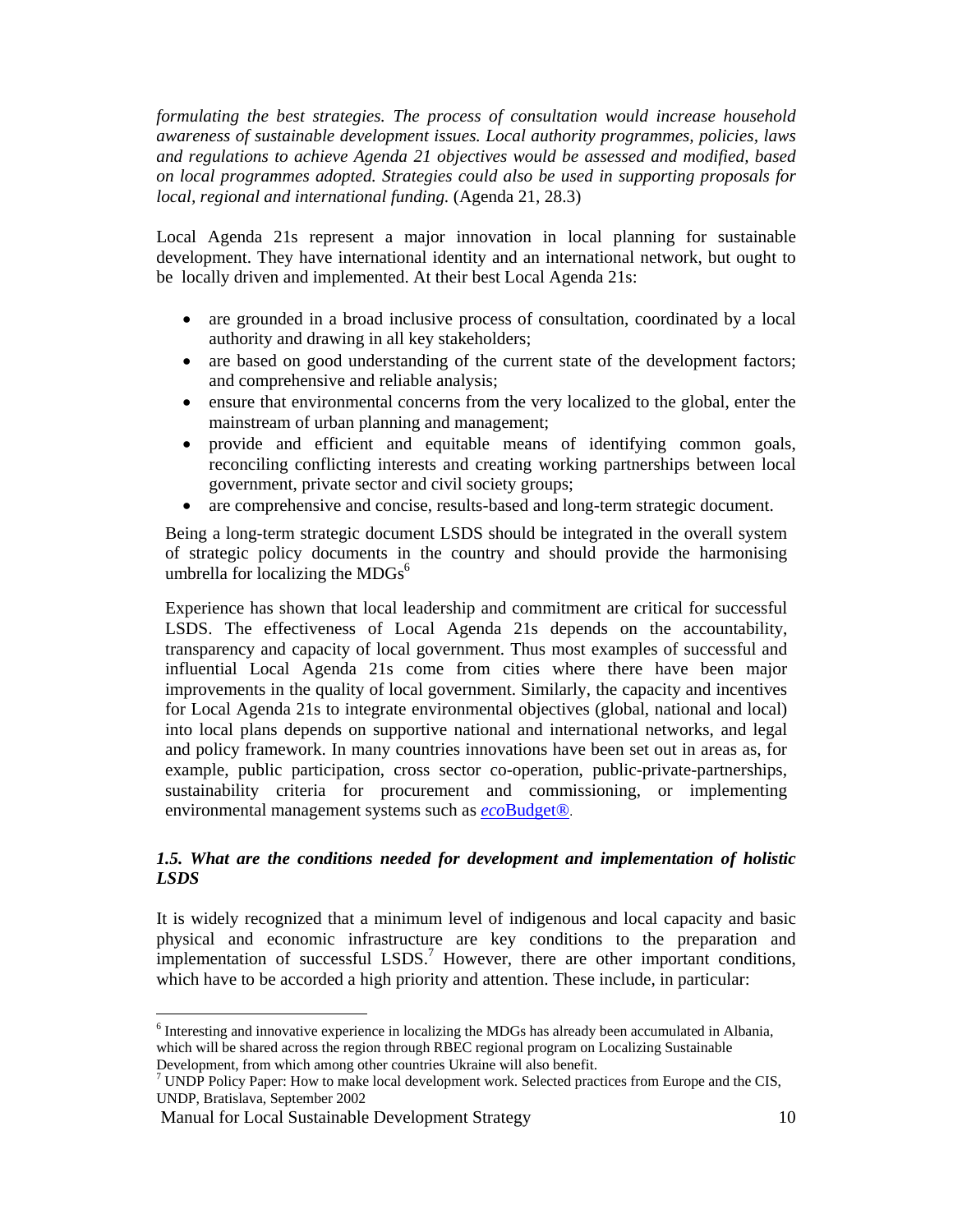*formulating the best strategies. The process of consultation would increase household awareness of sustainable development issues. Local authority programmes, policies, laws and regulations to achieve Agenda 21 objectives would be assessed and modified, based on local programmes adopted. Strategies could also be used in supporting proposals for local, regional and international funding.* (Agenda 21, 28.3)

Local Agenda 21s represent a major innovation in local planning for sustainable development. They have international identity and an international network, but ought to be locally driven and implemented. At their best Local Agenda 21s:

- are grounded in a broad inclusive process of consultation, coordinated by a local authority and drawing in all key stakeholders;
- are based on good understanding of the current state of the development factors; and comprehensive and reliable analysis;
- ensure that environmental concerns from the very localized to the global, enter the mainstream of urban planning and management;
- provide and efficient and equitable means of identifying common goals, reconciling conflicting interests and creating working partnerships between local government, private sector and civil society groups;
- are comprehensive and concise, results-based and long-term strategic document.

Being a long-term strategic document LSDS should be integrated in the overall system of strategic policy documents in the country and should provide the harmonising umbrella for localizing the MDGs[6]

Experience has shown that local leadership and commitment are critical for successful LSDS. The effectiveness of Local Agenda 21s depends on the accountability, transparency and capacity of local government. Thus most examples of successful and influential Local Agenda 21s come from cities where there have been major improvements in the quality of local government. Similarly, the capacity and incentives for Local Agenda 21s to integrate environmental objectives (global, national and local) into local plans depends on supportive national and international networks, and legal and policy framework. In many countries innovations have been set out in areas as, for example, public participation, cross sector co-operation, public-private-partnerships, sustainability criteria for procurement and commissioning, or implementing environmental management systems such as *eco*Budget®.

### *1.5. What are the conditions needed for development and implementation of holistic LSDS*

It is widely recognized that a minimum level of indigenous and local capacity and basic physical and economic infrastructure are key conditions to the preparation and implementation of successful LSDS.[7] However, there are other important conditions, which have to be accorded a high priority and attention. These include, in particular:

---

[6] Interesting and innovative experience in localizing the MDGs has already been accumulated in Albania, which will be shared across the region through RBEC regional program on Localizing Sustainable Development, from which among other countries Ukraine will also benefit.

[7] UNDP Policy Paper: How to make local development work. Selected practices from Europe and the CIS, UNDP, Bratislava, September 2002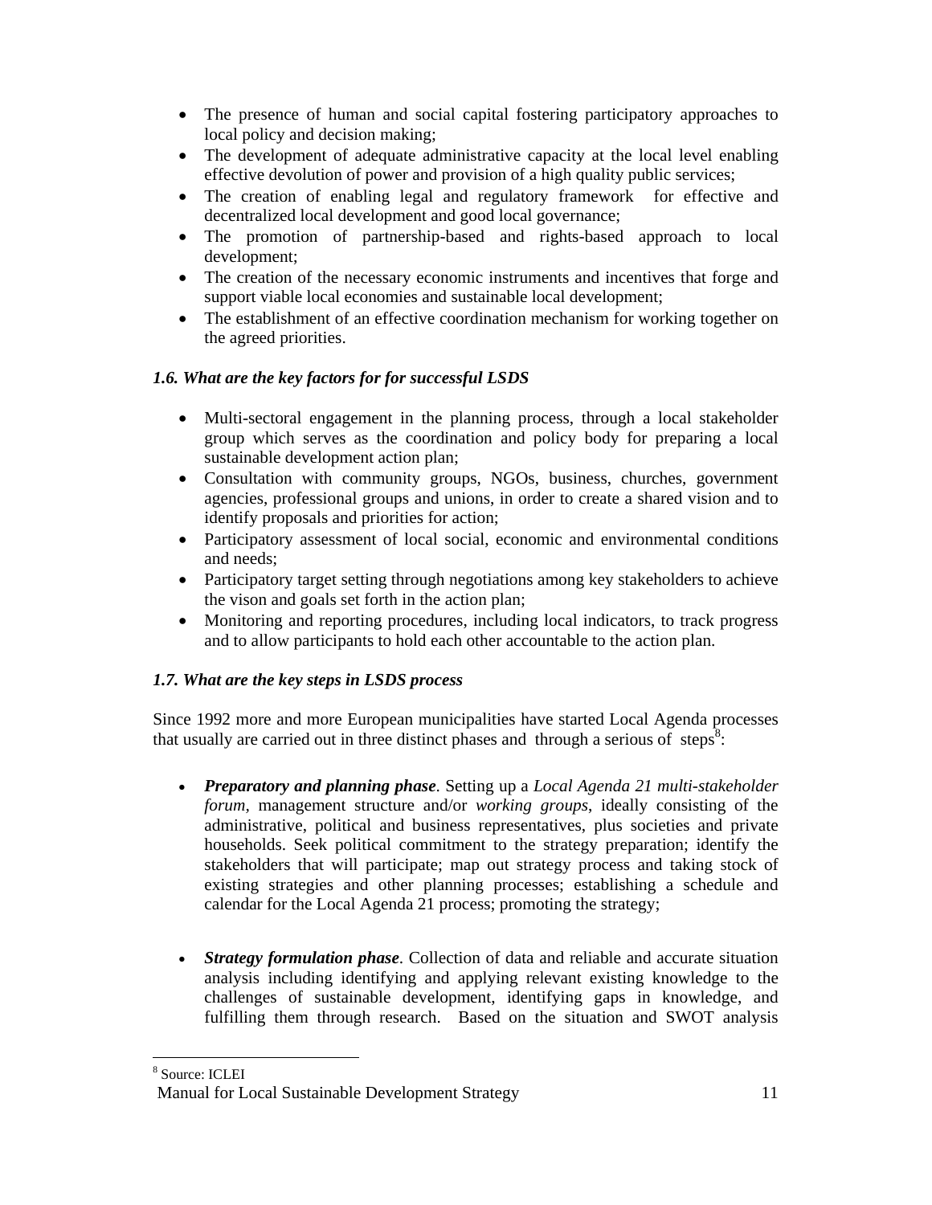- The presence of human and social capital fostering participatory approaches to local policy and decision making;
- The development of adequate administrative capacity at the local level enabling effective devolution of power and provision of a high quality public services;
- The creation of enabling legal and regulatory framework for effective and decentralized local development and good local governance;
- The promotion of partnership-based and rights-based approach to local development;
- The creation of the necessary economic instruments and incentives that forge and support viable local economies and sustainable local development;
- The establishment of an effective coordination mechanism for working together on the agreed priorities.

### *1.6. What are the key factors for for successful LSDS*

- Multi-sectoral engagement in the planning process, through a local stakeholder group which serves as the coordination and policy body for preparing a local sustainable development action plan;
- Consultation with community groups, NGOs, business, churches, government agencies, professional groups and unions, in order to create a shared vision and to identify proposals and priorities for action;
- Participatory assessment of local social, economic and environmental conditions and needs;
- Participatory target setting through negotiations among key stakeholders to achieve the vison and goals set forth in the action plan;
- Monitoring and reporting procedures, including local indicators, to track progress and to allow participants to hold each other accountable to the action plan.

### *1.7. What are the key steps in LSDS process*

Since 1992 more and more European municipalities have started Local Agenda processes that usually are carried out in three distinct phases and through a serious of steps[8]:

- ***Preparatory and planning phase***. Setting up a *Local Agenda 21 multi-stakeholder forum*, management structure and/or *working groups*, ideally consisting of the administrative, political and business representatives, plus societies and private households. Seek political commitment to the strategy preparation; identify the stakeholders that will participate; map out strategy process and taking stock of existing strategies and other planning processes; establishing a schedule and calendar for the Local Agenda 21 process; promoting the strategy;

- ***Strategy formulation phase***. Collection of data and reliable and accurate situation analysis including identifying and applying relevant existing knowledge to the challenges of sustainable development, identifying gaps in knowledge, and fulfilling them through research. Based on the situation and SWOT analysis

[8] Source: ICLEI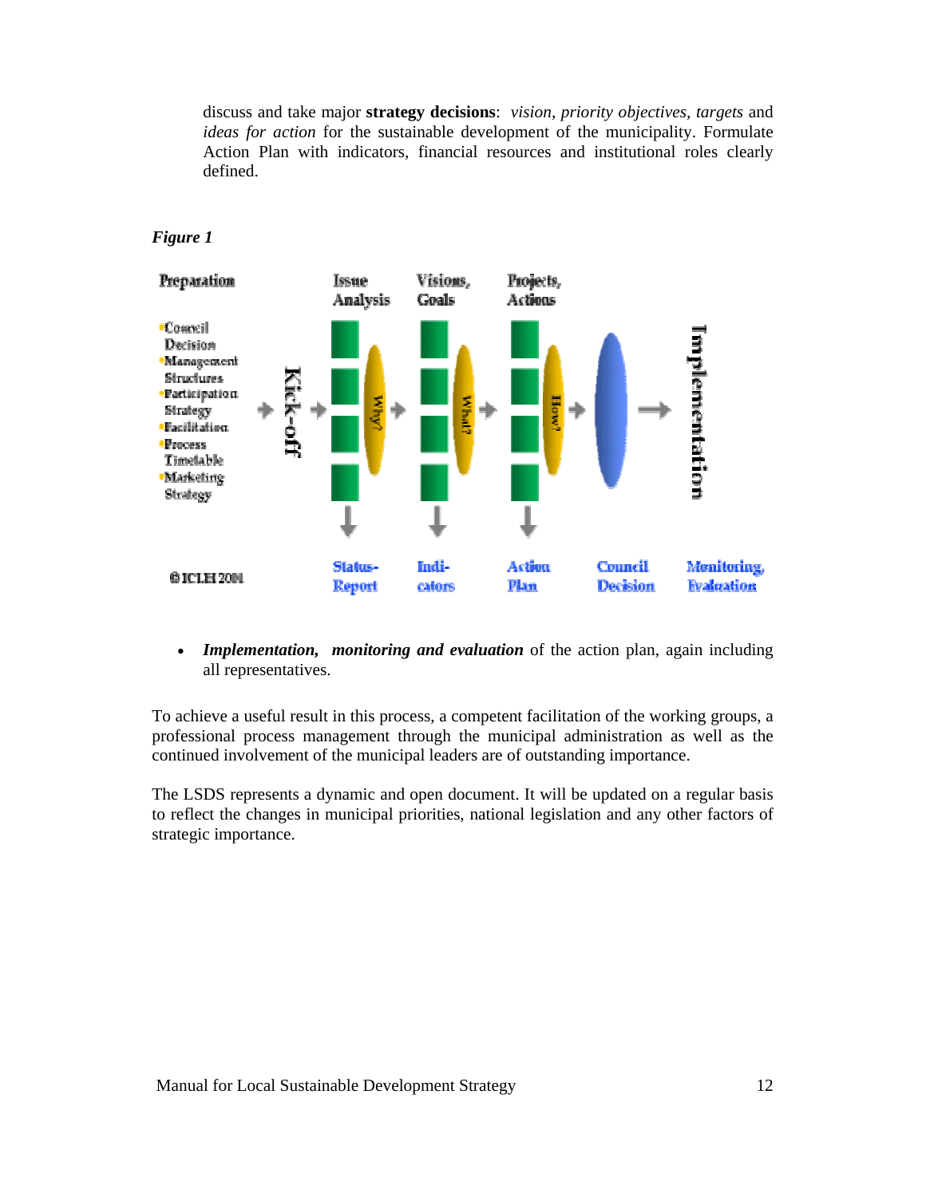discuss and take major **strategy decisions**: *vision*, *priority objectives*, *targets* and *ideas for action* for the sustainable development of the municipality. Formulate Action Plan with indicators, financial resources and institutional roles clearly defined.

***Figure 1***

Preparation

- Council Decision
- Management Structures
- Participation Strategy
- Facilitation
- Process Timetable
- Marketing Strategy

Kick-off → Issue Analysis (Why?) → Visions, Goals (What?) → Projects, Actions (How?) → Implementation

Status-Report | Indi-cators | Action Plan | Council Decision | Monitoring, Evaluation

© ICLEI 2001

- ***Implementation, monitoring and evaluation*** of the action plan, again including all representatives.

To achieve a useful result in this process, a competent facilitation of the working groups, a professional process management through the municipal administration as well as the continued involvement of the municipal leaders are of outstanding importance.

The LSDS represents a dynamic and open document. It will be updated on a regular basis to reflect the changes in municipal priorities, national legislation and any other factors of strategic importance.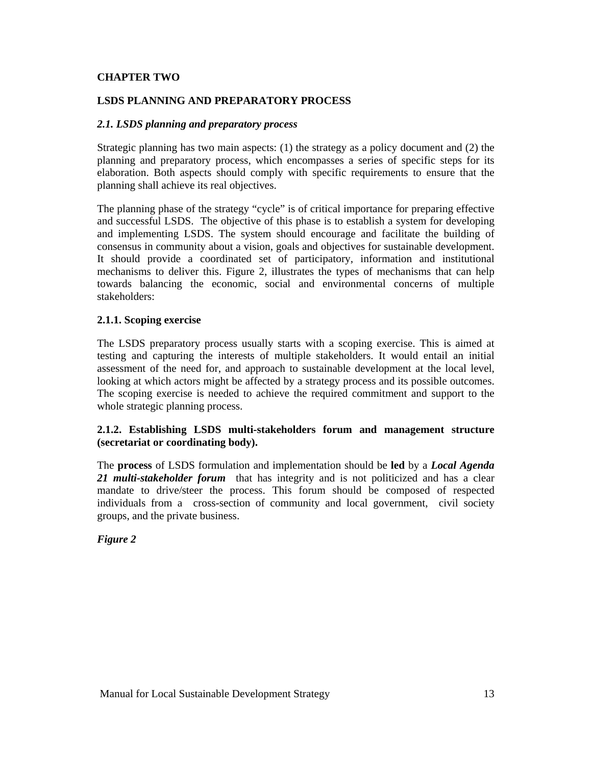# CHAPTER TWO

# LSDS PLANNING AND PREPARATORY PROCESS

## *2.1. LSDS planning and preparatory process*

Strategic planning has two main aspects: (1) the strategy as a policy document and (2) the planning and preparatory process, which encompasses a series of specific steps for its elaboration. Both aspects should comply with specific requirements to ensure that the planning shall achieve its real objectives.

The planning phase of the strategy "cycle" is of critical importance for preparing effective and successful LSDS. The objective of this phase is to establish a system for developing and implementing LSDS. The system should encourage and facilitate the building of consensus in community about a vision, goals and objectives for sustainable development. It should provide a coordinated set of participatory, information and institutional mechanisms to deliver this. Figure 2, illustrates the types of mechanisms that can help towards balancing the economic, social and environmental concerns of multiple stakeholders:

### 2.1.1. Scoping exercise

The LSDS preparatory process usually starts with a scoping exercise. This is aimed at testing and capturing the interests of multiple stakeholders. It would entail an initial assessment of the need for, and approach to sustainable development at the local level, looking at which actors might be affected by a strategy process and its possible outcomes. The scoping exercise is needed to achieve the required commitment and support to the whole strategic planning process.

### 2.1.2. Establishing LSDS multi-stakeholders forum and management structure (secretariat or coordinating body).

The **process** of LSDS formulation and implementation should be **led** by a ***Local Agenda 21 multi-stakeholder forum*** that has integrity and is not politicized and has a clear mandate to drive/steer the process. This forum should be composed of respected individuals from a cross-section of community and local government, civil society groups, and the private business.

***Figure 2***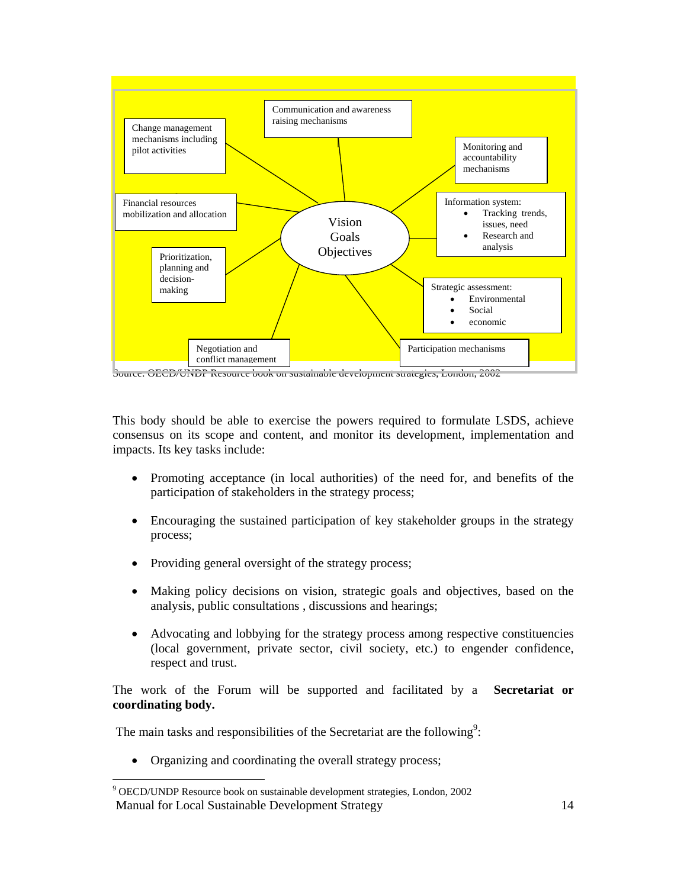Vision
Goals
Objectives

- Change management mechanisms including pilot activities
- Communication and awareness raising mechanisms
- Monitoring and accountability mechanisms
- Financial resources mobilization and allocation
- Information system:
  - Tracking trends, issues, need
  - Research and analysis
- Prioritization, planning and decision-making
- Strategic assessment:
  - Environmental
  - Social
  - economic
- Negotiation and conflict management
- Participation mechanisms

Source: OECD/UNDP Resource book on sustainable development strategies, London, 2002

This body should be able to exercise the powers required to formulate LSDS, achieve consensus on its scope and content, and monitor its development, implementation and impacts. Its key tasks include:

- Promoting acceptance (in local authorities) of the need for, and benefits of the participation of stakeholders in the strategy process;
- Encouraging the sustained participation of key stakeholder groups in the strategy process;
- Providing general oversight of the strategy process;
- Making policy decisions on vision, strategic goals and objectives, based on the analysis, public consultations , discussions and hearings;
- Advocating and lobbying for the strategy process among respective constituencies (local government, private sector, civil society, etc.) to engender confidence, respect and trust.

The work of the Forum will be supported and facilitated by a **Secretariat or coordinating body.**

The main tasks and responsibilities of the Secretariat are the following[9]:

- Organizing and coordinating the overall strategy process;

[9] OECD/UNDP Resource book on sustainable development strategies, London, 2002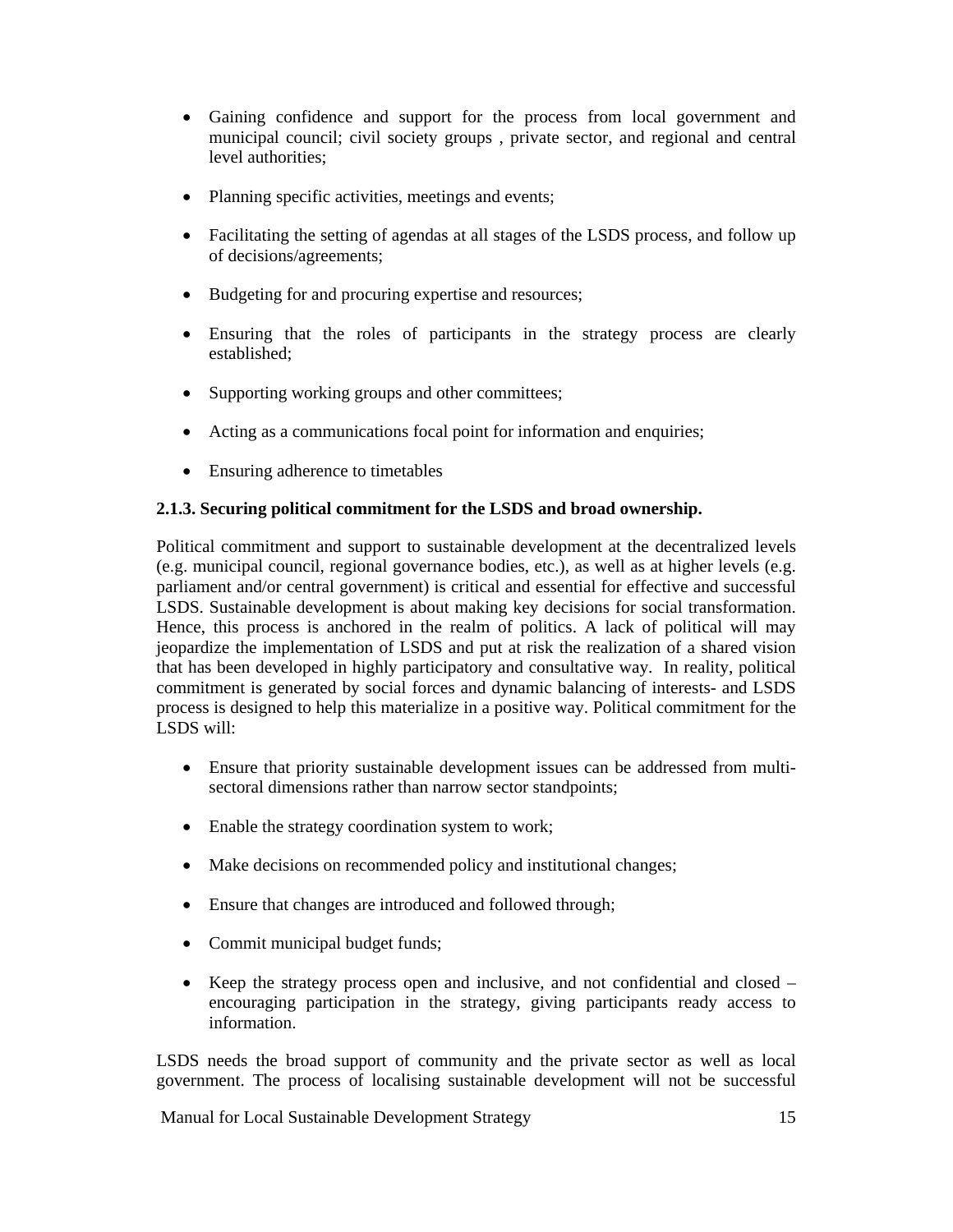- Gaining confidence and support for the process from local government and municipal council; civil society groups , private sector, and regional and central level authorities;

- Planning specific activities, meetings and events;

- Facilitating the setting of agendas at all stages of the LSDS process, and follow up of decisions/agreements;

- Budgeting for and procuring expertise and resources;

- Ensuring that the roles of participants in the strategy process are clearly established;

- Supporting working groups and other committees;

- Acting as a communications focal point for information and enquiries;

- Ensuring adherence to timetables

**2.1.3. Securing political commitment for the LSDS and broad ownership.**

Political commitment and support to sustainable development at the decentralized levels (e.g. municipal council, regional governance bodies, etc.), as well as at higher levels (e.g. parliament and/or central government) is critical and essential for effective and successful LSDS. Sustainable development is about making key decisions for social transformation. Hence, this process is anchored in the realm of politics. A lack of political will may jeopardize the implementation of LSDS and put at risk the realization of a shared vision that has been developed in highly participatory and consultative way. In reality, political commitment is generated by social forces and dynamic balancing of interests- and LSDS process is designed to help this materialize in a positive way. Political commitment for the LSDS will:

- Ensure that priority sustainable development issues can be addressed from multi-sectoral dimensions rather than narrow sector standpoints;

- Enable the strategy coordination system to work;

- Make decisions on recommended policy and institutional changes;

- Ensure that changes are introduced and followed through;

- Commit municipal budget funds;

- Keep the strategy process open and inclusive, and not confidential and closed – encouraging participation in the strategy, giving participants ready access to information.

LSDS needs the broad support of community and the private sector as well as local government. The process of localising sustainable development will not be successful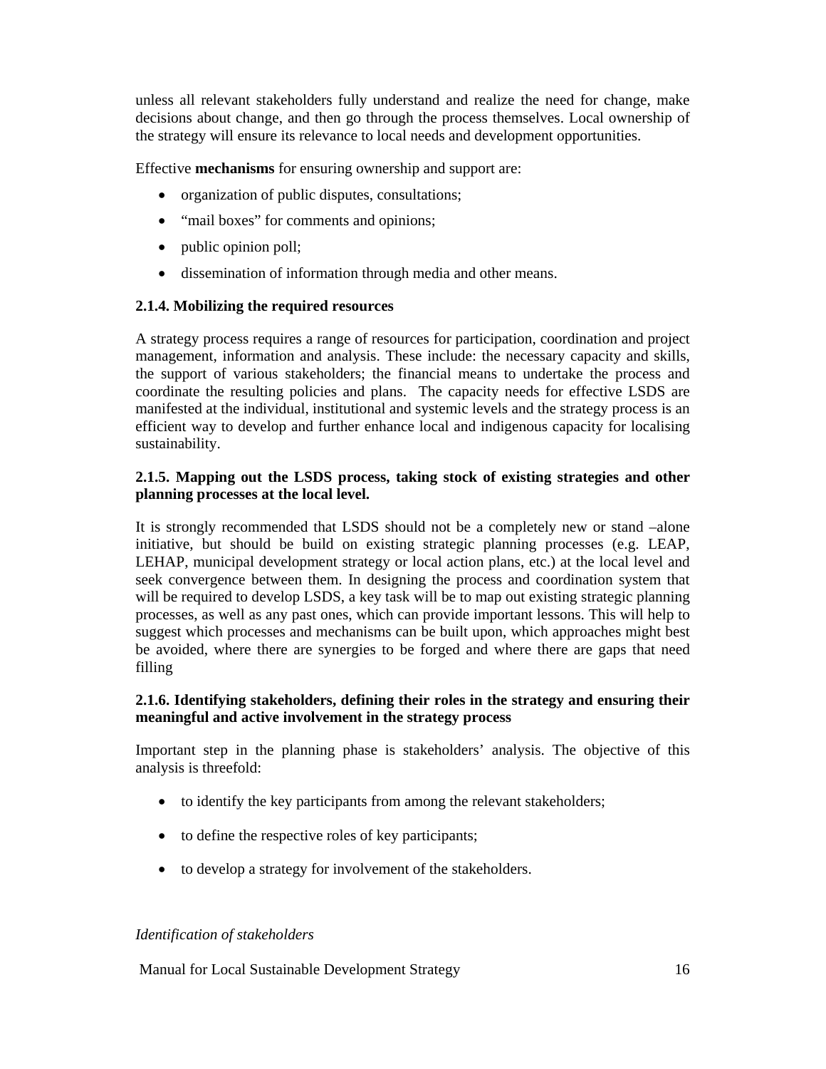unless all relevant stakeholders fully understand and realize the need for change, make decisions about change, and then go through the process themselves. Local ownership of the strategy will ensure its relevance to local needs and development opportunities.

Effective **mechanisms** for ensuring ownership and support are:

- organization of public disputes, consultations;
- “mail boxes” for comments and opinions;
- public opinion poll;
- dissemination of information through media and other means.

### 2.1.4. Mobilizing the required resources

A strategy process requires a range of resources for participation, coordination and project management, information and analysis. These include: the necessary capacity and skills, the support of various stakeholders; the financial means to undertake the process and coordinate the resulting policies and plans. The capacity needs for effective LSDS are manifested at the individual, institutional and systemic levels and the strategy process is an efficient way to develop and further enhance local and indigenous capacity for localising sustainability.

### 2.1.5. Mapping out the LSDS process, taking stock of existing strategies and other planning processes at the local level.

It is strongly recommended that LSDS should not be a completely new or stand –alone initiative, but should be build on existing strategic planning processes (e.g. LEAP, LEHAP, municipal development strategy or local action plans, etc.) at the local level and seek convergence between them. In designing the process and coordination system that will be required to develop LSDS, a key task will be to map out existing strategic planning processes, as well as any past ones, which can provide important lessons. This will help to suggest which processes and mechanisms can be built upon, which approaches might best be avoided, where there are synergies to be forged and where there are gaps that need filling

### 2.1.6. Identifying stakeholders, defining their roles in the strategy and ensuring their meaningful and active involvement in the strategy process

Important step in the planning phase is stakeholders’ analysis. The objective of this analysis is threefold:

- to identify the key participants from among the relevant stakeholders;
- to define the respective roles of key participants;
- to develop a strategy for involvement of the stakeholders.

*Identification of stakeholders*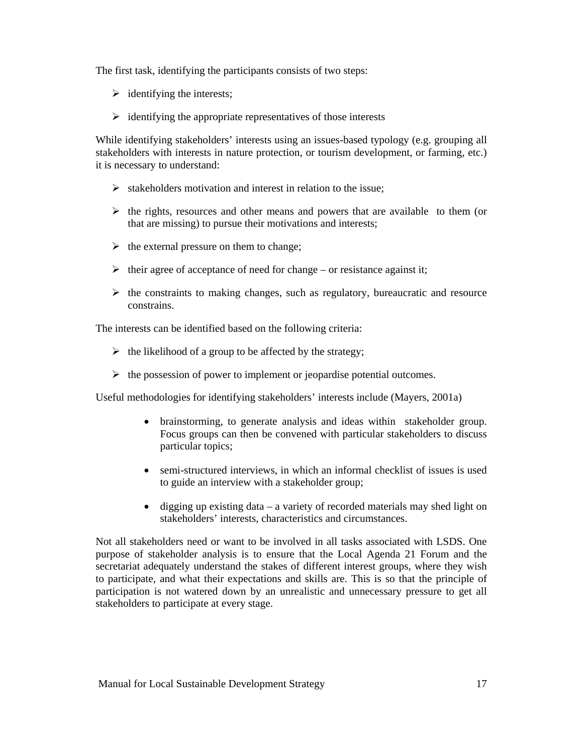The first task, identifying the participants consists of two steps:

- identifying the interests;
- identifying the appropriate representatives of those interests

While identifying stakeholders' interests using an issues-based typology (e.g. grouping all stakeholders with interests in nature protection, or tourism development, or farming, etc.) it is necessary to understand:

- stakeholders motivation and interest in relation to the issue;
- the rights, resources and other means and powers that are available to them (or that are missing) to pursue their motivations and interests;
- the external pressure on them to change;
- their agree of acceptance of need for change – or resistance against it;
- the constraints to making changes, such as regulatory, bureaucratic and resource constrains.

The interests can be identified based on the following criteria:

- the likelihood of a group to be affected by the strategy;
- the possession of power to implement or jeopardise potential outcomes.

Useful methodologies for identifying stakeholders' interests include (Mayers, 2001a)

- brainstorming, to generate analysis and ideas within stakeholder group. Focus groups can then be convened with particular stakeholders to discuss particular topics;
- semi-structured interviews, in which an informal checklist of issues is used to guide an interview with a stakeholder group;
- digging up existing data – a variety of recorded materials may shed light on stakeholders' interests, characteristics and circumstances.

Not all stakeholders need or want to be involved in all tasks associated with LSDS. One purpose of stakeholder analysis is to ensure that the Local Agenda 21 Forum and the secretariat adequately understand the stakes of different interest groups, where they wish to participate, and what their expectations and skills are. This is so that the principle of participation is not watered down by an unrealistic and unnecessary pressure to get all stakeholders to participate at every stage.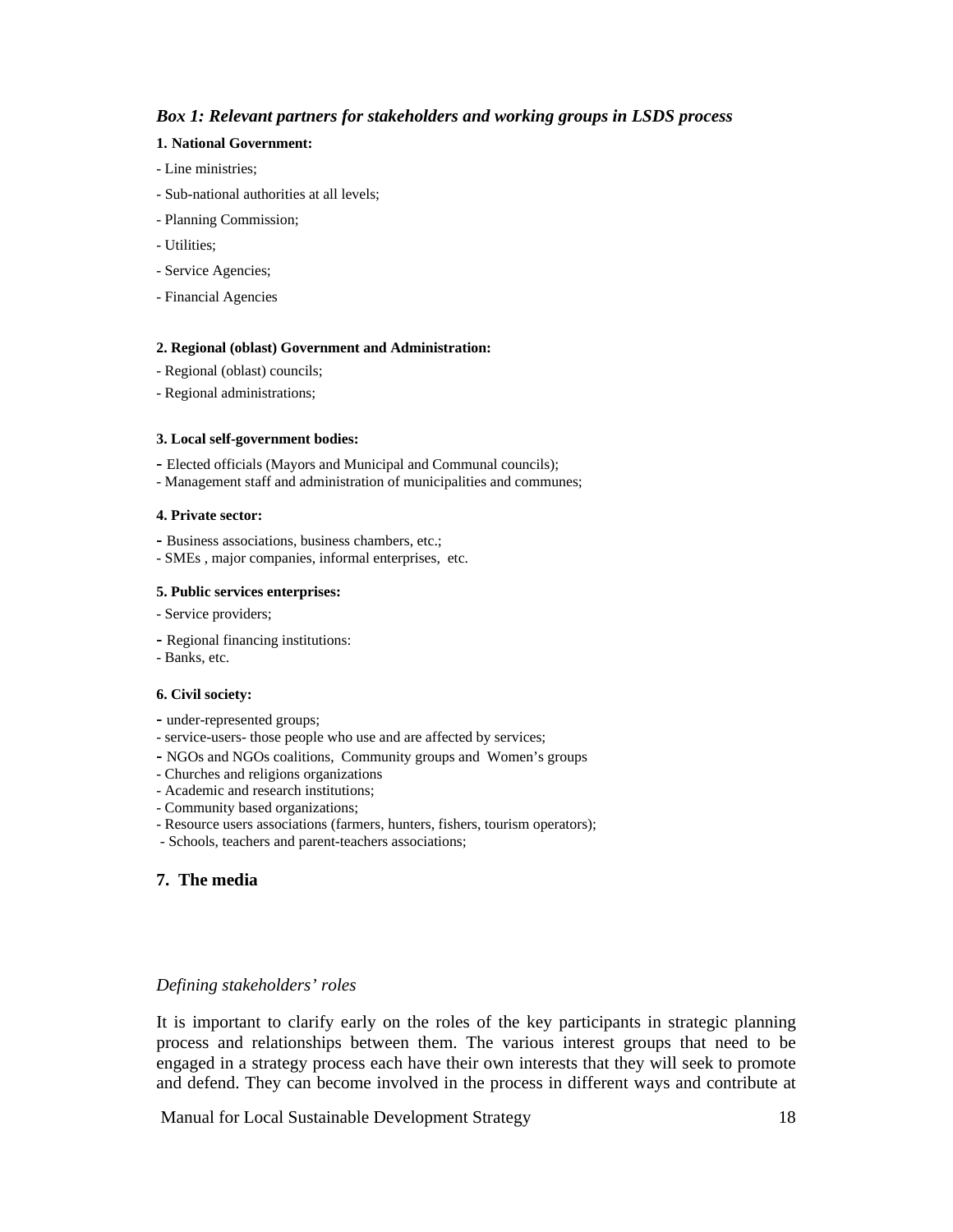### *Box 1: Relevant partners for stakeholders and working groups in LSDS process*

**1. National Government:**

- Line ministries;
- Sub-national authorities at all levels;
- Planning Commission;
- Utilities;
- Service Agencies;
- Financial Agencies

**2. Regional (oblast) Government and Administration:**

- Regional (oblast) councils;
- Regional administrations;

**3. Local self-government bodies:**

- Elected officials (Mayors and Municipal and Communal councils);
- Management staff and administration of municipalities and communes;

**4. Private sector:**

- Business associations, business chambers, etc.;
- SMEs , major companies, informal enterprises, etc.

**5. Public services enterprises:**

- Service providers;
- Regional financing institutions:
- Banks, etc.

**6. Civil society:**

- under-represented groups;
- service-users- those people who use and are affected by services;
- NGOs and NGOs coalitions, Community groups and Women's groups
- Churches and religions organizations
- Academic and research institutions;
- Community based organizations;
- Resource users associations (farmers, hunters, fishers, tourism operators);
- Schools, teachers and parent-teachers associations;

**7. The media**

*Defining stakeholders' roles*

It is important to clarify early on the roles of the key participants in strategic planning process and relationships between them. The various interest groups that need to be engaged in a strategy process each have their own interests that they will seek to promote and defend. They can become involved in the process in different ways and contribute at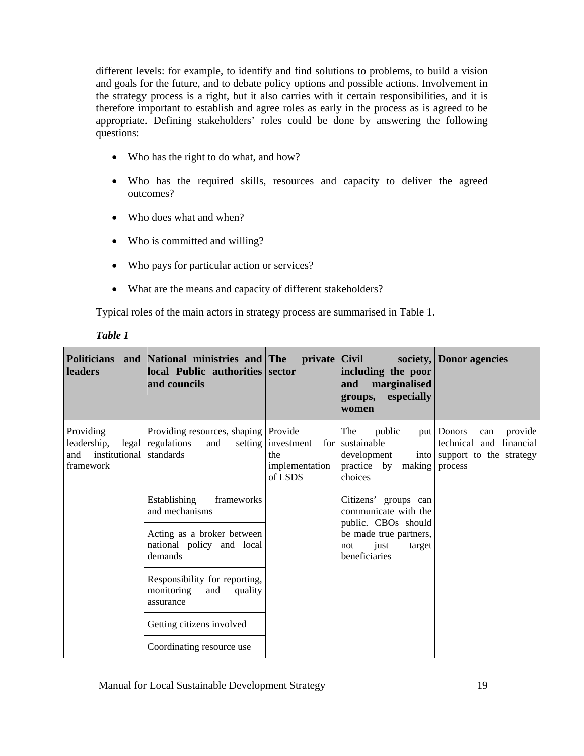different levels: for example, to identify and find solutions to problems, to build a vision and goals for the future, and to debate policy options and possible actions. Involvement in the strategy process is a right, but it also carries with it certain responsibilities, and it is therefore important to establish and agree roles as early in the process as is agreed to be appropriate. Defining stakeholders' roles could be done by answering the following questions:

- Who has the right to do what, and how?
- Who has the required skills, resources and capacity to deliver the agreed outcomes?
- Who does what and when?
- Who is committed and willing?
- Who pays for particular action or services?
- What are the means and capacity of different stakeholders?

Typical roles of the main actors in strategy process are summarised in Table 1.

***Table 1***

| **Politicians and leaders** | **National ministries and local Public authorities and councils** | **The private sector** | **Civil society, including the poor and marginalised groups, especially women** | **Donor agencies** |
|---|---|---|---|---|
| Providing leadership, legal and institutional framework | Providing resources, shaping regulations and setting standards | Provide investment for the implementation of LSDS | The public put sustainable development into practice by making choices | Donors can provide technical and financial support to the strategy process |
| | Establishing frameworks and mechanisms | | Citizens' groups can communicate with the public. CBOs should be made true partners, not just target beneficiaries | |
| | Acting as a broker between national policy and local demands | | | |
| | Responsibility for reporting, monitoring and quality assurance | | | |
| | Getting citizens involved | | | |
| | Coordinating resource use | | | |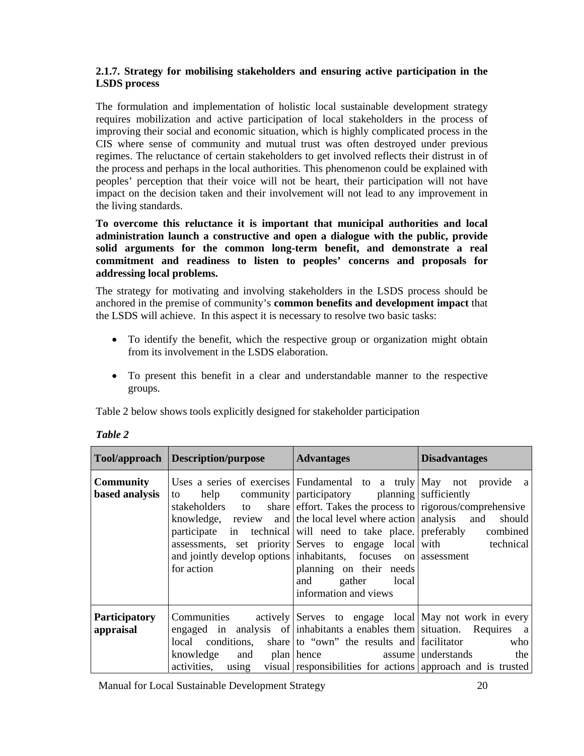### 2.1.7. Strategy for mobilising stakeholders and ensuring active participation in the LSDS process

The formulation and implementation of holistic local sustainable development strategy requires mobilization and active participation of local stakeholders in the process of improving their social and economic situation, which is highly complicated process in the CIS where sense of community and mutual trust was often destroyed under previous regimes. The reluctance of certain stakeholders to get involved reflects their distrust in of the process and perhaps in the local authorities. This phenomenon could be explained with peoples' perception that their voice will not be heart, their participation will not have impact on the decision taken and their involvement will not lead to any improvement in the living standards.

**To overcome this reluctance it is important that municipal authorities and local administration launch a constructive and open a dialogue with the public, provide solid arguments for the common long-term benefit, and demonstrate a real commitment and readiness to listen to peoples' concerns and proposals for addressing local problems.**

The strategy for motivating and involving stakeholders in the LSDS process should be anchored in the premise of community's **common benefits and development impact** that the LSDS will achieve. In this aspect it is necessary to resolve two basic tasks:

- To identify the benefit, which the respective group or organization might obtain from its involvement in the LSDS elaboration.
- To present this benefit in a clear and understandable manner to the respective groups.

Table 2 below shows tools explicitly designed for stakeholder participation

*Table 2*

| Tool/approach | Description/purpose | Advantages | Disadvantages |
|---|---|---|---|
| **Community based analysis** | Uses a series of exercises to help community stakeholders to share knowledge, review and participate in technical assessments, set priority and jointly develop options for action | Fundamental to a truly participatory planning effort. Takes the process to the local level where action will need to take place. Serves to engage local inhabitants, focuses on planning on their needs and gather local information and views | May not provide a sufficiently rigorous/comprehensive analysis and should preferably combined with technical assessment |
| **Participatory appraisal** | Communities actively engaged in analysis of local conditions, share knowledge and plan activities, using visual | Serves to engage local inhabitants a enables them to "own" the results and hence assume responsibilities for actions | May not work in every situation. Requires a facilitator who understands the approach and is trusted |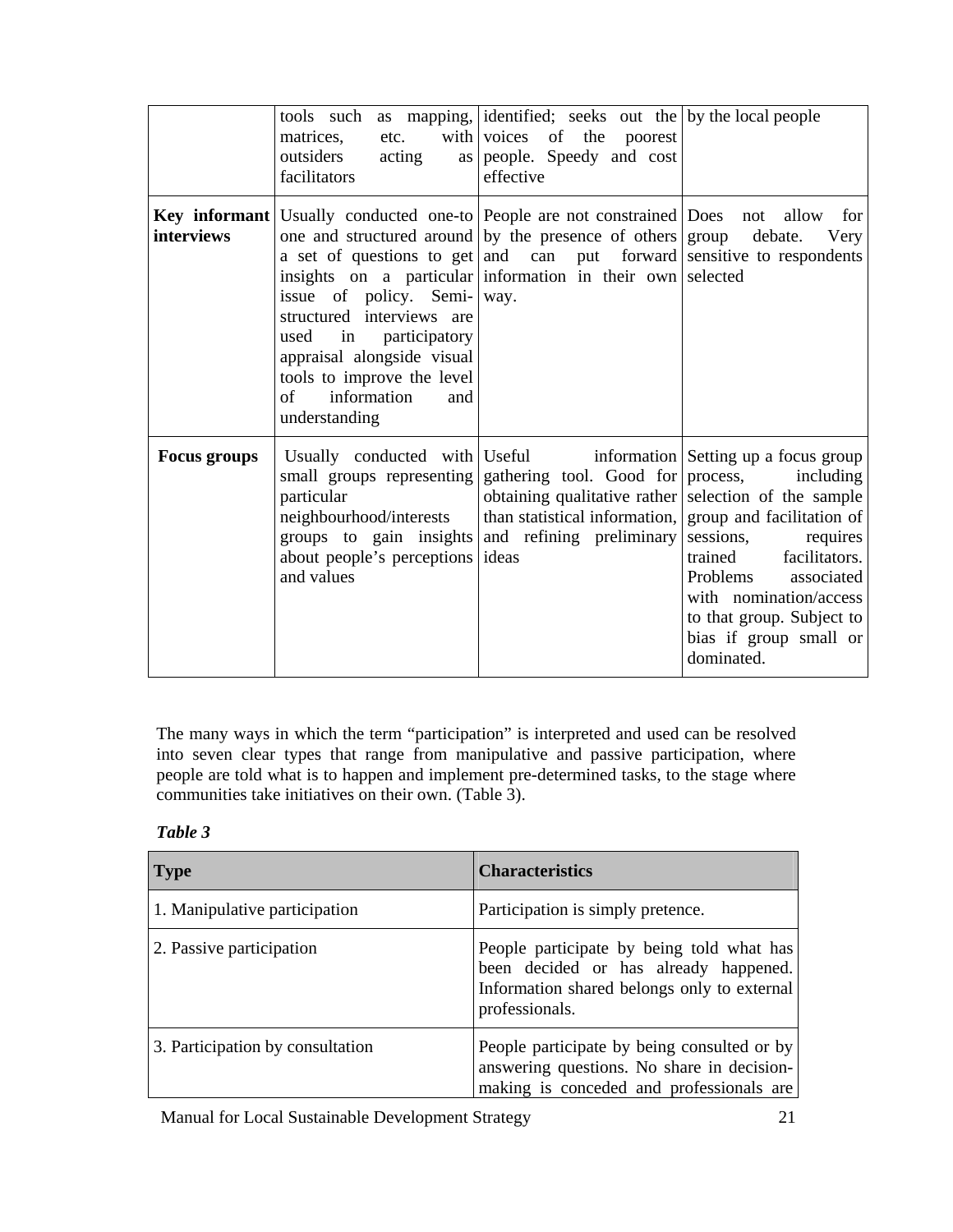| | | | |
|---|---|---|---|
| | tools such as mapping, matrices, etc. with outsiders acting as facilitators | identified; seeks out the voices of the poorest people. Speedy and cost effective | by the local people |
| **Key informant interviews** | Usually conducted one-to one and structured around a set of questions to get insights on a particular issue of policy. Semi-structured interviews are used in participatory appraisal alongside visual tools to improve the level of information and understanding | People are not constrained by the presence of others and can put forward information in their own way. | Does not allow for group debate. Very sensitive to respondents selected |
| **Focus groups** | Usually conducted with small groups representing particular neighbourhood/interests groups to gain insights about people's perceptions and values | Useful information gathering tool. Good for obtaining qualitative rather than statistical information, and refining preliminary ideas | Setting up a focus group process, including selection of the sample group and facilitation of sessions, requires trained facilitators. Problems associated with nomination/access to that group. Subject to bias if group small or dominated. |

The many ways in which the term "participation" is interpreted and used can be resolved into seven clear types that range from manipulative and passive participation, where people are told what is to happen and implement pre-determined tasks, to the stage where communities take initiatives on their own. (Table 3).

***Table 3***

| **Type** | **Characteristics** |
|---|---|
| 1. Manipulative participation | Participation is simply pretence. |
| 2. Passive participation | People participate by being told what has been decided or has already happened. Information shared belongs only to external professionals. |
| 3. Participation by consultation | People participate by being consulted or by answering questions. No share in decision-making is conceded and professionals are |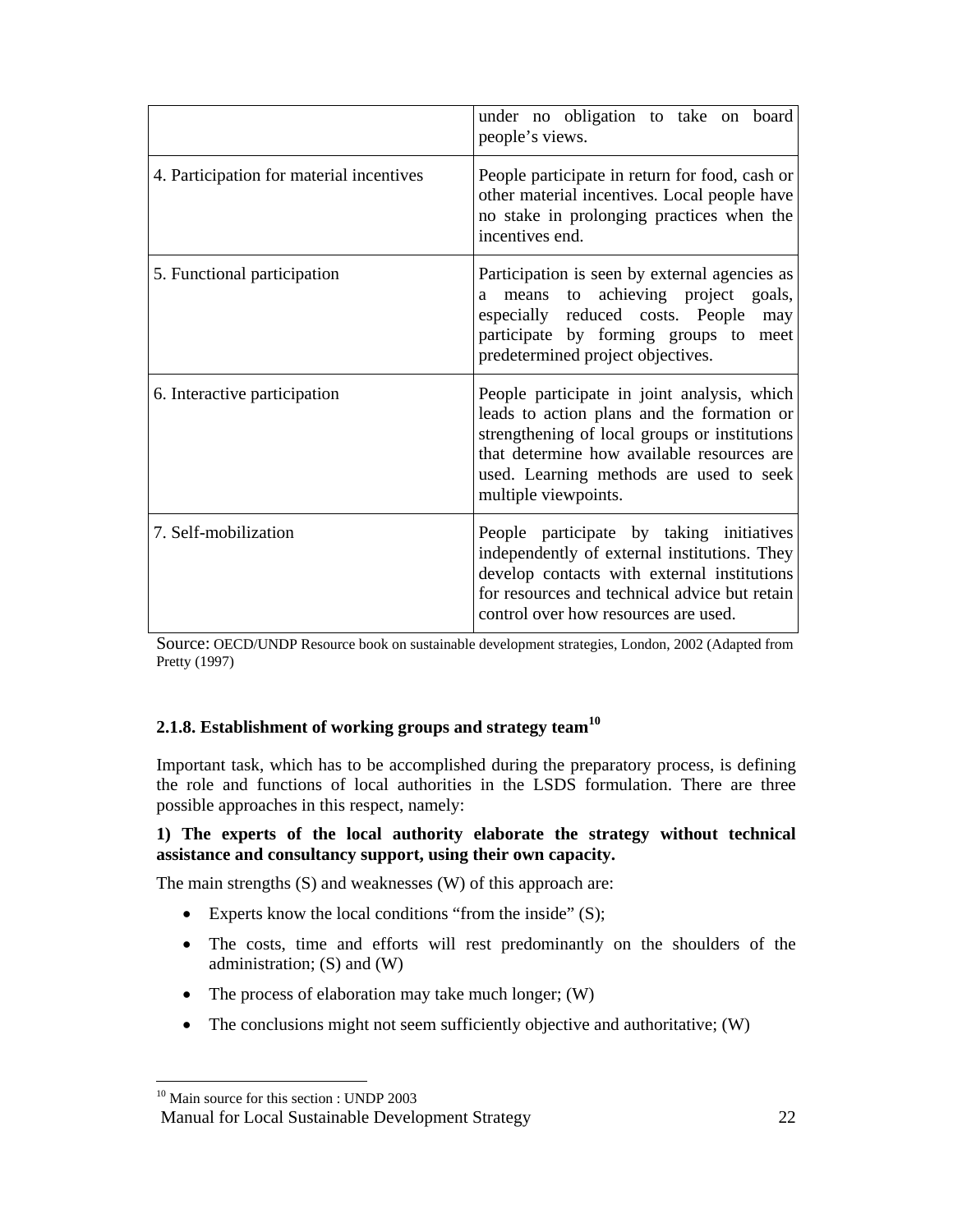| | |
|---|---|
| | under no obligation to take on board people's views. |
| 4. Participation for material incentives | People participate in return for food, cash or other material incentives. Local people have no stake in prolonging practices when the incentives end. |
| 5. Functional participation | Participation is seen by external agencies as a means to achieving project goals, especially reduced costs. People may participate by forming groups to meet predetermined project objectives. |
| 6. Interactive participation | People participate in joint analysis, which leads to action plans and the formation or strengthening of local groups or institutions that determine how available resources are used. Learning methods are used to seek multiple viewpoints. |
| 7. Self-mobilization | People participate by taking initiatives independently of external institutions. They develop contacts with external institutions for resources and technical advice but retain control over how resources are used. |

Source: OECD/UNDP Resource book on sustainable development strategies, London, 2002 (Adapted from Pretty (1997)

### 2.1.8. Establishment of working groups and strategy team[10]

Important task, which has to be accomplished during the preparatory process, is defining the role and functions of local authorities in the LSDS formulation. There are three possible approaches in this respect, namely:

**1) The experts of the local authority elaborate the strategy without technical assistance and consultancy support, using their own capacity.**

The main strengths (S) and weaknesses (W) of this approach are:

- Experts know the local conditions "from the inside" (S);
- The costs, time and efforts will rest predominantly on the shoulders of the administration; (S) and (W)
- The process of elaboration may take much longer; (W)
- The conclusions might not seem sufficiently objective and authoritative; (W)

[10] Main source for this section : UNDP 2003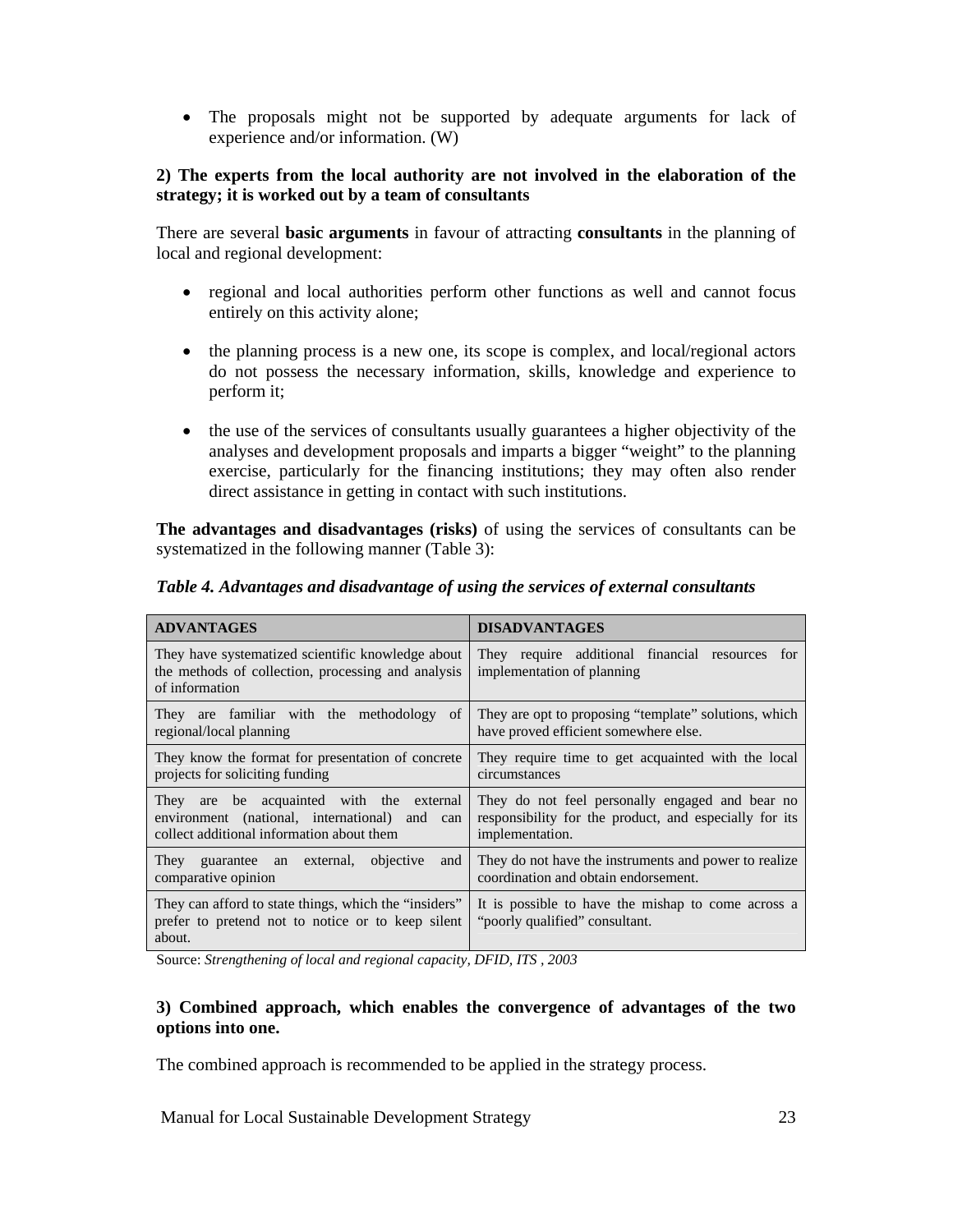- The proposals might not be supported by adequate arguments for lack of experience and/or information. (W)

**2) The experts from the local authority are not involved in the elaboration of the strategy; it is worked out by a team of consultants**

There are several **basic arguments** in favour of attracting **consultants** in the planning of local and regional development:

- regional and local authorities perform other functions as well and cannot focus entirely on this activity alone;
- the planning process is a new one, its scope is complex, and local/regional actors do not possess the necessary information, skills, knowledge and experience to perform it;
- the use of the services of consultants usually guarantees a higher objectivity of the analyses and development proposals and imparts a bigger "weight" to the planning exercise, particularly for the financing institutions; they may often also render direct assistance in getting in contact with such institutions.

**The advantages and disadvantages (risks)** of using the services of consultants can be systematized in the following manner (Table 3):

***Table 4. Advantages and disadvantage of using the services of external consultants***

| ADVANTAGES | DISADVANTAGES |
|---|---|
| They have systematized scientific knowledge about the methods of collection, processing and analysis of information | They require additional financial resources for implementation of planning |
| They are familiar with the methodology of regional/local planning | They are opt to proposing "template" solutions, which have proved efficient somewhere else. |
| They know the format for presentation of concrete projects for soliciting funding | They require time to get acquainted with the local circumstances |
| They are be acquainted with the external environment (national, international) and can collect additional information about them | They do not feel personally engaged and bear no responsibility for the product, and especially for its implementation. |
| They guarantee an external, objective and comparative opinion | They do not have the instruments and power to realize coordination and obtain endorsement. |
| They can afford to state things, which the "insiders" prefer to pretend not to notice or to keep silent about. | It is possible to have the mishap to come across a "poorly qualified" consultant. |

Source: *Strengthening of local and regional capacity, DFID, ITS , 2003*

**3) Combined approach, which enables the convergence of advantages of the two options into one.**

The combined approach is recommended to be applied in the strategy process.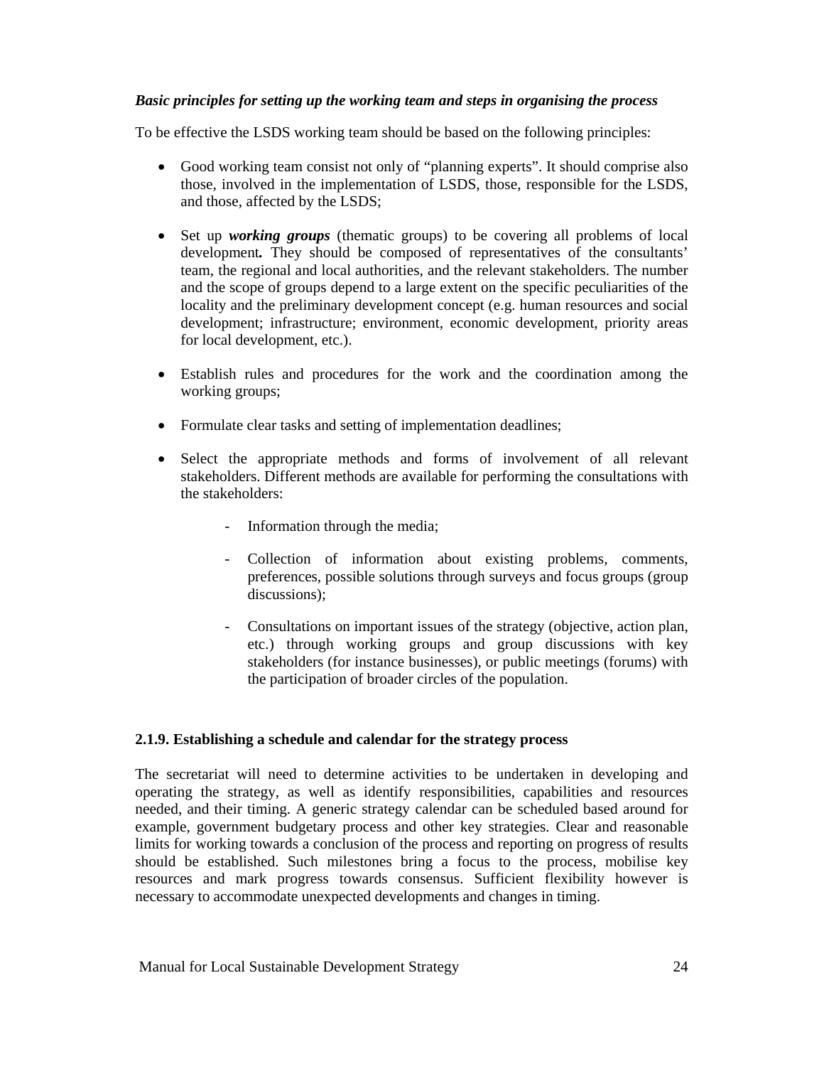***Basic principles for setting up the working team and steps in organising the process***

To be effective the LSDS working team should be based on the following principles:

- Good working team consist not only of "planning experts". It should comprise also those, involved in the implementation of LSDS, those, responsible for the LSDS, and those, affected by the LSDS;

- Set up ***working groups*** (thematic groups) to be covering all problems of local development***.*** They should be composed of representatives of the consultants' team, the regional and local authorities, and the relevant stakeholders. The number and the scope of groups depend to a large extent on the specific peculiarities of the locality and the preliminary development concept (e.g. human resources and social development; infrastructure; environment, economic development, priority areas for local development, etc.).

- Establish rules and procedures for the work and the coordination among the working groups;

- Formulate clear tasks and setting of implementation deadlines;

- Select the appropriate methods and forms of involvement of all relevant stakeholders. Different methods are available for performing the consultations with the stakeholders:

    - Information through the media;

    - Collection of information about existing problems, comments, preferences, possible solutions through surveys and focus groups (group discussions);

    - Consultations on important issues of the strategy (objective, action plan, etc.) through working groups and group discussions with key stakeholders (for instance businesses), or public meetings (forums) with the participation of broader circles of the population.

**2.1.9. Establishing a schedule and calendar for the strategy process**

The secretariat will need to determine activities to be undertaken in developing and operating the strategy, as well as identify responsibilities, capabilities and resources needed, and their timing. A generic strategy calendar can be scheduled based around for example, government budgetary process and other key strategies. Clear and reasonable limits for working towards a conclusion of the process and reporting on progress of results should be established. Such milestones bring a focus to the process, mobilise key resources and mark progress towards consensus. Sufficient flexibility however is necessary to accommodate unexpected developments and changes in timing.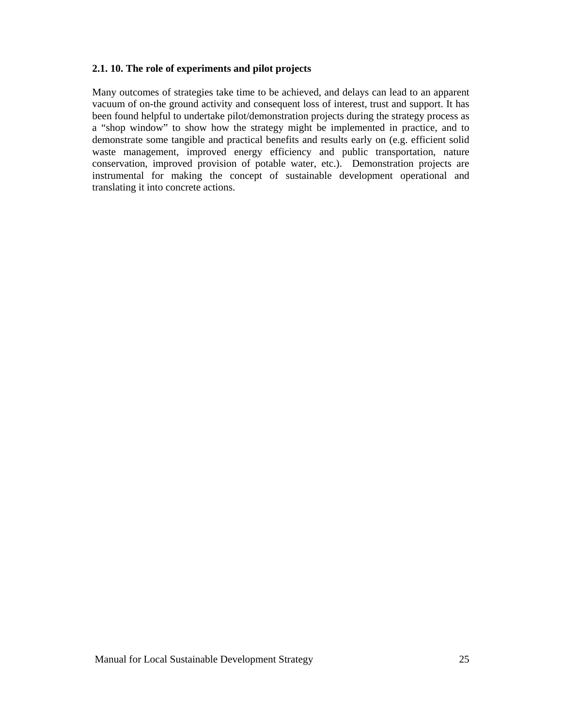### 2.1. 10. The role of experiments and pilot projects

Many outcomes of strategies take time to be achieved, and delays can lead to an apparent vacuum of on-the ground activity and consequent loss of interest, trust and support. It has been found helpful to undertake pilot/demonstration projects during the strategy process as a "shop window" to show how the strategy might be implemented in practice, and to demonstrate some tangible and practical benefits and results early on (e.g. efficient solid waste management, improved energy efficiency and public transportation, nature conservation, improved provision of potable water, etc.). Demonstration projects are instrumental for making the concept of sustainable development operational and translating it into concrete actions.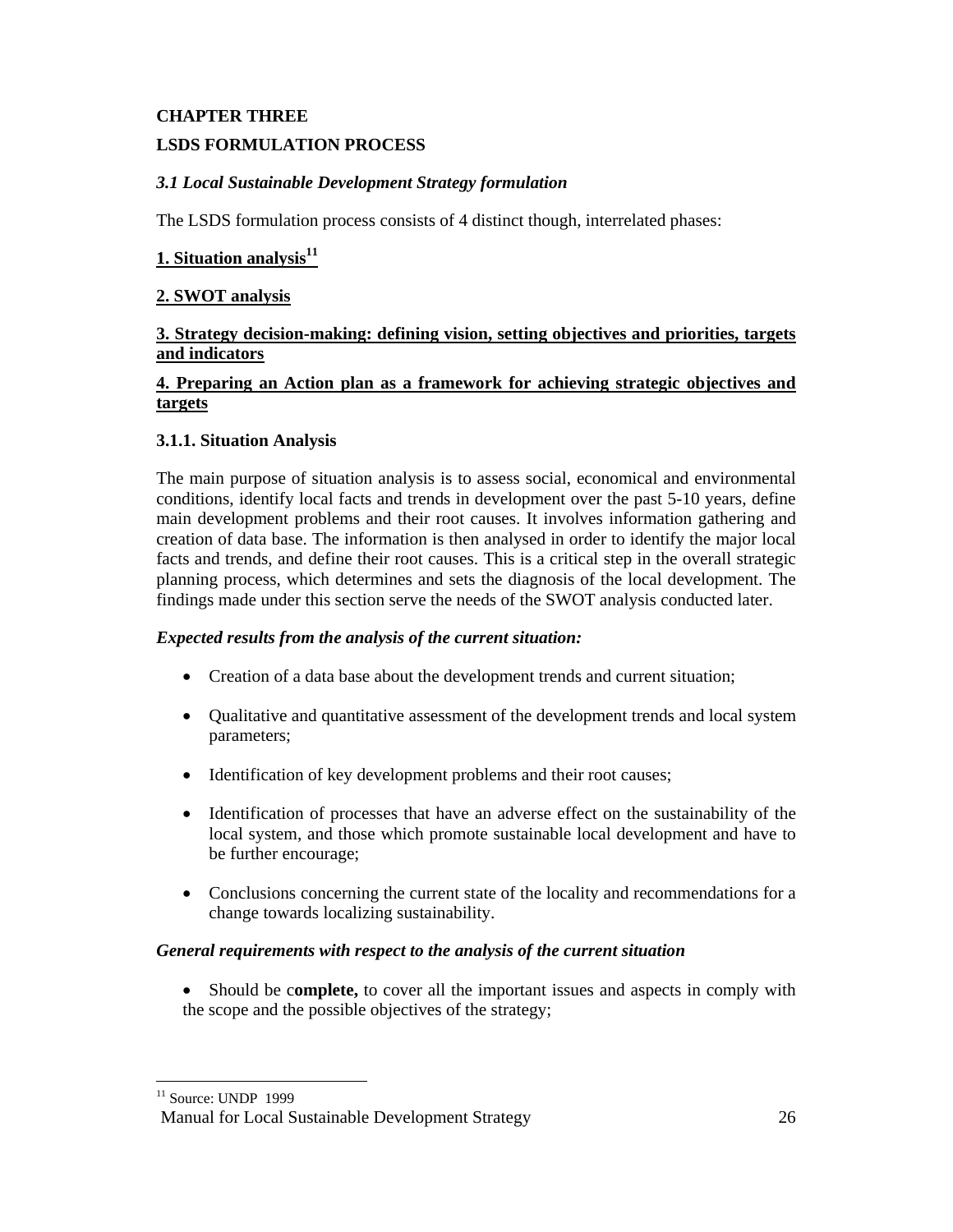# CHAPTER THREE

# LSDS FORMULATION PROCESS

## *3.1 Local Sustainable Development Strategy formulation*

The LSDS formulation process consists of 4 distinct though, interrelated phases:

**1. Situation analysis[11]**

**2. SWOT analysis**

**3. Strategy decision-making: defining vision, setting objectives and priorities, targets and indicators**

**4. Preparing an Action plan as a framework for achieving strategic objectives and targets**

### 3.1.1. Situation Analysis

The main purpose of situation analysis is to assess social, economical and environmental conditions, identify local facts and trends in development over the past 5-10 years, define main development problems and their root causes. It involves information gathering and creation of data base. The information is then analysed in order to identify the major local facts and trends, and define their root causes. This is a critical step in the overall strategic planning process, which determines and sets the diagnosis of the local development. The findings made under this section serve the needs of the SWOT analysis conducted later.

***Expected results from the analysis of the current situation:***

- Creation of a data base about the development trends and current situation;
- Qualitative and quantitative assessment of the development trends and local system parameters;
- Identification of key development problems and their root causes;
- Identification of processes that have an adverse effect on the sustainability of the local system, and those which promote sustainable local development and have to be further encourage;
- Conclusions concerning the current state of the locality and recommendations for a change towards localizing sustainability.

***General requirements with respect to the analysis of the current situation***

- Should be c**omplete,** to cover all the important issues and aspects in comply with the scope and the possible objectives of the strategy;

[11] Source: UNDP 1999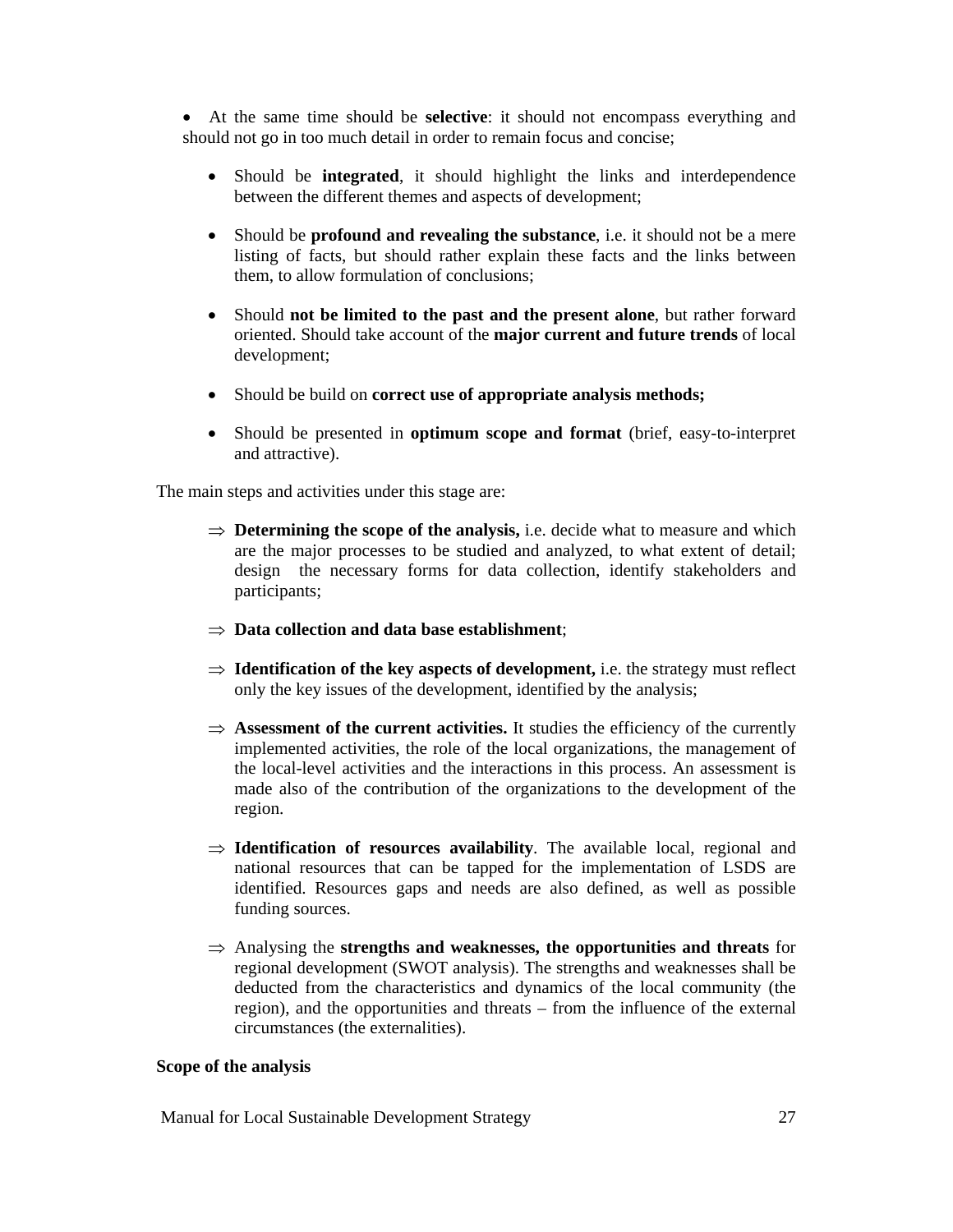- At the same time should be **selective**: it should not encompass everything and should not go in too much detail in order to remain focus and concise;

- Should be **integrated**, it should highlight the links and interdependence between the different themes and aspects of development;

- Should be **profound and revealing the substance**, i.e. it should not be a mere listing of facts, but should rather explain these facts and the links between them, to allow formulation of conclusions;

- Should **not be limited to the past and the present alone**, but rather forward oriented. Should take account of the **major current and future trends** of local development;

- Should be build on **correct use of appropriate analysis methods;**

- Should be presented in **optimum scope and format** (brief, easy-to-interpret and attractive).

The main steps and activities under this stage are:

⇒ **Determining the scope of the analysis,** i.e. decide what to measure and which are the major processes to be studied and analyzed, to what extent of detail; design the necessary forms for data collection, identify stakeholders and participants;

⇒ **Data collection and data base establishment**;

⇒ **Identification of the key aspects of development,** i.e. the strategy must reflect only the key issues of the development, identified by the analysis;

⇒ **Assessment of the current activities.** It studies the efficiency of the currently implemented activities, the role of the local organizations, the management of the local-level activities and the interactions in this process. An assessment is made also of the contribution of the organizations to the development of the region.

⇒ **Identification of resources availability**. The available local, regional and national resources that can be tapped for the implementation of LSDS are identified. Resources gaps and needs are also defined, as well as possible funding sources.

⇒ Analysing the **strengths and weaknesses, the opportunities and threats** for regional development (SWOT analysis). The strengths and weaknesses shall be deducted from the characteristics and dynamics of the local community (the region), and the opportunities and threats – from the influence of the external circumstances (the externalities).

**Scope of the analysis**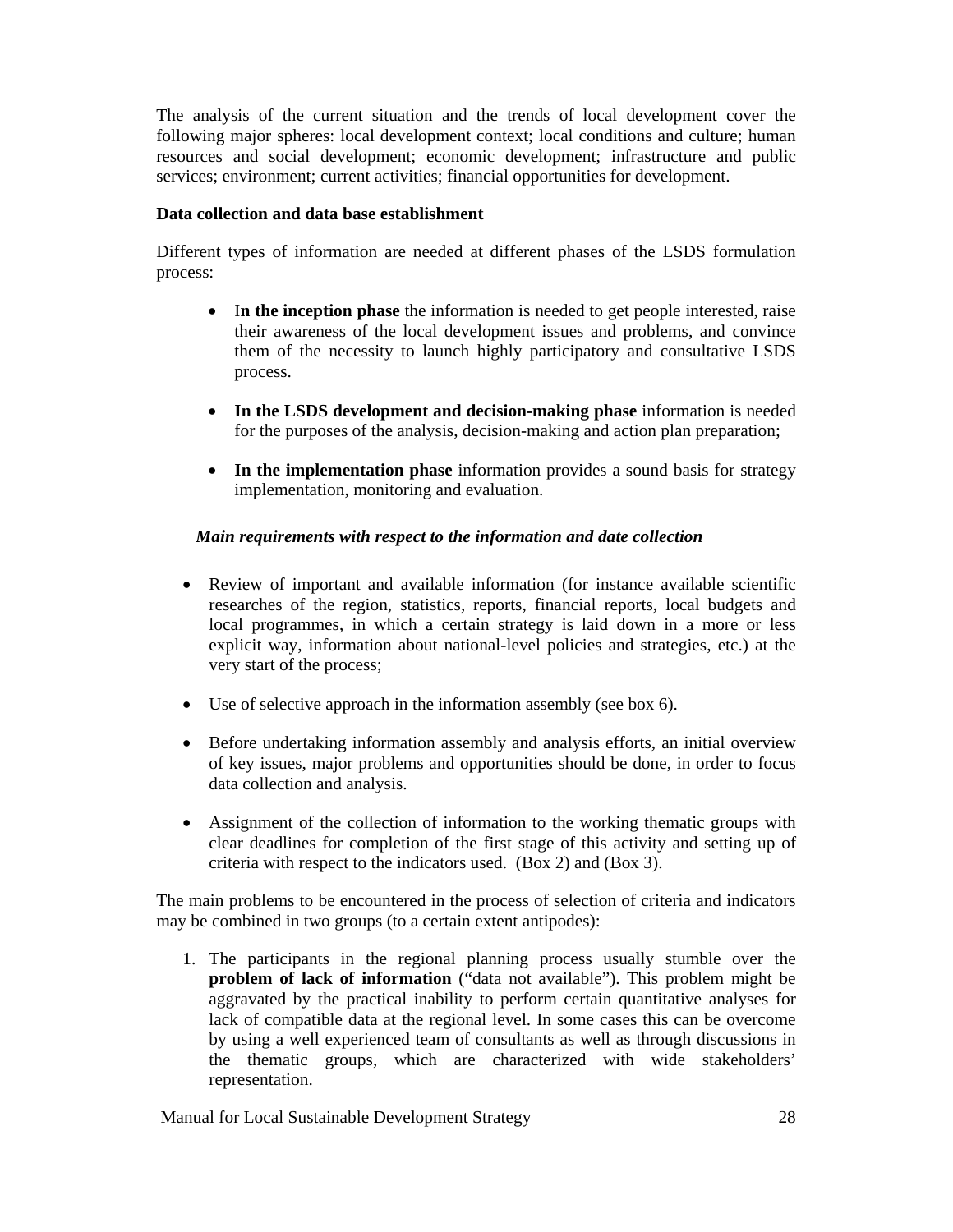The analysis of the current situation and the trends of local development cover the following major spheres: local development context; local conditions and culture; human resources and social development; economic development; infrastructure and public services; environment; current activities; financial opportunities for development.

**Data collection and data base establishment**

Different types of information are needed at different phases of the LSDS formulation process:

- I**n the inception phase** the information is needed to get people interested, raise their awareness of the local development issues and problems, and convince them of the necessity to launch highly participatory and consultative LSDS process.

- **In the LSDS development and decision-making phase** information is needed for the purposes of the analysis, decision-making and action plan preparation;

- **In the implementation phase** information provides a sound basis for strategy implementation, monitoring and evaluation.

***Main requirements with respect to the information and date collection***

- Review of important and available information (for instance available scientific researches of the region, statistics, reports, financial reports, local budgets and local programmes, in which a certain strategy is laid down in a more or less explicit way, information about national-level policies and strategies, etc.) at the very start of the process;

- Use of selective approach in the information assembly (see box 6).

- Before undertaking information assembly and analysis efforts, an initial overview of key issues, major problems and opportunities should be done, in order to focus data collection and analysis.

- Assignment of the collection of information to the working thematic groups with clear deadlines for completion of the first stage of this activity and setting up of criteria with respect to the indicators used. (Box 2) and (Box 3).

The main problems to be encountered in the process of selection of criteria and indicators may be combined in two groups (to a certain extent antipodes):

1. The participants in the regional planning process usually stumble over the **problem of lack of information** ("data not available"). This problem might be aggravated by the practical inability to perform certain quantitative analyses for lack of compatible data at the regional level. In some cases this can be overcome by using a well experienced team of consultants as well as through discussions in the thematic groups, which are characterized with wide stakeholders' representation.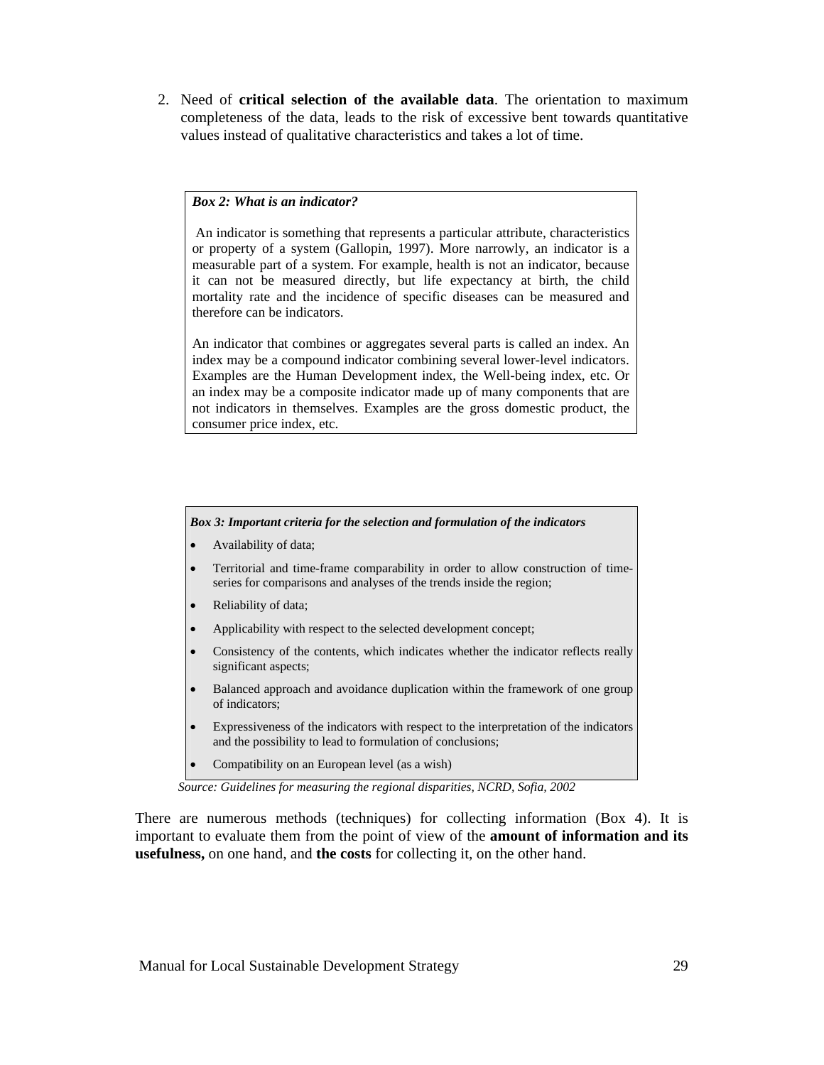2. Need of **critical selection of the available data**. The orientation to maximum completeness of the data, leads to the risk of excessive bent towards quantitative values instead of qualitative characteristics and takes a lot of time.

***Box 2: What is an indicator?***

An indicator is something that represents a particular attribute, characteristics or property of a system (Gallopin, 1997). More narrowly, an indicator is a measurable part of a system. For example, health is not an indicator, because it can not be measured directly, but life expectancy at birth, the child mortality rate and the incidence of specific diseases can be measured and therefore can be indicators.

An indicator that combines or aggregates several parts is called an index. An index may be a compound indicator combining several lower-level indicators. Examples are the Human Development index, the Well-being index, etc. Or an index may be a composite indicator made up of many components that are not indicators in themselves. Examples are the gross domestic product, the consumer price index, etc.

***Box 3: Important criteria for the selection and formulation of the indicators***

- Availability of data;
- Territorial and time-frame comparability in order to allow construction of time-series for comparisons and analyses of the trends inside the region;
- Reliability of data;
- Applicability with respect to the selected development concept;
- Consistency of the contents, which indicates whether the indicator reflects really significant aspects;
- Balanced approach and avoidance duplication within the framework of one group of indicators;
- Expressiveness of the indicators with respect to the interpretation of the indicators and the possibility to lead to formulation of conclusions;
- Compatibility on an European level (as a wish)

*Source: Guidelines for measuring the regional disparities, NCRD, Sofia, 2002*

There are numerous methods (techniques) for collecting information (Box 4). It is important to evaluate them from the point of view of the **amount of information and its usefulness,** on one hand, and **the costs** for collecting it, on the other hand.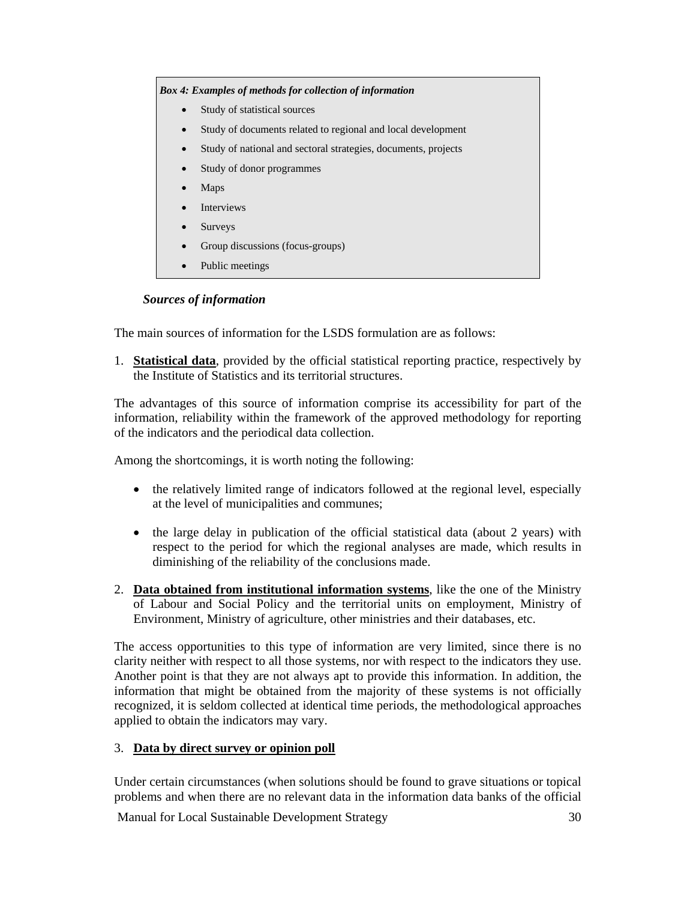*Box 4: Examples of methods for collection of information*

- Study of statistical sources
- Study of documents related to regional and local development
- Study of national and sectoral strategies, documents, projects
- Study of donor programmes
- Maps
- Interviews
- Surveys
- Group discussions (focus-groups)
- Public meetings

### *Sources of information*

The main sources of information for the LSDS formulation are as follows:

1. **Statistical data**, provided by the official statistical reporting practice, respectively by the Institute of Statistics and its territorial structures.

The advantages of this source of information comprise its accessibility for part of the information, reliability within the framework of the approved methodology for reporting of the indicators and the periodical data collection.

Among the shortcomings, it is worth noting the following:

- the relatively limited range of indicators followed at the regional level, especially at the level of municipalities and communes;
- the large delay in publication of the official statistical data (about 2 years) with respect to the period for which the regional analyses are made, which results in diminishing of the reliability of the conclusions made.

2. **Data obtained from institutional information systems**, like the one of the Ministry of Labour and Social Policy and the territorial units on employment, Ministry of Environment, Ministry of agriculture, other ministries and their databases, etc.

The access opportunities to this type of information are very limited, since there is no clarity neither with respect to all those systems, nor with respect to the indicators they use. Another point is that they are not always apt to provide this information. In addition, the information that might be obtained from the majority of these systems is not officially recognized, it is seldom collected at identical time periods, the methodological approaches applied to obtain the indicators may vary.

3. **Data by direct survey or opinion poll**

Under certain circumstances (when solutions should be found to grave situations or topical problems and when there are no relevant data in the information data banks of the official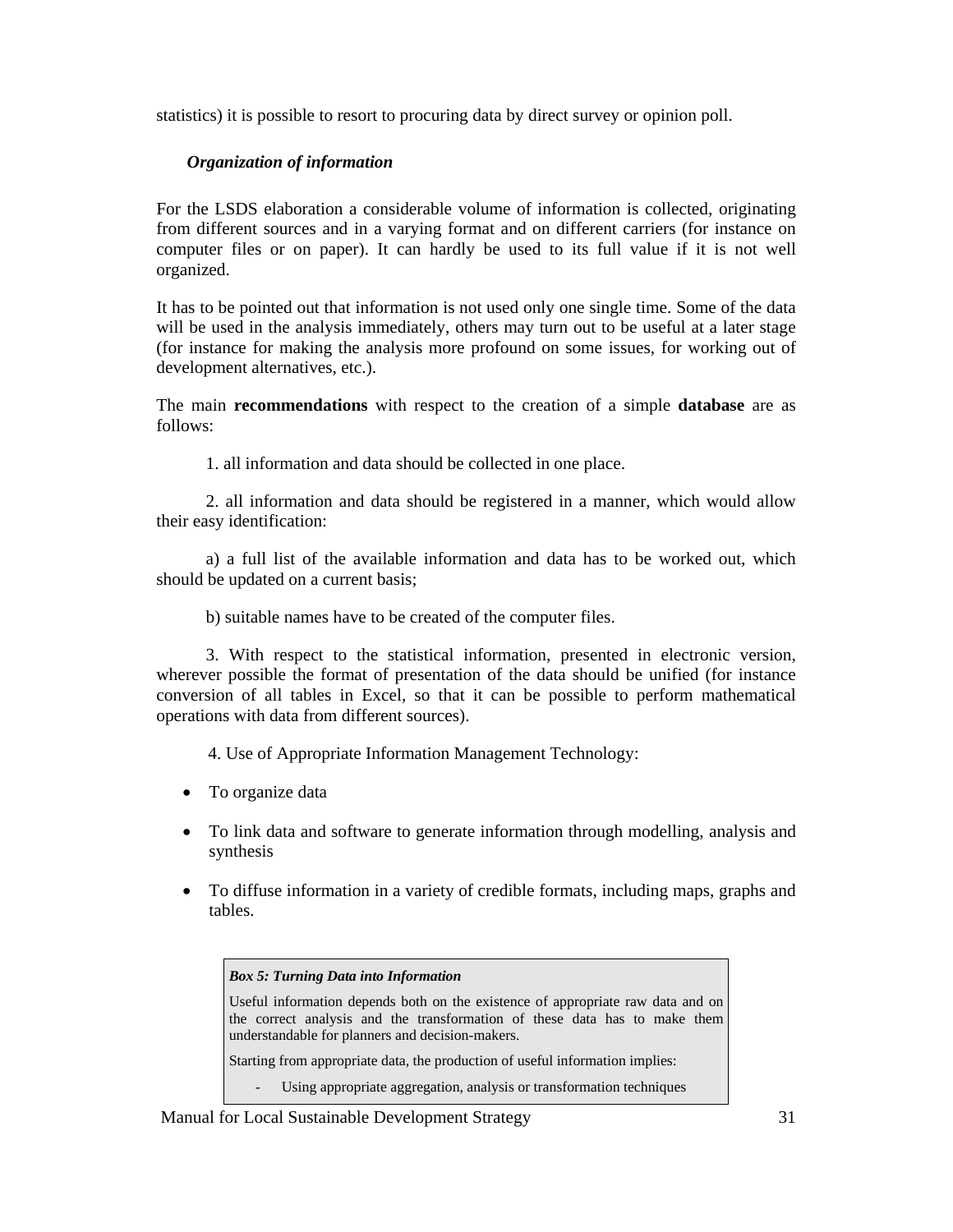statistics) it is possible to resort to procuring data by direct survey or opinion poll.

***Organization of information***

For the LSDS elaboration a considerable volume of information is collected, originating from different sources and in a varying format and on different carriers (for instance on computer files or on paper). It can hardly be used to its full value if it is not well organized.

It has to be pointed out that information is not used only one single time. Some of the data will be used in the analysis immediately, others may turn out to be useful at a later stage (for instance for making the analysis more profound on some issues, for working out of development alternatives, etc.).

The main **recommendations** with respect to the creation of a simple **database** are as follows:

1. all information and data should be collected in one place.

2. all information and data should be registered in a manner, which would allow their easy identification:

a) a full list of the available information and data has to be worked out, which should be updated on a current basis;

b) suitable names have to be created of the computer files.

3. With respect to the statistical information, presented in electronic version, wherever possible the format of presentation of the data should be unified (for instance conversion of all tables in Excel, so that it can be possible to perform mathematical operations with data from different sources).

4. Use of Appropriate Information Management Technology:

- To organize data
- To link data and software to generate information through modelling, analysis and synthesis
- To diffuse information in a variety of credible formats, including maps, graphs and tables.

> ***Box 5: Turning Data into Information***
>
> Useful information depends both on the existence of appropriate raw data and on the correct analysis and the transformation of these data has to make them understandable for planners and decision-makers.
>
> Starting from appropriate data, the production of useful information implies:
>
> - Using appropriate aggregation, analysis or transformation techniques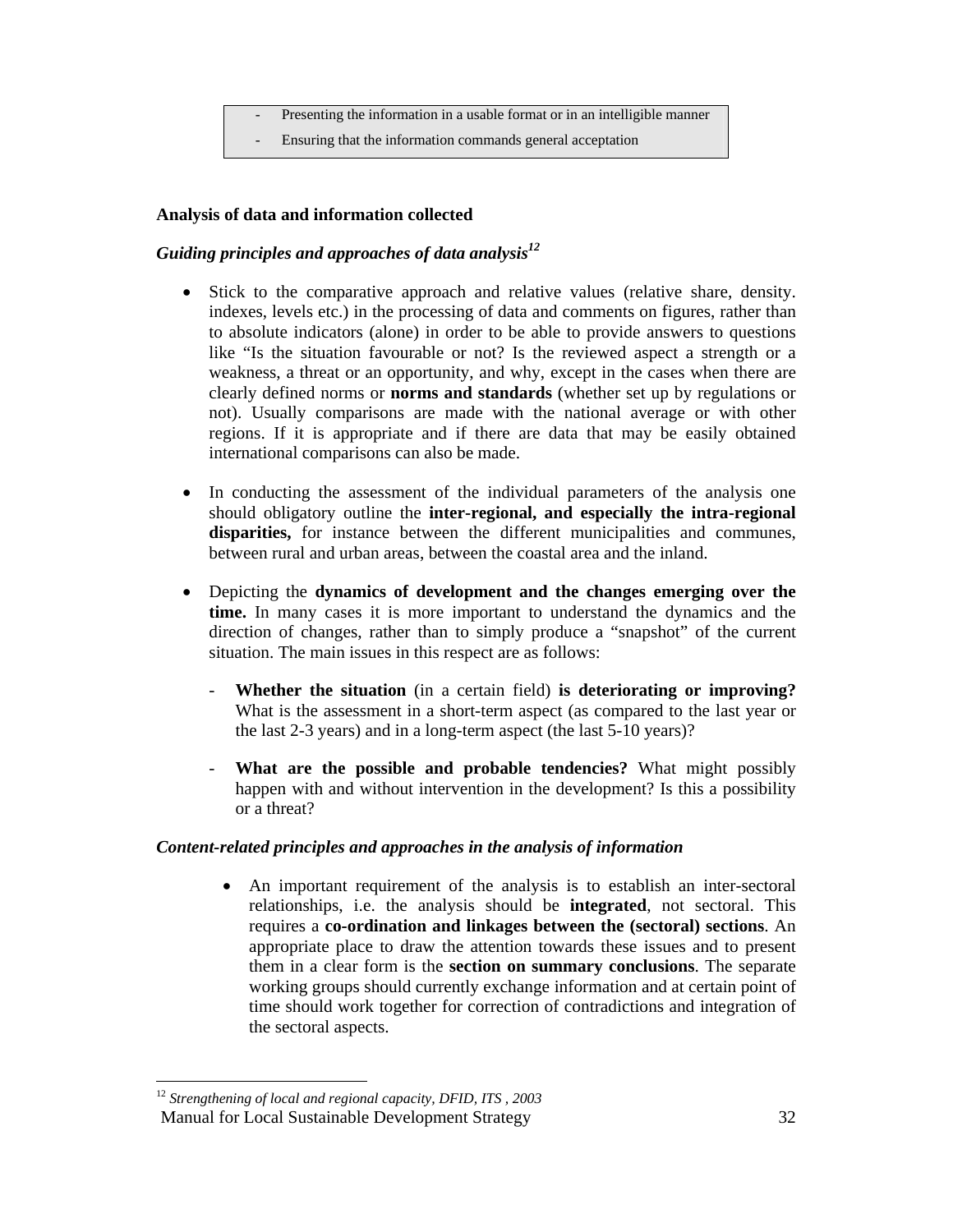- Presenting the information in a usable format or in an intelligible manner
- Ensuring that the information commands general acceptation

**Analysis of data and information collected**

***Guiding principles and approaches of data analysis***[12]

- Stick to the comparative approach and relative values (relative share, density. indexes, levels etc.) in the processing of data and comments on figures, rather than to absolute indicators (alone) in order to be able to provide answers to questions like "Is the situation favourable or not? Is the reviewed aspect a strength or a weakness, a threat or an opportunity, and why, except in the cases when there are clearly defined norms or **norms and standards** (whether set up by regulations or not). Usually comparisons are made with the national average or with other regions. If it is appropriate and if there are data that may be easily obtained international comparisons can also be made.

- In conducting the assessment of the individual parameters of the analysis one should obligatory outline the **inter-regional, and especially the intra-regional disparities,** for instance between the different municipalities and communes, between rural and urban areas, between the coastal area and the inland.

- Depicting the **dynamics of development and the changes emerging over the time.** In many cases it is more important to understand the dynamics and the direction of changes, rather than to simply produce a "snapshot" of the current situation. The main issues in this respect are as follows:

  - **Whether the situation** (in a certain field) **is deteriorating or improving?** What is the assessment in a short-term aspect (as compared to the last year or the last 2-3 years) and in a long-term aspect (the last 5-10 years)?

  - **What are the possible and probable tendencies?** What might possibly happen with and without intervention in the development? Is this a possibility or a threat?

***Content-related principles and approaches in the analysis of information***

- An important requirement of the analysis is to establish an inter-sectoral relationships, i.e. the analysis should be **integrated**, not sectoral. This requires a **co-ordination and linkages between the (sectoral) sections**. An appropriate place to draw the attention towards these issues and to present them in a clear form is the **section on summary conclusions**. The separate working groups should currently exchange information and at certain point of time should work together for correction of contradictions and integration of the sectoral aspects.

---

[12] *Strengthening of local and regional capacity, DFID, ITS , 2003*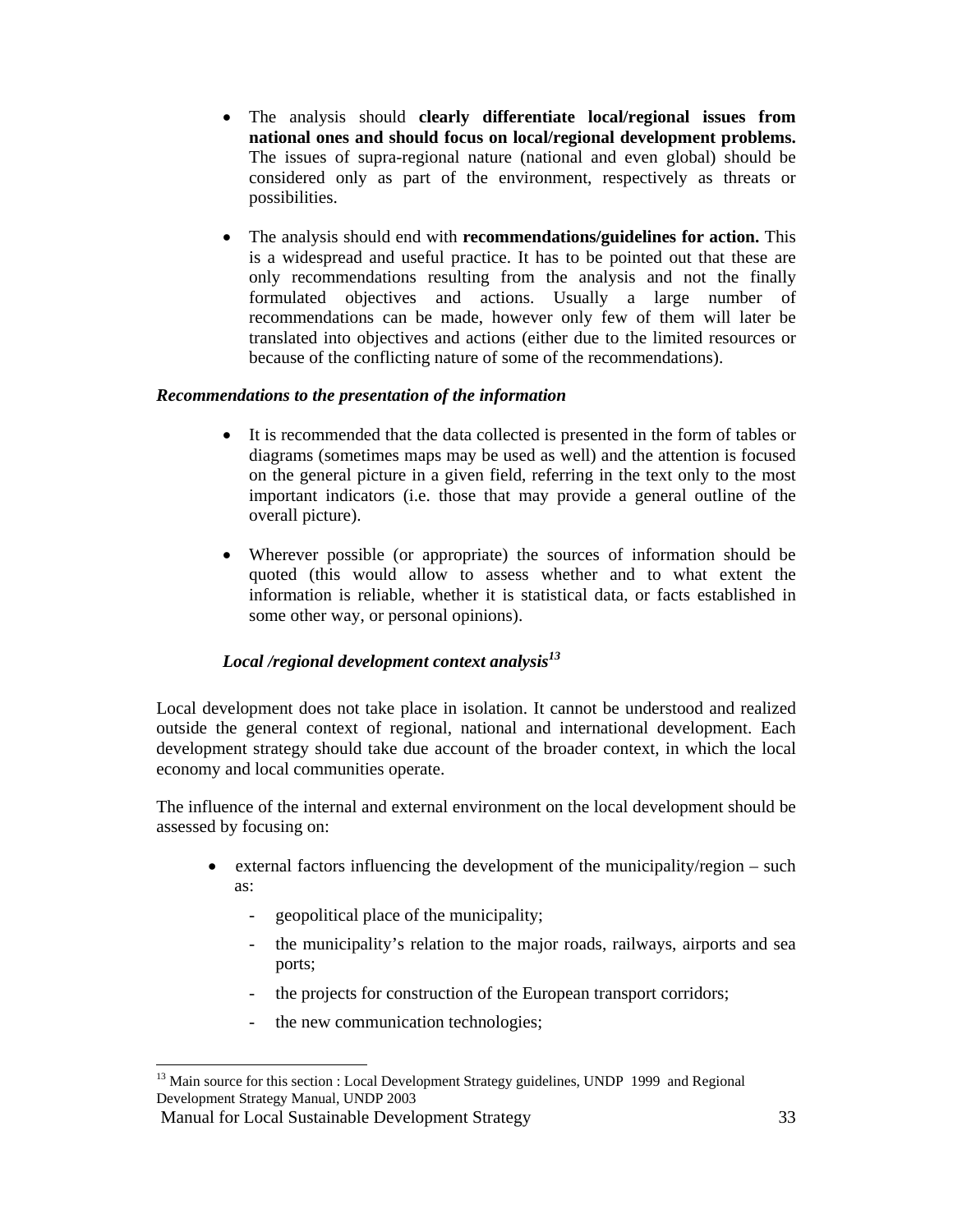- The analysis should **clearly differentiate local/regional issues from national ones and should focus on local/regional development problems.** The issues of supra-regional nature (national and even global) should be considered only as part of the environment, respectively as threats or possibilities.

- The analysis should end with **recommendations/guidelines for action.** This is a widespread and useful practice. It has to be pointed out that these are only recommendations resulting from the analysis and not the finally formulated objectives and actions. Usually a large number of recommendations can be made, however only few of them will later be translated into objectives and actions (either due to the limited resources or because of the conflicting nature of some of the recommendations).

***Recommendations to the presentation of the information***

- It is recommended that the data collected is presented in the form of tables or diagrams (sometimes maps may be used as well) and the attention is focused on the general picture in a given field, referring in the text only to the most important indicators (i.e. those that may provide a general outline of the overall picture).

- Wherever possible (or appropriate) the sources of information should be quoted (this would allow to assess whether and to what extent the information is reliable, whether it is statistical data, or facts established in some other way, or personal opinions).

### *Local /regional development context analysis*[13]

Local development does not take place in isolation. It cannot be understood and realized outside the general context of regional, national and international development. Each development strategy should take due account of the broader context, in which the local economy and local communities operate.

The influence of the internal and external environment on the local development should be assessed by focusing on:

- external factors influencing the development of the municipality/region – such as:
  - geopolitical place of the municipality;
  - the municipality's relation to the major roads, railways, airports and sea ports;
  - the projects for construction of the European transport corridors;
  - the new communication technologies;

[13] Main source for this section : Local Development Strategy guidelines, UNDP 1999 and Regional Development Strategy Manual, UNDP 2003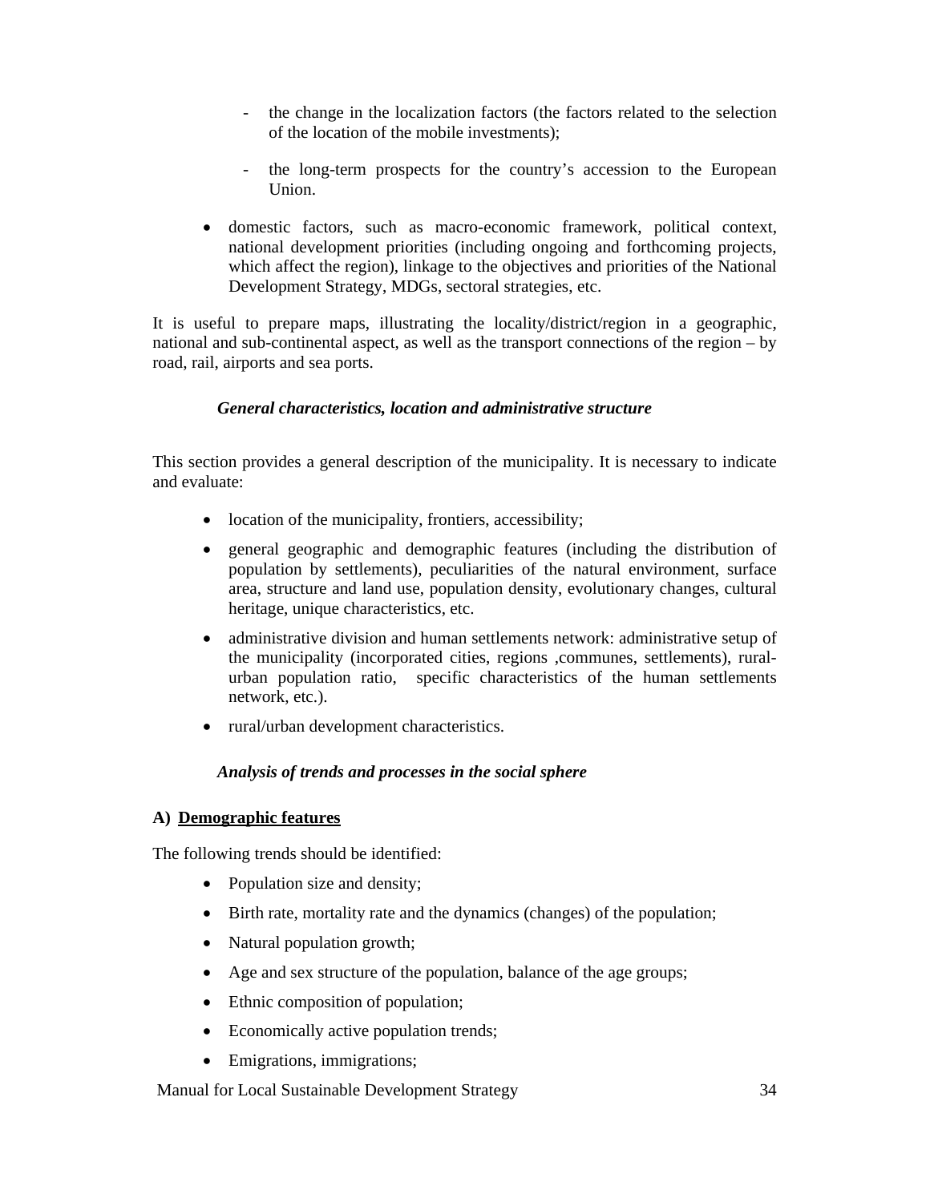- the change in the localization factors (the factors related to the selection of the location of the mobile investments);

- the long-term prospects for the country's accession to the European Union.

- domestic factors, such as macro-economic framework, political context, national development priorities (including ongoing and forthcoming projects, which affect the region), linkage to the objectives and priorities of the National Development Strategy, MDGs, sectoral strategies, etc.

It is useful to prepare maps, illustrating the locality/district/region in a geographic, national and sub-continental aspect, as well as the transport connections of the region – by road, rail, airports and sea ports.

***General characteristics, location and administrative structure***

This section provides a general description of the municipality. It is necessary to indicate and evaluate:

- location of the municipality, frontiers, accessibility;
- general geographic and demographic features (including the distribution of population by settlements), peculiarities of the natural environment, surface area, structure and land use, population density, evolutionary changes, cultural heritage, unique characteristics, etc.
- administrative division and human settlements network: administrative setup of the municipality (incorporated cities, regions ,communes, settlements), rural-urban population ratio, specific characteristics of the human settlements network, etc.).
- rural/urban development characteristics.

***Analysis of trends and processes in the social sphere***

**A) <u>Demographic features</u>**

The following trends should be identified:

- Population size and density;
- Birth rate, mortality rate and the dynamics (changes) of the population;
- Natural population growth;
- Age and sex structure of the population, balance of the age groups;
- Ethnic composition of population;
- Economically active population trends;
- Emigrations, immigrations;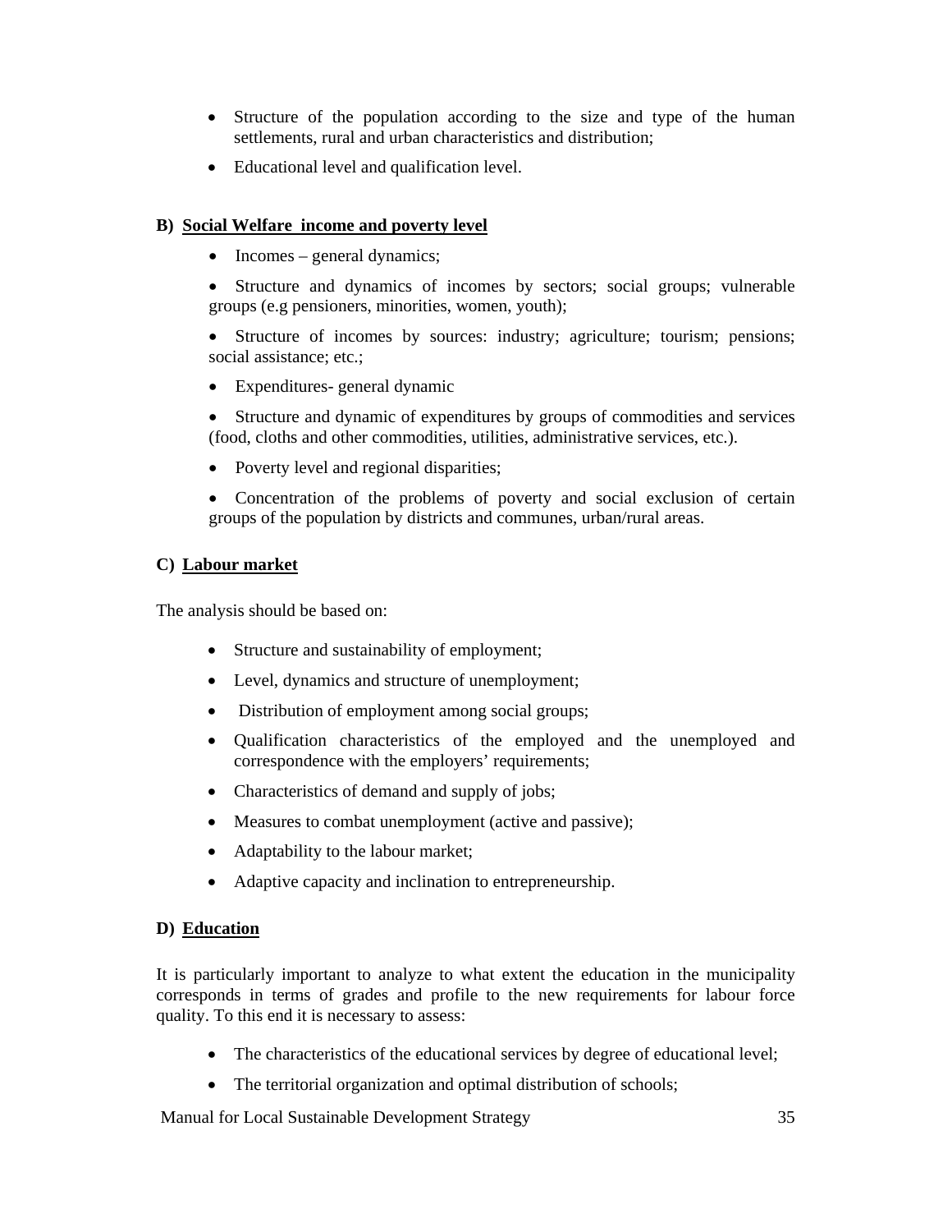- Structure of the population according to the size and type of the human settlements, rural and urban characteristics and distribution;
- Educational level and qualification level.

**B) <u>Social Welfare income and poverty level</u>**

- Incomes – general dynamics;
- Structure and dynamics of incomes by sectors; social groups; vulnerable groups (e.g pensioners, minorities, women, youth);
- Structure of incomes by sources: industry; agriculture; tourism; pensions; social assistance; etc.;
- Expenditures- general dynamic
- Structure and dynamic of expenditures by groups of commodities and services (food, cloths and other commodities, utilities, administrative services, etc.).
- Poverty level and regional disparities;
- Concentration of the problems of poverty and social exclusion of certain groups of the population by districts and communes, urban/rural areas.

**C) <u>Labour market</u>**

The analysis should be based on:

- Structure and sustainability of employment;
- Level, dynamics and structure of unemployment;
- Distribution of employment among social groups;
- Qualification characteristics of the employed and the unemployed and correspondence with the employers' requirements;
- Characteristics of demand and supply of jobs;
- Measures to combat unemployment (active and passive);
- Adaptability to the labour market;
- Adaptive capacity and inclination to entrepreneurship.

**D) <u>Education</u>**

It is particularly important to analyze to what extent the education in the municipality corresponds in terms of grades and profile to the new requirements for labour force quality. To this end it is necessary to assess:

- The characteristics of the educational services by degree of educational level;
- The territorial organization and optimal distribution of schools;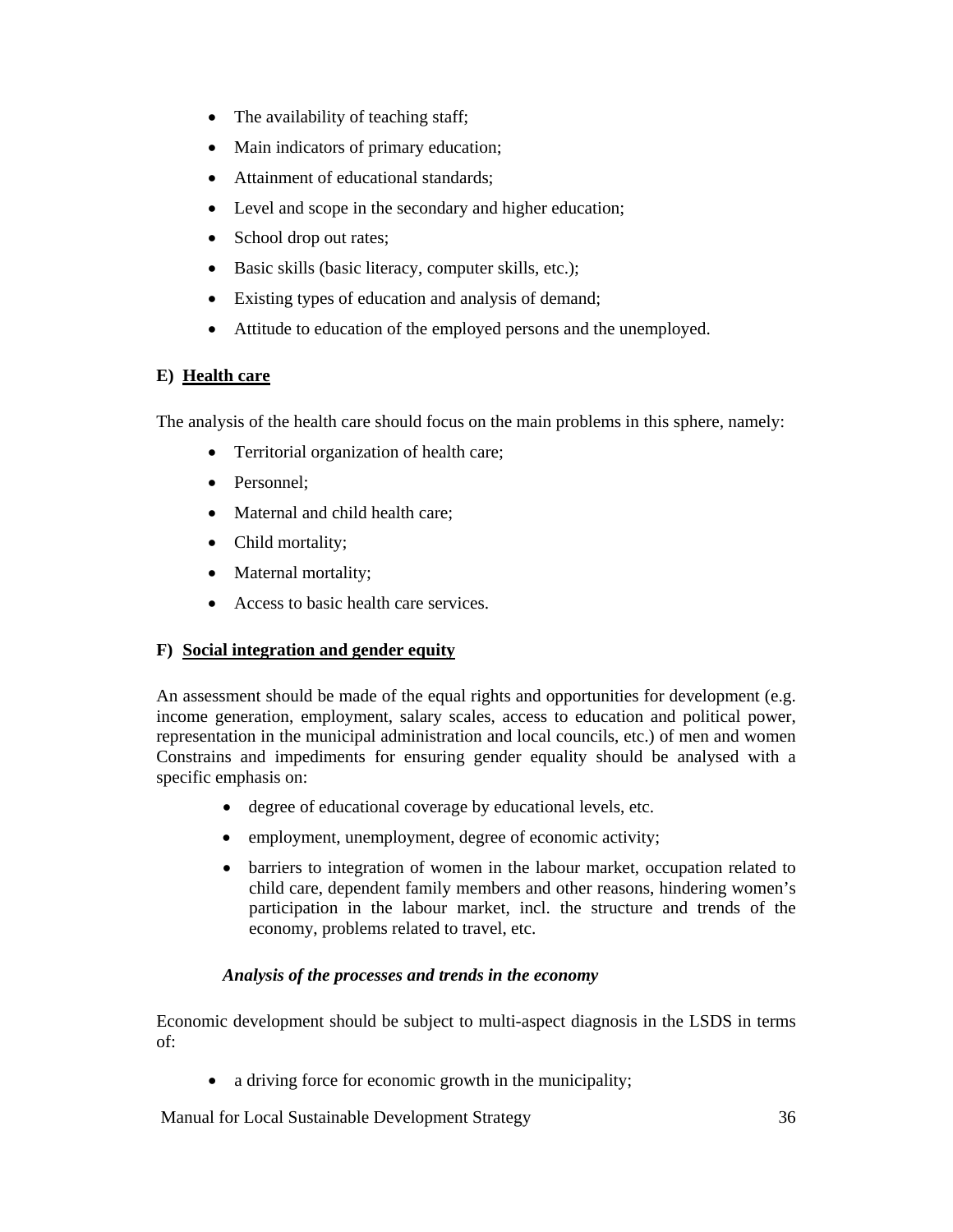- The availability of teaching staff;
- Main indicators of primary education;
- Attainment of educational standards;
- Level and scope in the secondary and higher education;
- School drop out rates;
- Basic skills (basic literacy, computer skills, etc.);
- Existing types of education and analysis of demand;
- Attitude to education of the employed persons and the unemployed.

**E) <u>Health care</u>**

The analysis of the health care should focus on the main problems in this sphere, namely:

- Territorial organization of health care;
- Personnel;
- Maternal and child health care;
- Child mortality;
- Maternal mortality;
- Access to basic health care services.

**F) <u>Social integration and gender equity</u>**

An assessment should be made of the equal rights and opportunities for development (e.g. income generation, employment, salary scales, access to education and political power, representation in the municipal administration and local councils, etc.) of men and women Constrains and impediments for ensuring gender equality should be analysed with a specific emphasis on:

- degree of educational coverage by educational levels, etc.
- employment, unemployment, degree of economic activity;
- barriers to integration of women in the labour market, occupation related to child care, dependent family members and other reasons, hindering women's participation in the labour market, incl. the structure and trends of the economy, problems related to travel, etc.

***Analysis of the processes and trends in the economy***

Economic development should be subject to multi-aspect diagnosis in the LSDS in terms of:

- a driving force for economic growth in the municipality;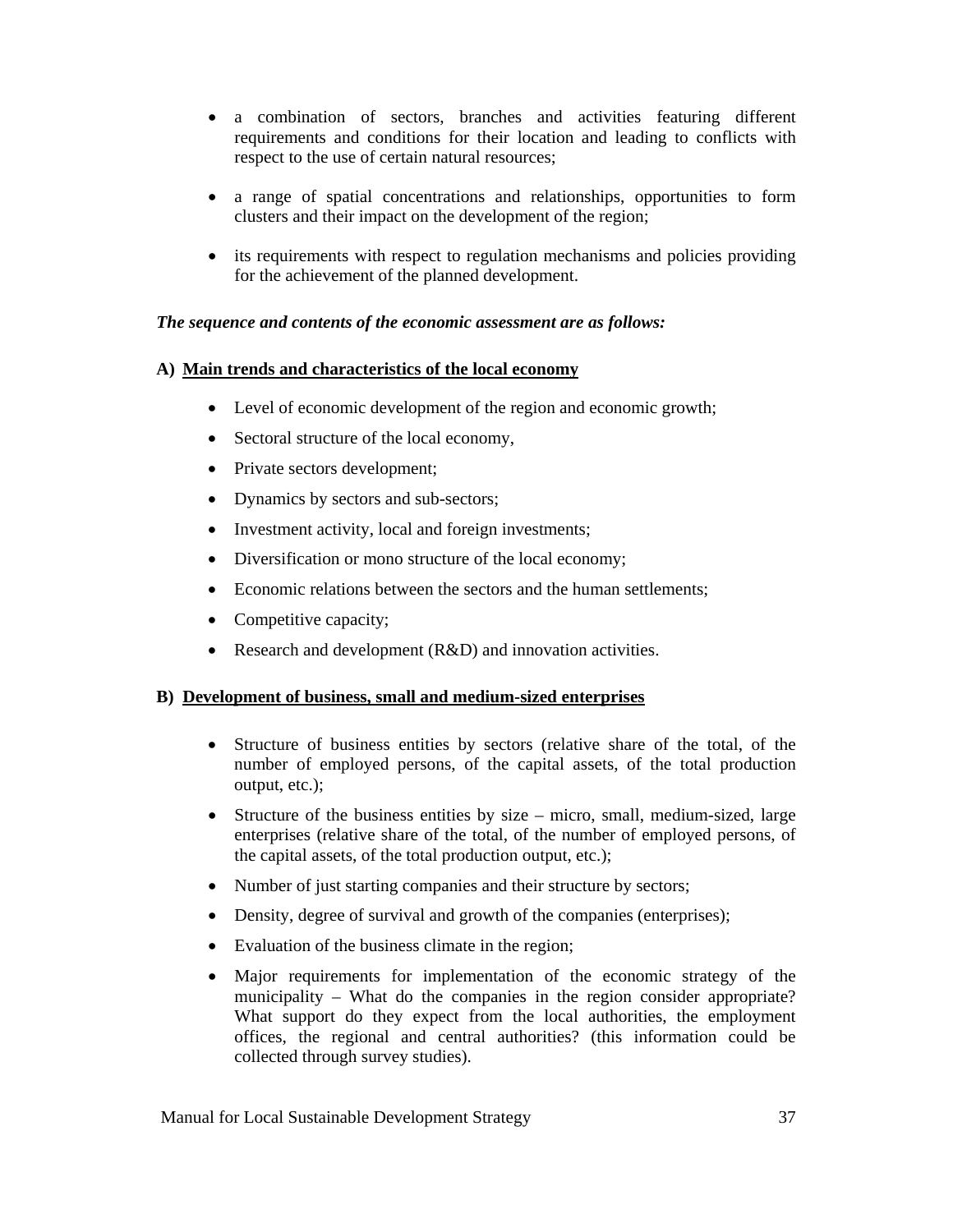- a combination of sectors, branches and activities featuring different requirements and conditions for their location and leading to conflicts with respect to the use of certain natural resources;

- a range of spatial concentrations and relationships, opportunities to form clusters and their impact on the development of the region;

- its requirements with respect to regulation mechanisms and policies providing for the achievement of the planned development.

***The sequence and contents of the economic assessment are as follows:***

**A) <u>Main trends and characteristics of the local economy</u>**

- Level of economic development of the region and economic growth;
- Sectoral structure of the local economy,
- Private sectors development;
- Dynamics by sectors and sub-sectors;
- Investment activity, local and foreign investments;
- Diversification or mono structure of the local economy;
- Economic relations between the sectors and the human settlements;
- Competitive capacity;
- Research and development (R&D) and innovation activities.

**B) <u>Development of business, small and medium-sized enterprises</u>**

- Structure of business entities by sectors (relative share of the total, of the number of employed persons, of the capital assets, of the total production output, etc.);
- Structure of the business entities by size – micro, small, medium-sized, large enterprises (relative share of the total, of the number of employed persons, of the capital assets, of the total production output, etc.);
- Number of just starting companies and their structure by sectors;
- Density, degree of survival and growth of the companies (enterprises);
- Evaluation of the business climate in the region;
- Major requirements for implementation of the economic strategy of the municipality – What do the companies in the region consider appropriate? What support do they expect from the local authorities, the employment offices, the regional and central authorities? (this information could be collected through survey studies).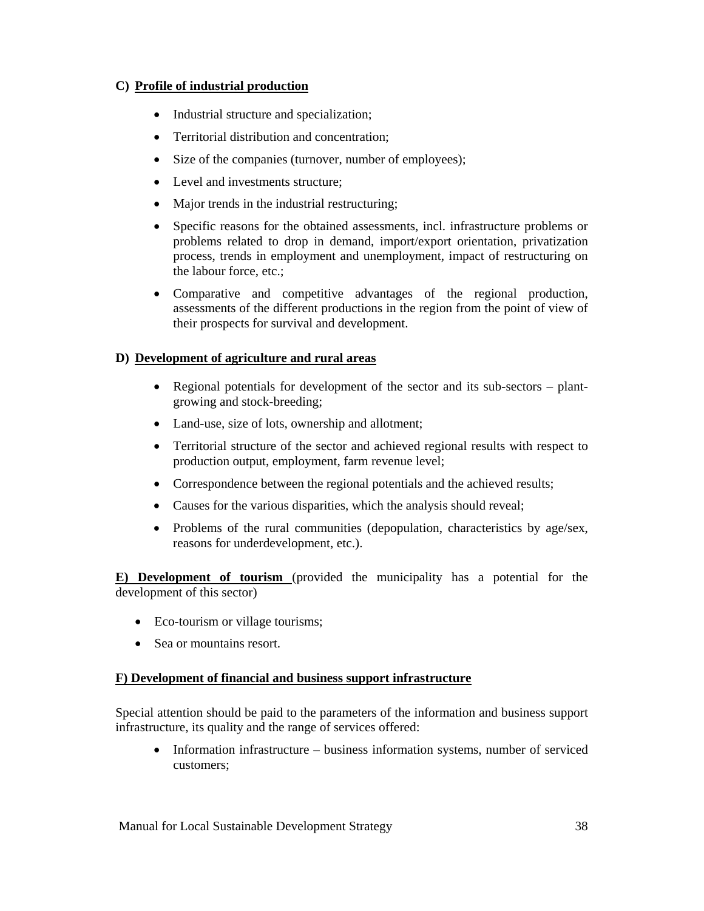**C) Profile of industrial production**

- Industrial structure and specialization;
- Territorial distribution and concentration;
- Size of the companies (turnover, number of employees);
- Level and investments structure;
- Major trends in the industrial restructuring;
- Specific reasons for the obtained assessments, incl. infrastructure problems or problems related to drop in demand, import/export orientation, privatization process, trends in employment and unemployment, impact of restructuring on the labour force, etc.;
- Comparative and competitive advantages of the regional production, assessments of the different productions in the region from the point of view of their prospects for survival and development.

**D) Development of agriculture and rural areas**

- Regional potentials for development of the sector and its sub-sectors – plant-growing and stock-breeding;
- Land-use, size of lots, ownership and allotment;
- Territorial structure of the sector and achieved regional results with respect to production output, employment, farm revenue level;
- Correspondence between the regional potentials and the achieved results;
- Causes for the various disparities, which the analysis should reveal;
- Problems of the rural communities (depopulation, characteristics by age/sex, reasons for underdevelopment, etc.).

**E) Development of tourism** (provided the municipality has a potential for the development of this sector)

- Eco-tourism or village tourisms;
- Sea or mountains resort.

**F) Development of financial and business support infrastructure**

Special attention should be paid to the parameters of the information and business support infrastructure, its quality and the range of services offered:

- Information infrastructure – business information systems, number of serviced customers;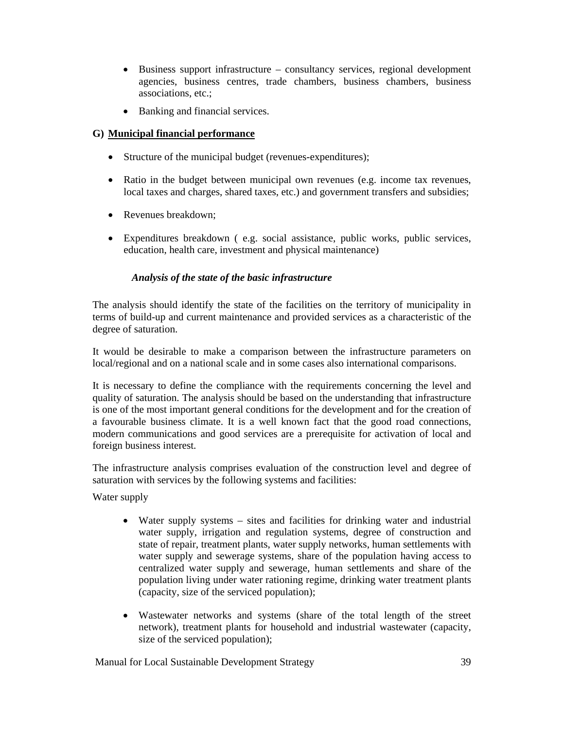- Business support infrastructure – consultancy services, regional development agencies, business centres, trade chambers, business chambers, business associations, etc.;
- Banking and financial services.

**G) <u>Municipal financial performance</u>**

- Structure of the municipal budget (revenues-expenditures);
- Ratio in the budget between municipal own revenues (e.g. income tax revenues, local taxes and charges, shared taxes, etc.) and government transfers and subsidies;
- Revenues breakdown;
- Expenditures breakdown ( e.g. social assistance, public works, public services, education, health care, investment and physical maintenance)

### *Analysis of the state of the basic infrastructure*

The analysis should identify the state of the facilities on the territory of municipality in terms of build-up and current maintenance and provided services as a characteristic of the degree of saturation.

It would be desirable to make a comparison between the infrastructure parameters on local/regional and on a national scale and in some cases also international comparisons.

It is necessary to define the compliance with the requirements concerning the level and quality of saturation. The analysis should be based on the understanding that infrastructure is one of the most important general conditions for the development and for the creation of a favourable business climate. It is a well known fact that the good road connections, modern communications and good services are a prerequisite for activation of local and foreign business interest.

The infrastructure analysis comprises evaluation of the construction level and degree of saturation with services by the following systems and facilities:

Water supply

- Water supply systems – sites and facilities for drinking water and industrial water supply, irrigation and regulation systems, degree of construction and state of repair, treatment plants, water supply networks, human settlements with water supply and sewerage systems, share of the population having access to centralized water supply and sewerage, human settlements and share of the population living under water rationing regime, drinking water treatment plants (capacity, size of the serviced population);
- Wastewater networks and systems (share of the total length of the street network), treatment plants for household and industrial wastewater (capacity, size of the serviced population);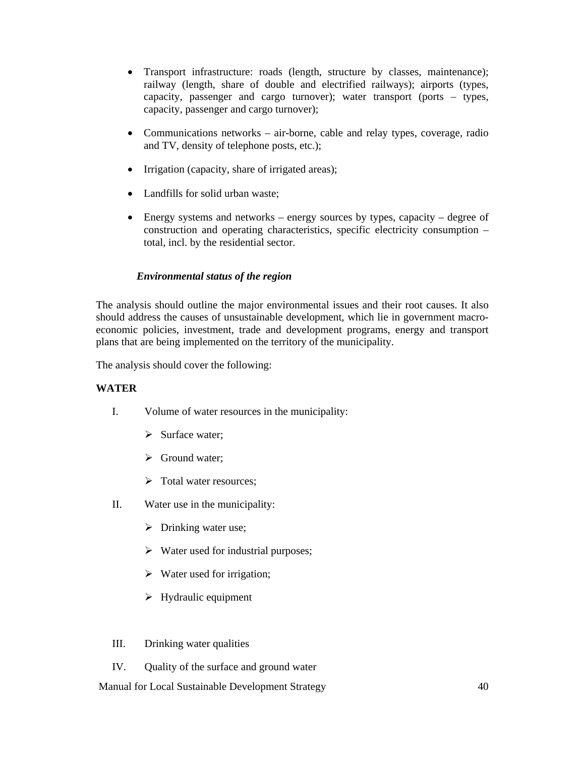- Transport infrastructure: roads (length, structure by classes, maintenance); railway (length, share of double and electrified railways); airports (types, capacity, passenger and cargo turnover); water transport (ports – types, capacity, passenger and cargo turnover);

- Communications networks – air-borne, cable and relay types, coverage, radio and TV, density of telephone posts, etc.);

- Irrigation (capacity, share of irrigated areas);

- Landfills for solid urban waste;

- Energy systems and networks – energy sources by types, capacity – degree of construction and operating characteristics, specific electricity consumption – total, incl. by the residential sector.

***Environmental status of the region***

The analysis should outline the major environmental issues and their root causes. It also should address the causes of unsustainable development, which lie in government macro-economic policies, investment, trade and development programs, energy and transport plans that are being implemented on the territory of the municipality.

The analysis should cover the following:

**WATER**

I. Volume of water resources in the municipality:

- Surface water;
- Ground water;
- Total water resources;

II. Water use in the municipality:

- Drinking water use;
- Water used for industrial purposes;
- Water used for irrigation;
- Hydraulic equipment

III. Drinking water qualities

IV. Quality of the surface and ground water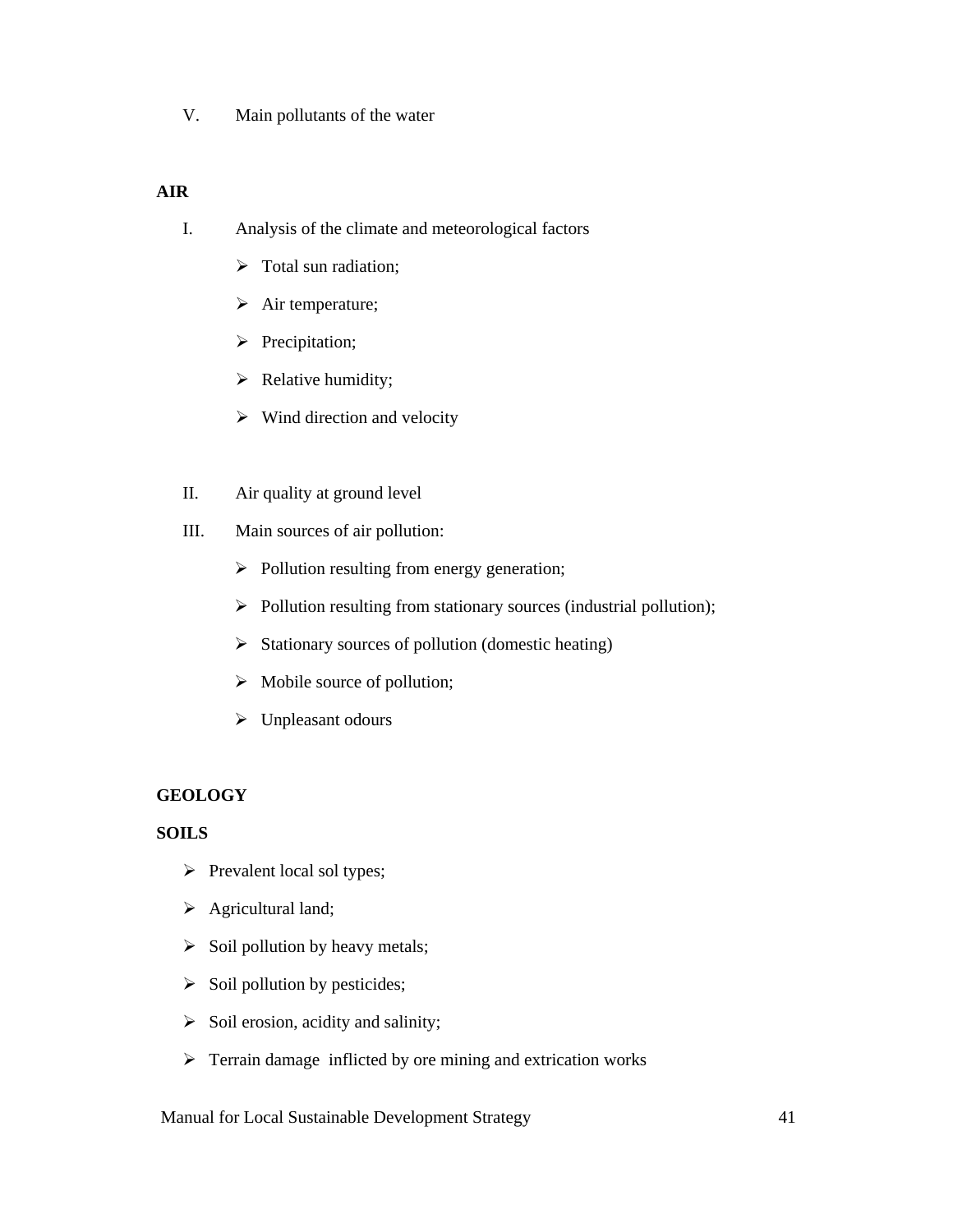V. Main pollutants of the water

**AIR**

I. Analysis of the climate and meteorological factors

- Total sun radiation;
- Air temperature;
- Precipitation;
- Relative humidity;
- Wind direction and velocity

II. Air quality at ground level

III. Main sources of air pollution:

- Pollution resulting from energy generation;
- Pollution resulting from stationary sources (industrial pollution);
- Stationary sources of pollution (domestic heating)
- Mobile source of pollution;
- Unpleasant odours

**GEOLOGY**

**SOILS**

- Prevalent local sol types;
- Agricultural land;
- Soil pollution by heavy metals;
- Soil pollution by pesticides;
- Soil erosion, acidity and salinity;
- Terrain damage inflicted by ore mining and extrication works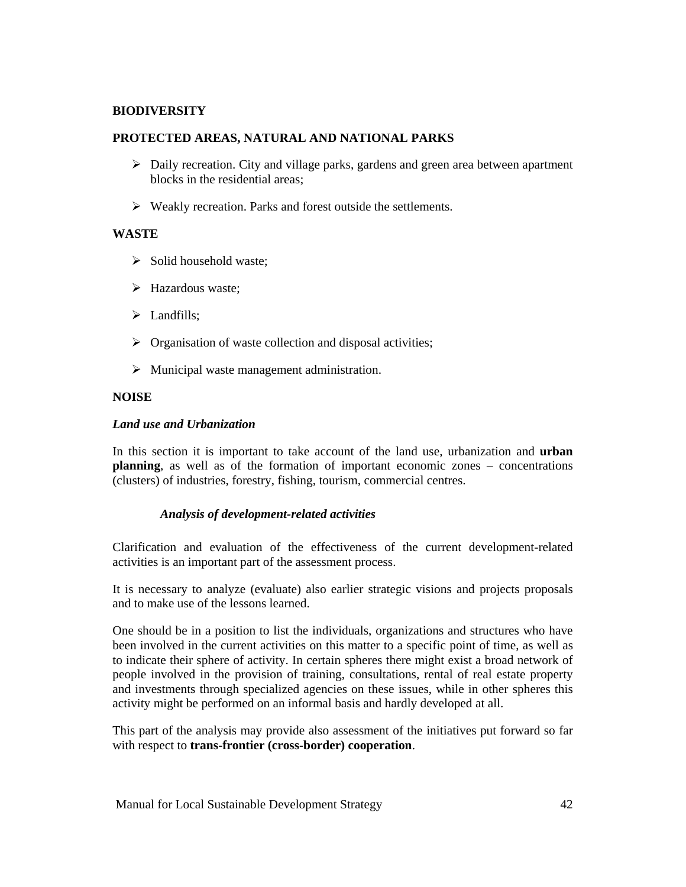**BIODIVERSITY**

**PROTECTED AREAS, NATURAL AND NATIONAL PARKS**

- Daily recreation. City and village parks, gardens and green area between apartment blocks in the residential areas;
- Weakly recreation. Parks and forest outside the settlements.

**WASTE**

- Solid household waste;
- Hazardous waste;
- Landfills;
- Organisation of waste collection and disposal activities;
- Municipal waste management administration.

**NOISE**

***Land use and Urbanization***

In this section it is important to take account of the land use, urbanization and **urban planning**, as well as of the formation of important economic zones – concentrations (clusters) of industries, forestry, fishing, tourism, commercial centres.

***Analysis of development-related activities***

Clarification and evaluation of the effectiveness of the current development-related activities is an important part of the assessment process.

It is necessary to analyze (evaluate) also earlier strategic visions and projects proposals and to make use of the lessons learned.

One should be in a position to list the individuals, organizations and structures who have been involved in the current activities on this matter to a specific point of time, as well as to indicate their sphere of activity. In certain spheres there might exist a broad network of people involved in the provision of training, consultations, rental of real estate property and investments through specialized agencies on these issues, while in other spheres this activity might be performed on an informal basis and hardly developed at all.

This part of the analysis may provide also assessment of the initiatives put forward so far with respect to **trans-frontier (cross-border) cooperation**.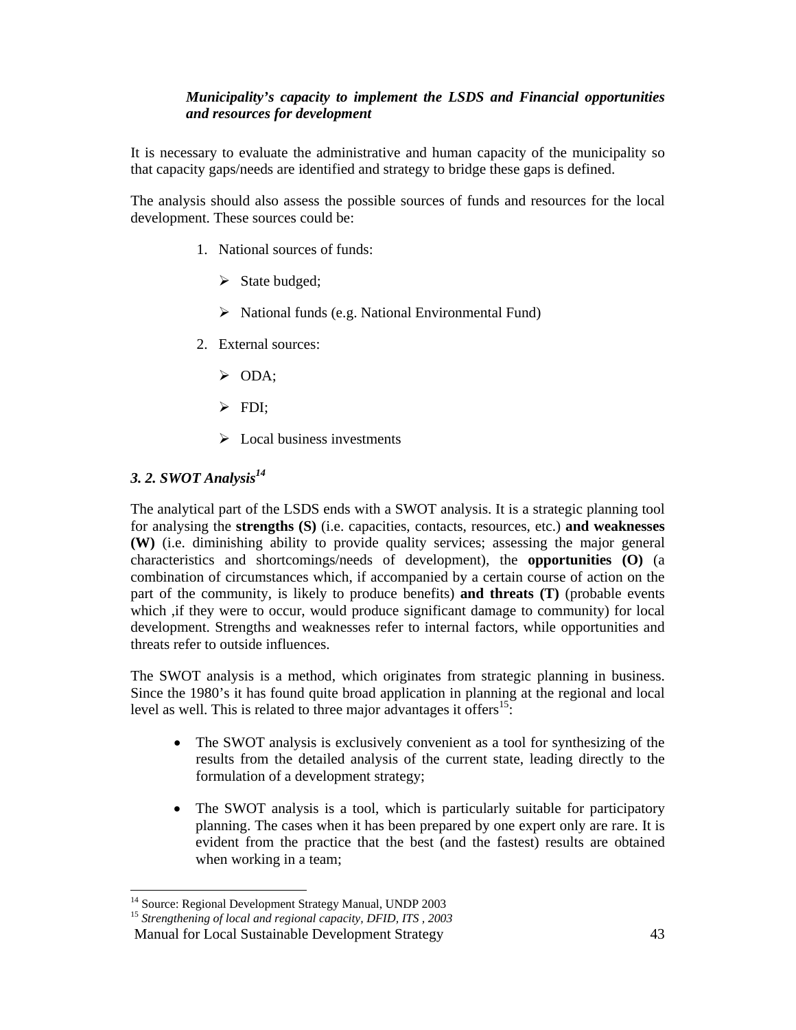***Municipality's capacity to implement the LSDS and Financial opportunities and resources for development***

It is necessary to evaluate the administrative and human capacity of the municipality so that capacity gaps/needs are identified and strategy to bridge these gaps is defined.

The analysis should also assess the possible sources of funds and resources for the local development. These sources could be:

1. National sources of funds:
   - State budged;
   - National funds (e.g. National Environmental Fund)
2. External sources:
   - ODA;
   - FDI;
   - Local business investments

### *3. 2. SWOT Analysis*[14]

The analytical part of the LSDS ends with a SWOT analysis. It is a strategic planning tool for analysing the **strengths (S)** (i.e. capacities, contacts, resources, etc.) **and weaknesses (W)** (i.e. diminishing ability to provide quality services; assessing the major general characteristics and shortcomings/needs of development), the **opportunities (O)** (a combination of circumstances which, if accompanied by a certain course of action on the part of the community, is likely to produce benefits) **and threats (T)** (probable events which ,if they were to occur, would produce significant damage to community) for local development. Strengths and weaknesses refer to internal factors, while opportunities and threats refer to outside influences.

The SWOT analysis is a method, which originates from strategic planning in business. Since the 1980's it has found quite broad application in planning at the regional and local level as well. This is related to three major advantages it offers[15]:

- The SWOT analysis is exclusively convenient as a tool for synthesizing of the results from the detailed analysis of the current state, leading directly to the formulation of a development strategy;
- The SWOT analysis is a tool, which is particularly suitable for participatory planning. The cases when it has been prepared by one expert only are rare. It is evident from the practice that the best (and the fastest) results are obtained when working in a team;

---

[14] Source: Regional Development Strategy Manual, UNDP 2003
[15] *Strengthening of local and regional capacity, DFID, ITS , 2003*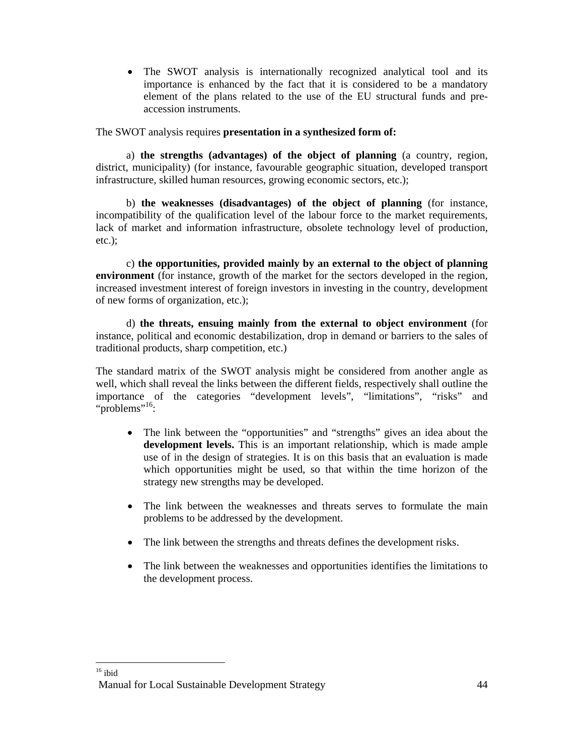- The SWOT analysis is internationally recognized analytical tool and its importance is enhanced by the fact that it is considered to be a mandatory element of the plans related to the use of the EU structural funds and pre-accession instruments.

The SWOT analysis requires **presentation in a synthesized form of:**

a) **the strengths (advantages) of the object of planning** (a country, region, district, municipality) (for instance, favourable geographic situation, developed transport infrastructure, skilled human resources, growing economic sectors, etc.);

b) **the weaknesses (disadvantages) of the object of planning** (for instance, incompatibility of the qualification level of the labour force to the market requirements, lack of market and information infrastructure, obsolete technology level of production, etc.);

c) **the opportunities, provided mainly by an external to the object of planning environment** (for instance, growth of the market for the sectors developed in the region, increased investment interest of foreign investors in investing in the country, development of new forms of organization, etc.);

d) **the threats, ensuing mainly from the external to object environment** (for instance, political and economic destabilization, drop in demand or barriers to the sales of traditional products, sharp competition, etc.)

The standard matrix of the SWOT analysis might be considered from another angle as well, which shall reveal the links between the different fields, respectively shall outline the importance of the categories "development levels", "limitations", "risks" and "problems"[16]:

- The link between the "opportunities" and "strengths" gives an idea about the **development levels.** This is an important relationship, which is made ample use of in the design of strategies. It is on this basis that an evaluation is made which opportunities might be used, so that within the time horizon of the strategy new strengths may be developed.

- The link between the weaknesses and threats serves to formulate the main problems to be addressed by the development.

- The link between the strengths and threats defines the development risks.

- The link between the weaknesses and opportunities identifies the limitations to the development process.

[16] ibid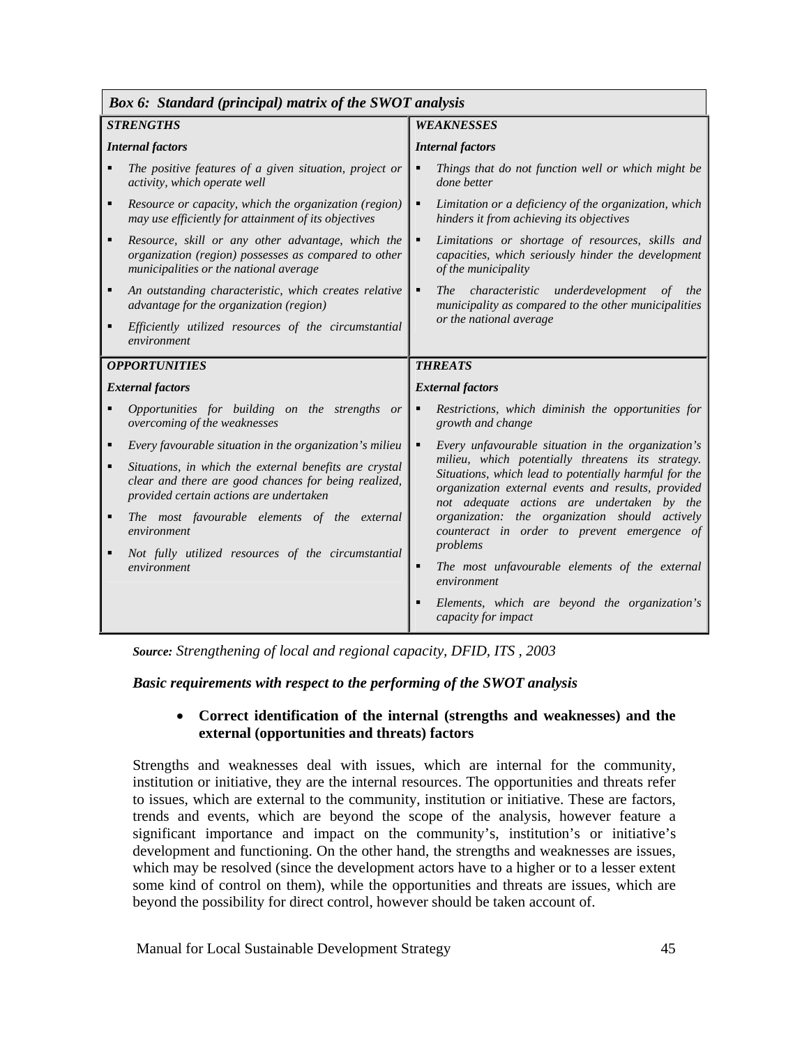***Box 6: Standard (principal) matrix of the SWOT analysis***

| ***STRENGTHS*** | ***WEAKNESSES*** |
|---|---|
| ***Internal factors*** | ***Internal factors*** |
| ▪ *The positive features of a given situation, project or activity, which operate well*<br>▪ *Resource or capacity, which the organization (region) may use efficiently for attainment of its objectives*<br>▪ *Resource, skill or any other advantage, which the organization (region) possesses as compared to other municipalities or the national average*<br>▪ *An outstanding characteristic, which creates relative advantage for the organization (region)*<br>▪ *Efficiently utilized resources of the circumstantial environment* | ▪ *Things that do not function well or which might be done better*<br>▪ *Limitation or a deficiency of the organization, which hinders it from achieving its objectives*<br>▪ *Limitations or shortage of resources, skills and capacities, which seriously hinder the development of the municipality*<br>▪ *The characteristic underdevelopment of the municipality as compared to the other municipalities or the national average* |
| ***OPPORTUNITIES*** | ***THREATS*** |
| ***External factors*** | ***External factors*** |
| ▪ *Opportunities for building on the strengths or overcoming of the weaknesses*<br>▪ *Every favourable situation in the organization's milieu*<br>▪ *Situations, in which the external benefits are crystal clear and there are good chances for being realized, provided certain actions are undertaken*<br>▪ *The most favourable elements of the external environment*<br>▪ *Not fully utilized resources of the circumstantial environment* | ▪ *Restrictions, which diminish the opportunities for growth and change*<br>▪ *Every unfavourable situation in the organization's milieu, which potentially threatens its strategy. Situations, which lead to potentially harmful for the organization external events and results, provided not adequate actions are undertaken by the organization: the organization should actively counteract in order to prevent emergence of problems*<br>▪ *The most unfavourable elements of the external environment*<br>▪ *Elements, which are beyond the organization's capacity for impact* |

***Source:*** *Strengthening of local and regional capacity, DFID, ITS , 2003*

***Basic requirements with respect to the performing of the SWOT analysis***

- **Correct identification of the internal (strengths and weaknesses) and the external (opportunities and threats) factors**

Strengths and weaknesses deal with issues, which are internal for the community, institution or initiative, they are the internal resources. The opportunities and threats refer to issues, which are external to the community, institution or initiative. These are factors, trends and events, which are beyond the scope of the analysis, however feature a significant importance and impact on the community's, institution's or initiative's development and functioning. On the other hand, the strengths and weaknesses are issues, which may be resolved (since the development actors have to a higher or to a lesser extent some kind of control on them), while the opportunities and threats are issues, which are beyond the possibility for direct control, however should be taken account of.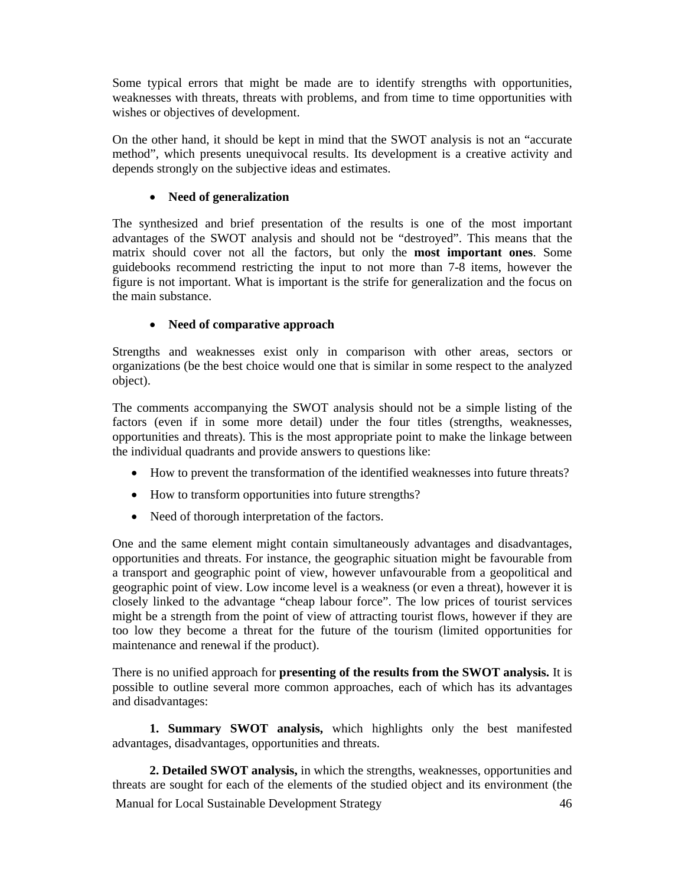Some typical errors that might be made are to identify strengths with opportunities, weaknesses with threats, threats with problems, and from time to time opportunities with wishes or objectives of development.

On the other hand, it should be kept in mind that the SWOT analysis is not an "accurate method", which presents unequivocal results. Its development is a creative activity and depends strongly on the subjective ideas and estimates.

- **Need of generalization**

The synthesized and brief presentation of the results is one of the most important advantages of the SWOT analysis and should not be "destroyed". This means that the matrix should cover not all the factors, but only the **most important ones**. Some guidebooks recommend restricting the input to not more than 7-8 items, however the figure is not important. What is important is the strife for generalization and the focus on the main substance.

- **Need of comparative approach**

Strengths and weaknesses exist only in comparison with other areas, sectors or organizations (be the best choice would one that is similar in some respect to the analyzed object).

The comments accompanying the SWOT analysis should not be a simple listing of the factors (even if in some more detail) under the four titles (strengths, weaknesses, opportunities and threats). This is the most appropriate point to make the linkage between the individual quadrants and provide answers to questions like:

- How to prevent the transformation of the identified weaknesses into future threats?
- How to transform opportunities into future strengths?
- Need of thorough interpretation of the factors.

One and the same element might contain simultaneously advantages and disadvantages, opportunities and threats. For instance, the geographic situation might be favourable from a transport and geographic point of view, however unfavourable from a geopolitical and geographic point of view. Low income level is a weakness (or even a threat), however it is closely linked to the advantage "cheap labour force". The low prices of tourist services might be a strength from the point of view of attracting tourist flows, however if they are too low they become a threat for the future of the tourism (limited opportunities for maintenance and renewal if the product).

There is no unified approach for **presenting of the results from the SWOT analysis.** It is possible to outline several more common approaches, each of which has its advantages and disadvantages:

**1. Summary SWOT analysis,** which highlights only the best manifested advantages, disadvantages, opportunities and threats.

**2. Detailed SWOT analysis,** in which the strengths, weaknesses, opportunities and threats are sought for each of the elements of the studied object and its environment (the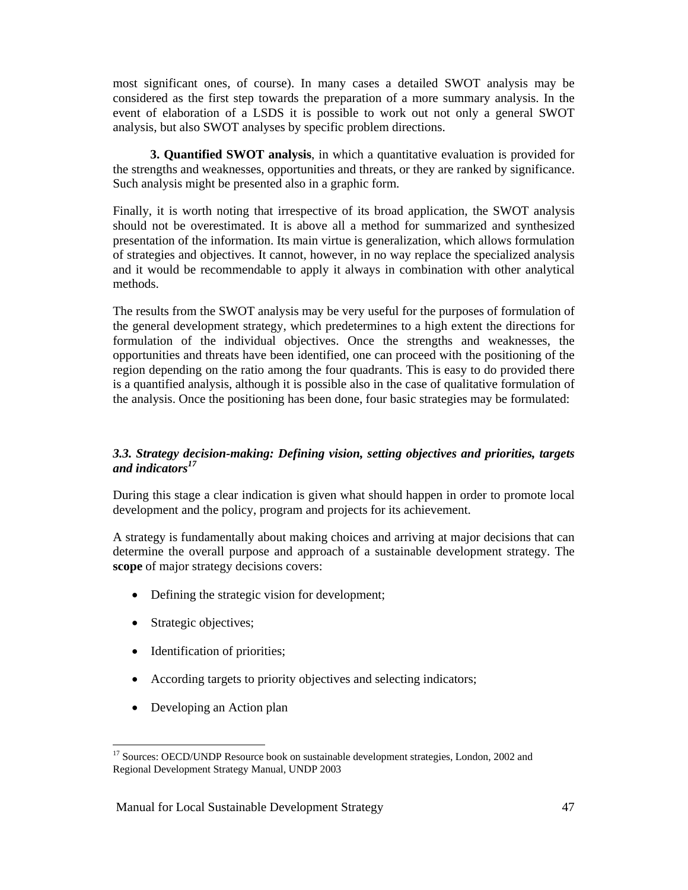most significant ones, of course). In many cases a detailed SWOT analysis may be considered as the first step towards the preparation of a more summary analysis. In the event of elaboration of a LSDS it is possible to work out not only a general SWOT analysis, but also SWOT analyses by specific problem directions.

**3. Quantified SWOT analysis**, in which a quantitative evaluation is provided for the strengths and weaknesses, opportunities and threats, or they are ranked by significance. Such analysis might be presented also in a graphic form.

Finally, it is worth noting that irrespective of its broad application, the SWOT analysis should not be overestimated. It is above all a method for summarized and synthesized presentation of the information. Its main virtue is generalization, which allows formulation of strategies and objectives. It cannot, however, in no way replace the specialized analysis and it would be recommendable to apply it always in combination with other analytical methods.

The results from the SWOT analysis may be very useful for the purposes of formulation of the general development strategy, which predetermines to a high extent the directions for formulation of the individual objectives. Once the strengths and weaknesses, the opportunities and threats have been identified, one can proceed with the positioning of the region depending on the ratio among the four quadrants. This is easy to do provided there is a quantified analysis, although it is possible also in the case of qualitative formulation of the analysis. Once the positioning has been done, four basic strategies may be formulated:

### *3.3. Strategy decision-making: Defining vision, setting objectives and priorities, targets and indicators*[17]

During this stage a clear indication is given what should happen in order to promote local development and the policy, program and projects for its achievement.

A strategy is fundamentally about making choices and arriving at major decisions that can determine the overall purpose and approach of a sustainable development strategy. The **scope** of major strategy decisions covers:

- Defining the strategic vision for development;
- Strategic objectives;
- Identification of priorities;
- According targets to priority objectives and selecting indicators;
- Developing an Action plan

---

[17] Sources: OECD/UNDP Resource book on sustainable development strategies, London, 2002 and Regional Development Strategy Manual, UNDP 2003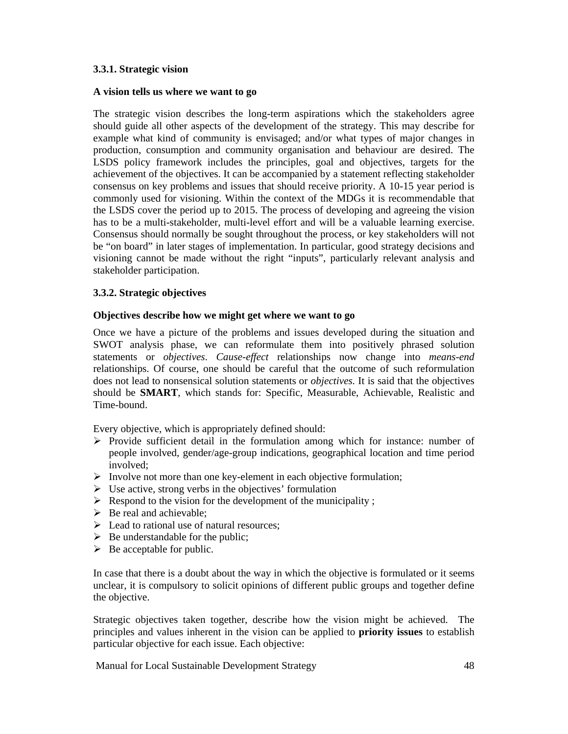### 3.3.1. Strategic vision

**A vision tells us where we want to go**

The strategic vision describes the long-term aspirations which the stakeholders agree should guide all other aspects of the development of the strategy. This may describe for example what kind of community is envisaged; and/or what types of major changes in production, consumption and community organisation and behaviour are desired. The LSDS policy framework includes the principles, goal and objectives, targets for the achievement of the objectives. It can be accompanied by a statement reflecting stakeholder consensus on key problems and issues that should receive priority. A 10-15 year period is commonly used for visioning. Within the context of the MDGs it is recommendable that the LSDS cover the period up to 2015. The process of developing and agreeing the vision has to be a multi-stakeholder, multi-level effort and will be a valuable learning exercise. Consensus should normally be sought throughout the process, or key stakeholders will not be "on board" in later stages of implementation. In particular, good strategy decisions and visioning cannot be made without the right "inputs", particularly relevant analysis and stakeholder participation.

### 3.3.2. Strategic objectives

**Objectives describe how we might get where we want to go**

Once we have a picture of the problems and issues developed during the situation and SWOT analysis phase, we can reformulate them into positively phrased solution statements or *objectives*. *Cause-effect* relationships now change into *means-end* relationships. Of course, one should be careful that the outcome of such reformulation does not lead to nonsensical solution statements or *objectives.* It is said that the objectives should be **SMART**, which stands for: Specific, Measurable, Achievable, Realistic and Time-bound.

Every objective, which is appropriately defined should:

- Provide sufficient detail in the formulation among which for instance: number of people involved, gender/age-group indications, geographical location and time period involved;
- Involve not more than one key-element in each objective formulation;
- Use active, strong verbs in the objectives' formulation
- Respond to the vision for the development of the municipality ;
- Be real and achievable;
- Lead to rational use of natural resources;
- Be understandable for the public;
- Be acceptable for public.

In case that there is a doubt about the way in which the objective is formulated or it seems unclear, it is compulsory to solicit opinions of different public groups and together define the objective.

Strategic objectives taken together, describe how the vision might be achieved. The principles and values inherent in the vision can be applied to **priority issues** to establish particular objective for each issue. Each objective: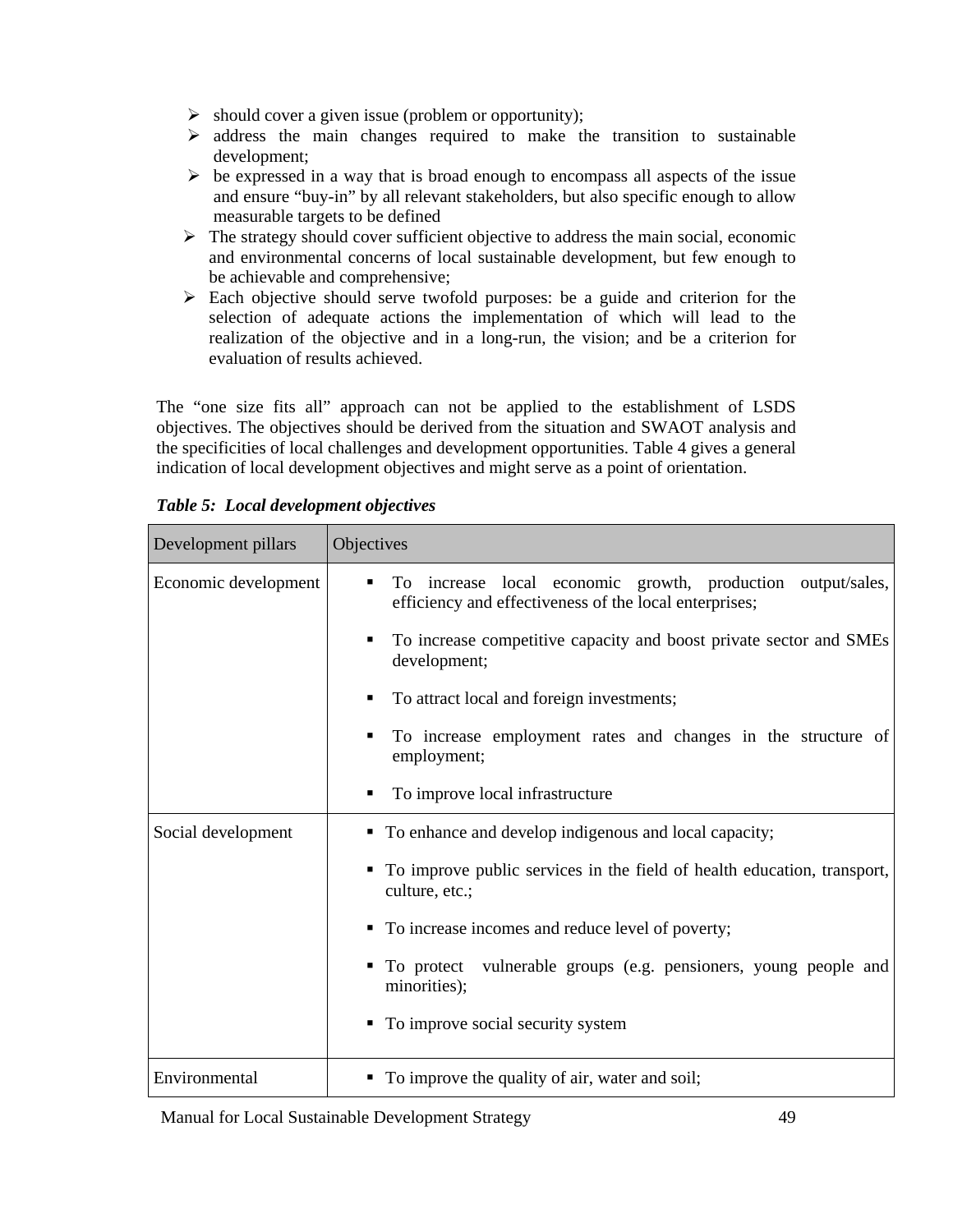- should cover a given issue (problem or opportunity);
- address the main changes required to make the transition to sustainable development;
- be expressed in a way that is broad enough to encompass all aspects of the issue and ensure "buy-in" by all relevant stakeholders, but also specific enough to allow measurable targets to be defined
- The strategy should cover sufficient objective to address the main social, economic and environmental concerns of local sustainable development, but few enough to be achievable and comprehensive;
- Each objective should serve twofold purposes: be a guide and criterion for the selection of adequate actions the implementation of which will lead to the realization of the objective and in a long-run, the vision; and be a criterion for evaluation of results achieved.

The "one size fits all" approach can not be applied to the establishment of LSDS objectives. The objectives should be derived from the situation and SWAOT analysis and the specificities of local challenges and development opportunities. Table 4 gives a general indication of local development objectives and might serve as a point of orientation.

***Table 5: Local development objectives***

| Development pillars | Objectives |
|---|---|
| Economic development | ▪ To increase local economic growth, production output/sales, efficiency and effectiveness of the local enterprises;<br>▪ To increase competitive capacity and boost private sector and SMEs development;<br>▪ To attract local and foreign investments;<br>▪ To increase employment rates and changes in the structure of employment;<br>▪ To improve local infrastructure |
| Social development | ▪ To enhance and develop indigenous and local capacity;<br>▪ To improve public services in the field of health education, transport, culture, etc.;<br>▪ To increase incomes and reduce level of poverty;<br>▪ To protect vulnerable groups (e.g. pensioners, young people and minorities);<br>▪ To improve social security system |
| Environmental | ▪ To improve the quality of air, water and soil; |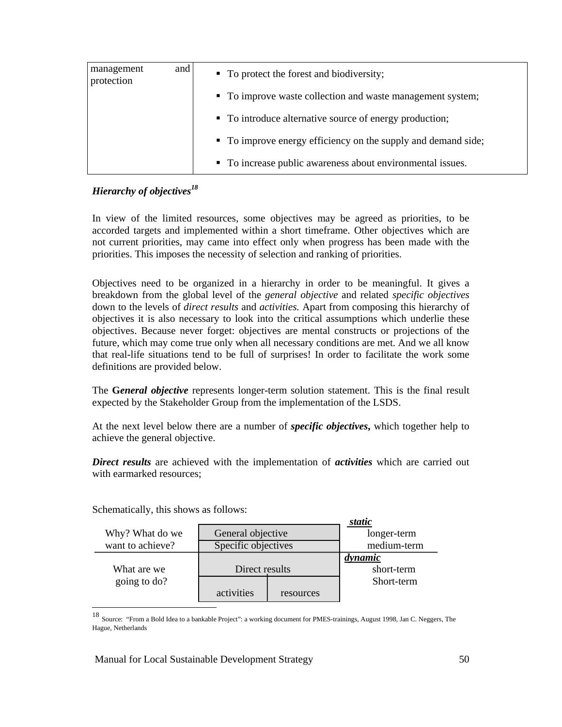| management and protection | ▪ To protect the forest and biodiversity;<br>▪ To improve waste collection and waste management system;<br>▪ To introduce alternative source of energy production;<br>▪ To improve energy efficiency on the supply and demand side;<br>▪ To increase public awareness about environmental issues. |
|---|---|

***Hierarchy of objectives***[18]

In view of the limited resources, some objectives may be agreed as priorities, to be accorded targets and implemented within a short timeframe. Other objectives which are not current priorities, may came into effect only when progress has been made with the priorities. This imposes the necessity of selection and ranking of priorities.

Objectives need to be organized in a hierarchy in order to be meaningful. It gives a breakdown from the global level of the *general objective* and related *specific objectives* down to the levels of *direct results* and *activities.* Apart from composing this hierarchy of objectives it is also necessary to look into the critical assumptions which underlie these objectives. Because never forget: objectives are mental constructs or projections of the future, which may come true only when all necessary conditions are met. And we all know that real-life situations tend to be full of surprises! In order to facilitate the work some definitions are provided below.

The **G*eneral objective*** represents longer-term solution statement. This is the final result expected by the Stakeholder Group from the implementation of the LSDS.

At the next level below there are a number of ***specific objectives*,** which together help to achieve the general objective.

***Direct results*** are achieved with the implementation of ***activities*** which are carried out with earmarked resources;

Schematically, this shows as follows:

| | | | ***static*** |
|---|---|---|---|
| Why? What do we want to achieve? | General objective | | longer-term |
| | Specific objectives | | medium-term |
| | | | ***dynamic*** |
| What are we going to do? | Direct results | | short-term |
| | activities | resources | Short-term |

[18] Source: "From a Bold Idea to a bankable Project": a working document for PMES-trainings, August 1998, Jan C. Neggers, The Hague, Netherlands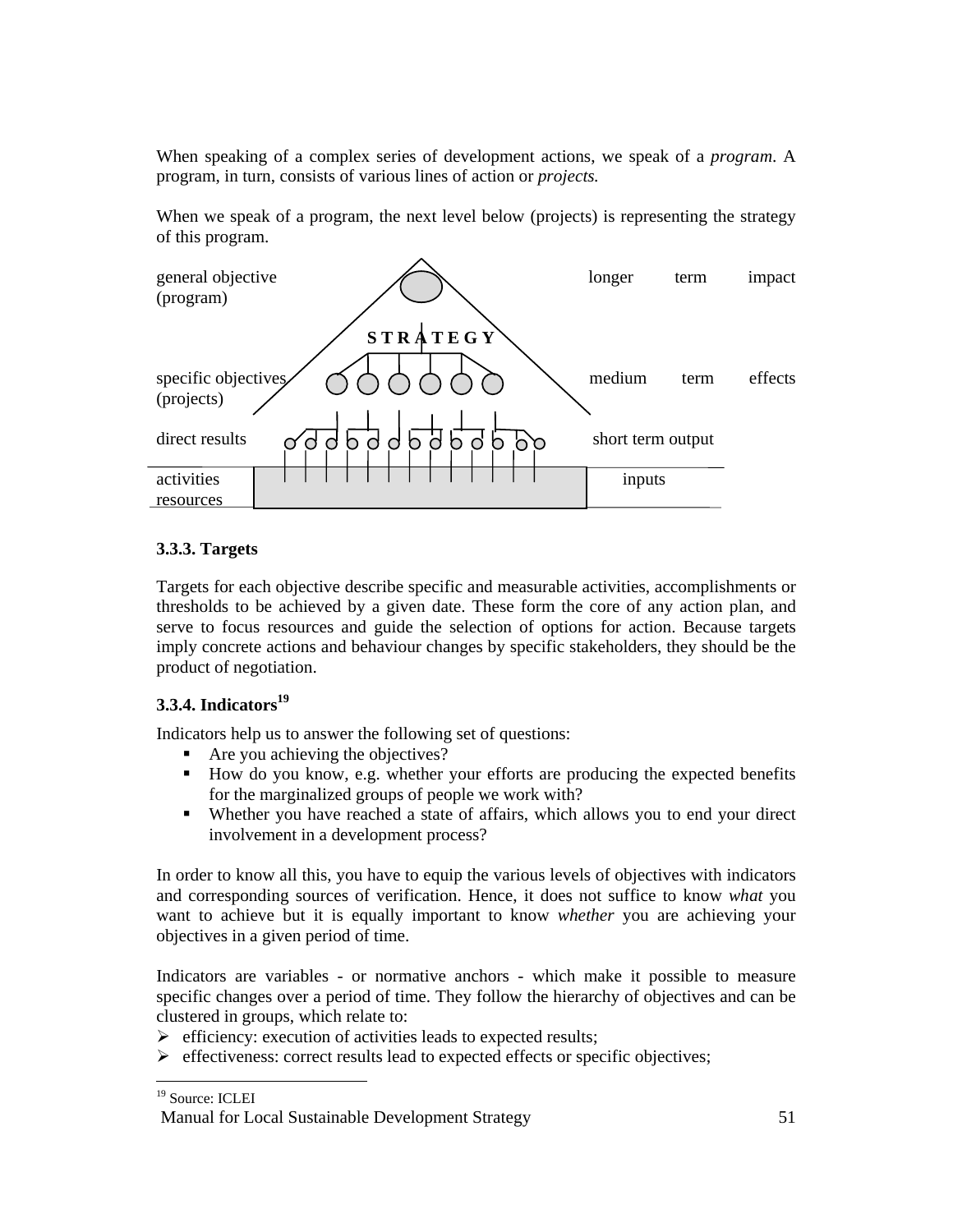When speaking of a complex series of development actions, we speak of a *program*. A program, in turn, consists of various lines of action or *projects.*

When we speak of a program, the next level below (projects) is representing the strategy of this program.

general objective (program) — longer term impact

STRATEGY

specific objectives (projects) — medium term effects

direct results — short term output

activities resources — inputs

### 3.3.3. Targets

Targets for each objective describe specific and measurable activities, accomplishments or thresholds to be achieved by a given date. These form the core of any action plan, and serve to focus resources and guide the selection of options for action. Because targets imply concrete actions and behaviour changes by specific stakeholders, they should be the product of negotiation.

### 3.3.4. Indicators[19]

Indicators help us to answer the following set of questions:

- Are you achieving the objectives?
- How do you know, e.g. whether your efforts are producing the expected benefits for the marginalized groups of people we work with?
- Whether you have reached a state of affairs, which allows you to end your direct involvement in a development process?

In order to know all this, you have to equip the various levels of objectives with indicators and corresponding sources of verification. Hence, it does not suffice to know *what* you want to achieve but it is equally important to know *whether* you are achieving your objectives in a given period of time.

Indicators are variables - or normative anchors - which make it possible to measure specific changes over a period of time. They follow the hierarchy of objectives and can be clustered in groups, which relate to:

- efficiency: execution of activities leads to expected results;
- effectiveness: correct results lead to expected effects or specific objectives;

[19] Source: ICLEI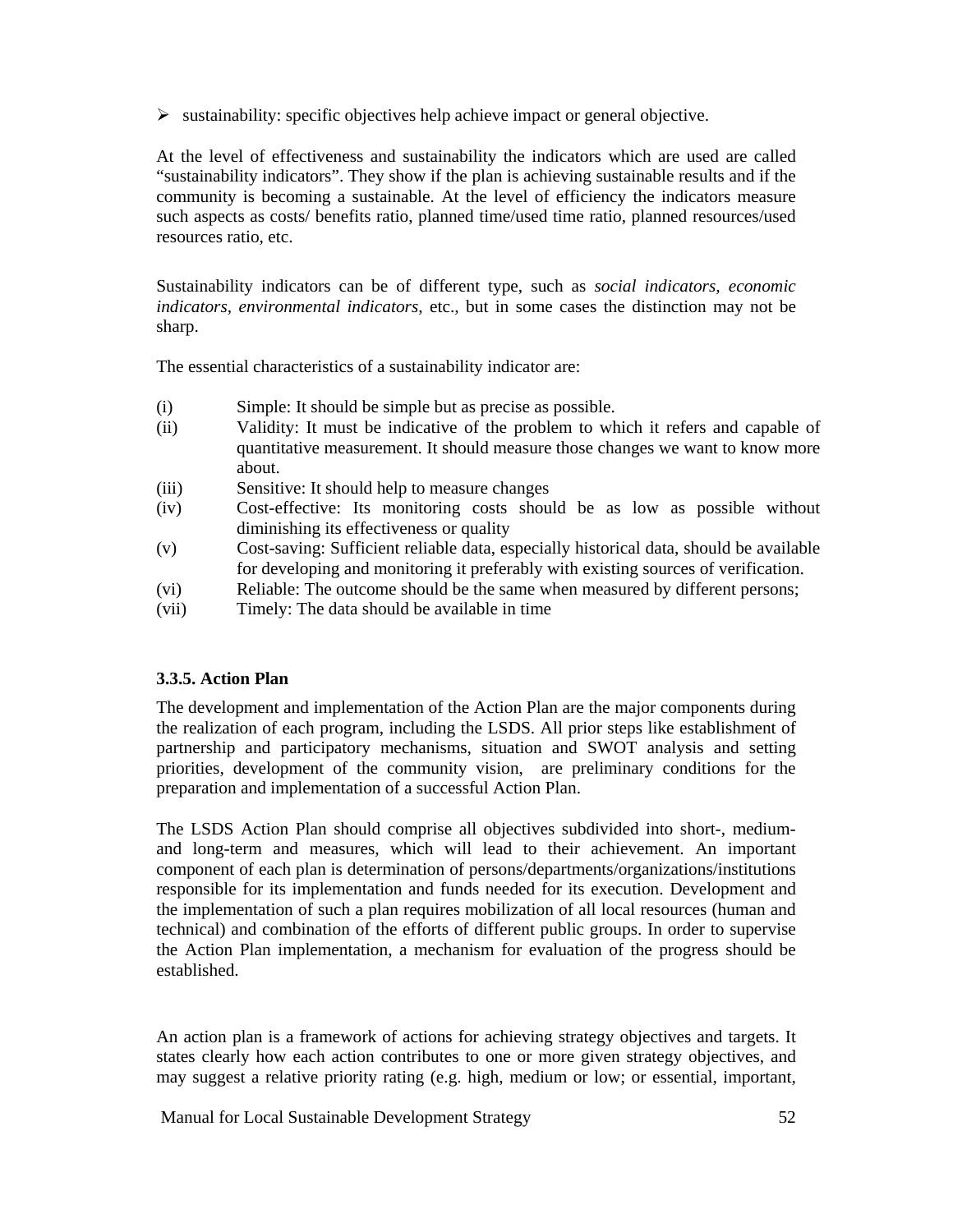- sustainability: specific objectives help achieve impact or general objective.

At the level of effectiveness and sustainability the indicators which are used are called "sustainability indicators". They show if the plan is achieving sustainable results and if the community is becoming a sustainable. At the level of efficiency the indicators measure such aspects as costs/ benefits ratio, planned time/used time ratio, planned resources/used resources ratio, etc.

Sustainability indicators can be of different type, such as *social indicators, economic indicators, environmental indicators*, etc., but in some cases the distinction may not be sharp.

The essential characteristics of a sustainability indicator are:

(i) Simple: It should be simple but as precise as possible.

(ii) Validity: It must be indicative of the problem to which it refers and capable of quantitative measurement. It should measure those changes we want to know more about.

(iii) Sensitive: It should help to measure changes

(iv) Cost-effective: Its monitoring costs should be as low as possible without diminishing its effectiveness or quality

(v) Cost-saving: Sufficient reliable data, especially historical data, should be available for developing and monitoring it preferably with existing sources of verification.

(vi) Reliable: The outcome should be the same when measured by different persons;

(vii) Timely: The data should be available in time

### 3.3.5. Action Plan

The development and implementation of the Action Plan are the major components during the realization of each program, including the LSDS. All prior steps like establishment of partnership and participatory mechanisms, situation and SWOT analysis and setting priorities, development of the community vision, are preliminary conditions for the preparation and implementation of a successful Action Plan.

The LSDS Action Plan should comprise all objectives subdivided into short-, medium- and long-term and measures, which will lead to their achievement. An important component of each plan is determination of persons/departments/organizations/institutions responsible for its implementation and funds needed for its execution. Development and the implementation of such a plan requires mobilization of all local resources (human and technical) and combination of the efforts of different public groups. In order to supervise the Action Plan implementation, a mechanism for evaluation of the progress should be established.

An action plan is a framework of actions for achieving strategy objectives and targets. It states clearly how each action contributes to one or more given strategy objectives, and may suggest a relative priority rating (e.g. high, medium or low; or essential, important,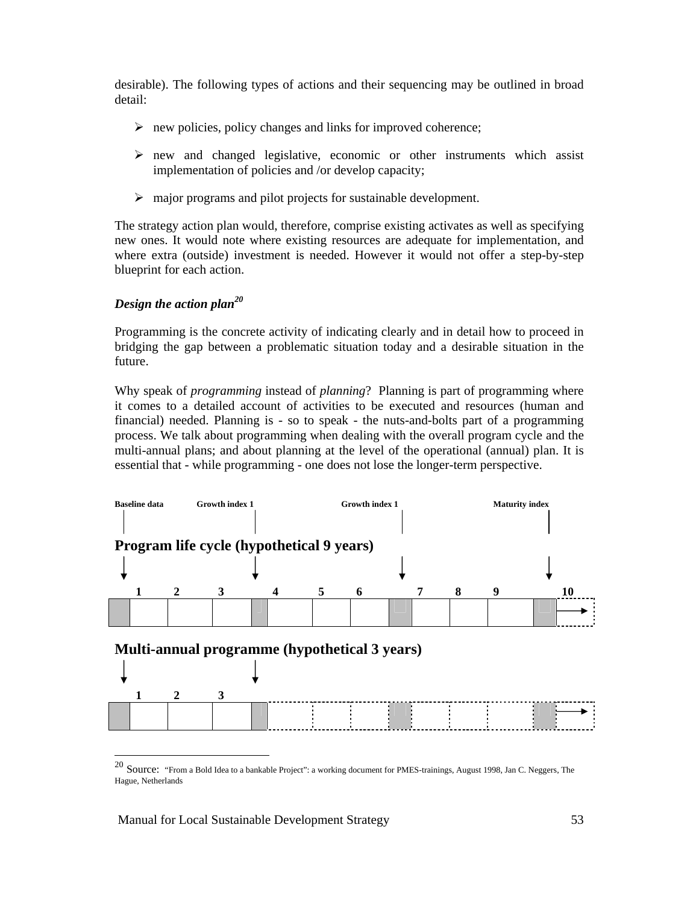desirable). The following types of actions and their sequencing may be outlined in broad detail:

- new policies, policy changes and links for improved coherence;
- new and changed legislative, economic or other instruments which assist implementation of policies and /or develop capacity;
- major programs and pilot projects for sustainable development.

The strategy action plan would, therefore, comprise existing activates as well as specifying new ones. It would note where existing resources are adequate for implementation, and where extra (outside) investment is needed. However it would not offer a step-by-step blueprint for each action.

### *Design the action plan*[20]

Programming is the concrete activity of indicating clearly and in detail how to proceed in bridging the gap between a problematic situation today and a desirable situation in the future.

Why speak of *programming* instead of *planning*? Planning is part of programming where it comes to a detailed account of activities to be executed and resources (human and financial) needed. Planning is - so to speak - the nuts-and-bolts part of a programming process. We talk about programming when dealing with the overall program cycle and the multi-annual plans; and about planning at the level of the operational (annual) plan. It is essential that - while programming - one does not lose the longer-term perspective.

**Baseline data** **Growth index 1** **Growth index 1** **Maturity index**

**Program life cycle (hypothetical 9 years)**

| | 1 | 2 | 3 | | 4 | 5 | 6 | | 7 | 8 | 9 | | 10 |
|---|---|---|---|---|---|---|---|---|---|---|---|---|---|
| | | | | | | | | | | | | | → |

**Multi-annual programme (hypothetical 3 years)**

| | 1 | 2 | 3 | | | | | | | | | | |
|---|---|---|---|---|---|---|---|---|---|---|---|---|---|
| | | | | | | | | | | | | | → |

---

[20] Source: "From a Bold Idea to a bankable Project": a working document for PMES-trainings, August 1998, Jan C. Neggers, The Hague, Netherlands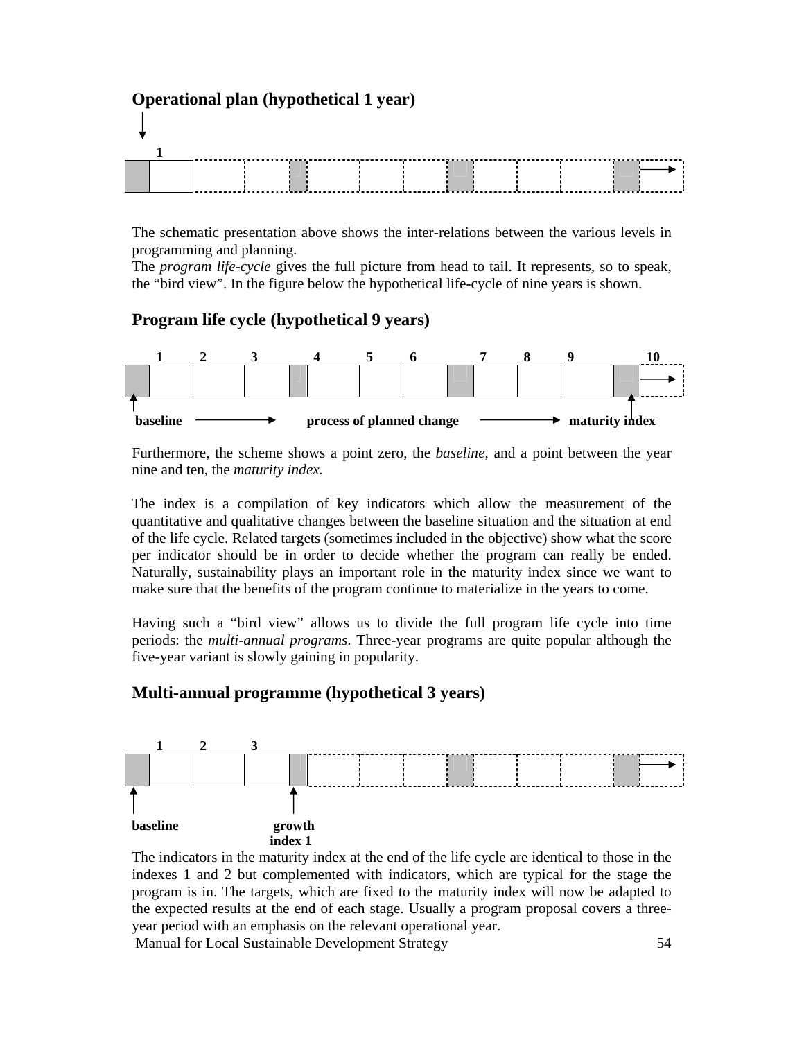**Operational plan (hypothetical 1 year)**

1

The schematic presentation above shows the inter-relations between the various levels in programming and planning.
The *program life-cycle* gives the full picture from head to tail. It represents, so to speak, the "bird view". In the figure below the hypothetical life-cycle of nine years is shown.

**Program life cycle (hypothetical 9 years)**

1 2 3 4 5 6 7 8 9 10

**baseline** ⟶ **process of planned change** ⟶ **maturity index**

Furthermore, the scheme shows a point zero, the *baseline*, and a point between the year nine and ten, the *maturity index.*

The index is a compilation of key indicators which allow the measurement of the quantitative and qualitative changes between the baseline situation and the situation at end of the life cycle. Related targets (sometimes included in the objective) show what the score per indicator should be in order to decide whether the program can really be ended. Naturally, sustainability plays an important role in the maturity index since we want to make sure that the benefits of the program continue to materialize in the years to come.

Having such a "bird view" allows us to divide the full program life cycle into time periods: the *multi-annual programs*. Three-year programs are quite popular although the five-year variant is slowly gaining in popularity.

**Multi-annual programme (hypothetical 3 years)**

1 2 3

**baseline** **growth index 1**

The indicators in the maturity index at the end of the life cycle are identical to those in the indexes 1 and 2 but complemented with indicators, which are typical for the stage the program is in. The targets, which are fixed to the maturity index will now be adapted to the expected results at the end of each stage. Usually a program proposal covers a three-year period with an emphasis on the relevant operational year.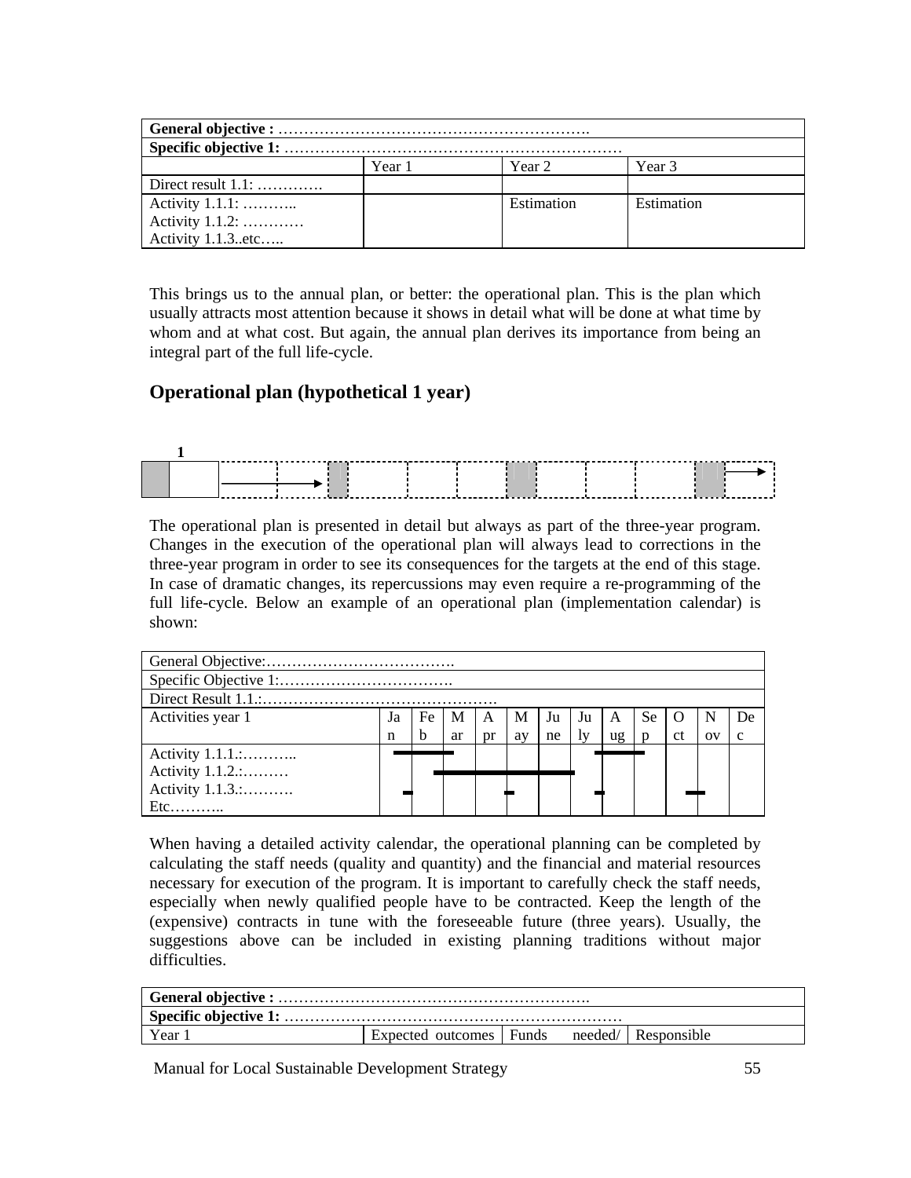| General objective : ……………………………………………………. | | | |
|---|---|---|---|
| Specific objective 1: ………………………………………………………… | | | |
| | Year 1 | Year 2 | Year 3 |
| Direct result 1.1: …………. | | | |
| Activity 1.1.1: ………..<br>Activity 1.1.2: …………<br>Activity 1.1.3..etc….. | | Estimation | Estimation |

This brings us to the annual plan, or better: the operational plan. This is the plan which usually attracts most attention because it shows in detail what will be done at what time by whom and at what cost. But again, the annual plan derives its importance from being an integral part of the full life-cycle.

## Operational plan (hypothetical 1 year)

1

The operational plan is presented in detail but always as part of the three-year program. Changes in the execution of the operational plan will always lead to corrections in the three-year program in order to see its consequences for the targets at the end of this stage. In case of dramatic changes, its repercussions may even require a re-programming of the full life-cycle. Below an example of an operational plan (implementation calendar) is shown:

| General Objective:………………………………. | | | | | | | | | | | | |
|---|---|---|---|---|---|---|---|---|---|---|---|---|
| Specific Objective 1:……………………………. | | | | | | | | | | | | |
| Direct Result 1.1.:………………………………………. | | | | | | | | | | | | |
| Activities year 1 | Jan | Feb | Mar | Apr | May | June | July | Aug | Sep | Oct | Nov | Dec |
| Activity 1.1.1.:………..<br>Activity 1.1.2.:………<br>Activity 1.1.3.:……….<br>Etc……….. | | | | | | | | | | | | |

When having a detailed activity calendar, the operational planning can be completed by calculating the staff needs (quality and quantity) and the financial and material resources necessary for execution of the program. It is important to carefully check the staff needs, especially when newly qualified people have to be contracted. Keep the length of the (expensive) contracts in tune with the foreseeable future (three years). Usually, the suggestions above can be included in existing planning traditions without major difficulties.

| General objective : ……………………………………………………. | | | |
|---|---|---|---|
| Specific objective 1: ………………………………………………………… | | | |
| Year 1 | Expected outcomes | Funds needed/ | Responsible |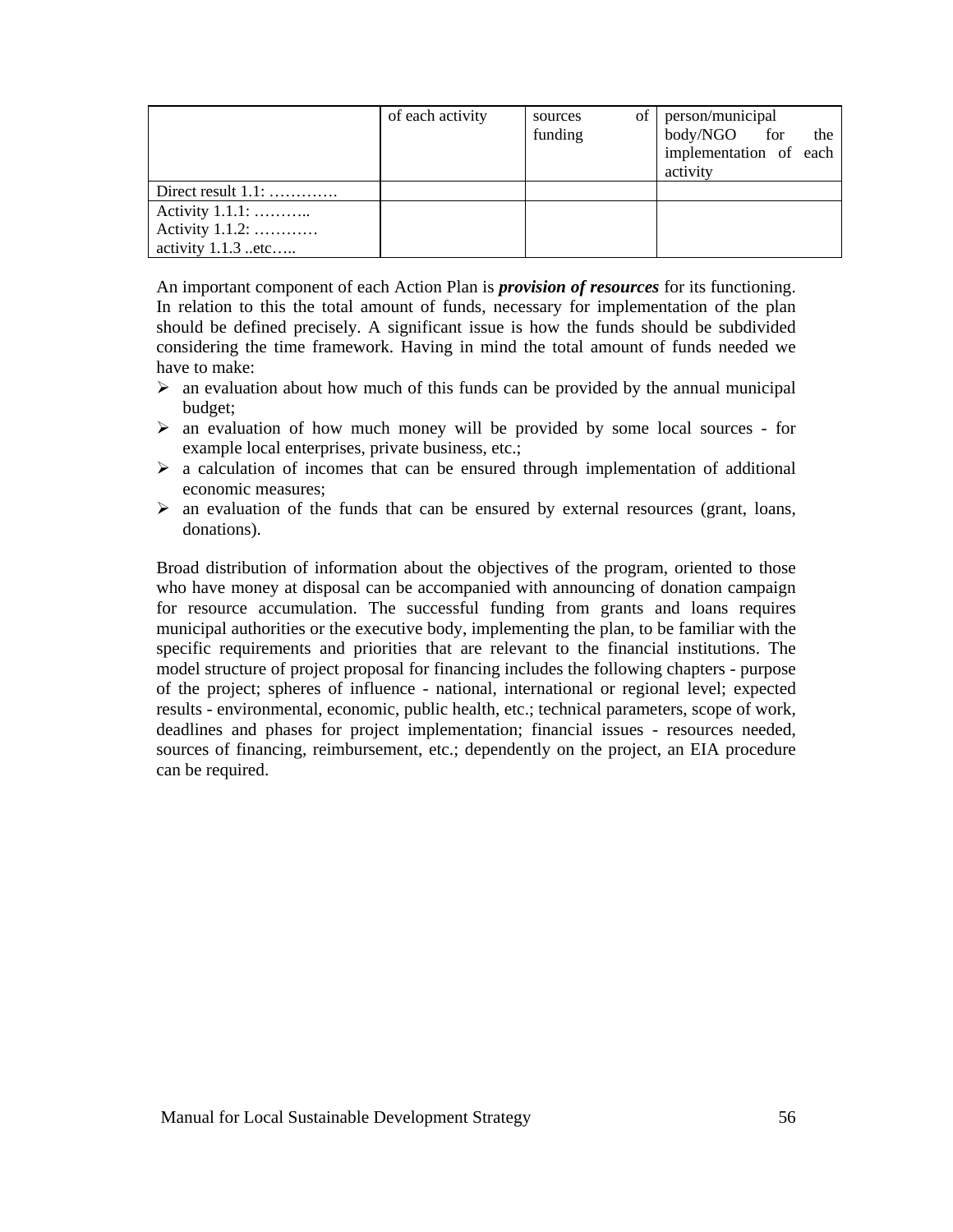| | of each activity | sources of funding | person/municipal body/NGO for the implementation of each activity |
|---|---|---|---|
| Direct result 1.1: …………. | | | |
| Activity 1.1.1: ……….. Activity 1.1.2: ………… activity 1.1.3 ..etc….. | | | |

An important component of each Action Plan is ***provision of resources*** for its functioning. In relation to this the total amount of funds, necessary for implementation of the plan should be defined precisely. A significant issue is how the funds should be subdivided considering the time framework. Having in mind the total amount of funds needed we have to make:

- an evaluation about how much of this funds can be provided by the annual municipal budget;
- an evaluation of how much money will be provided by some local sources - for example local enterprises, private business, etc.;
- a calculation of incomes that can be ensured through implementation of additional economic measures;
- an evaluation of the funds that can be ensured by external resources (grant, loans, donations).

Broad distribution of information about the objectives of the program, oriented to those who have money at disposal can be accompanied with announcing of donation campaign for resource accumulation. The successful funding from grants and loans requires municipal authorities or the executive body, implementing the plan, to be familiar with the specific requirements and priorities that are relevant to the financial institutions. The model structure of project proposal for financing includes the following chapters - purpose of the project; spheres of influence - national, international or regional level; expected results - environmental, economic, public health, etc.; technical parameters, scope of work, deadlines and phases for project implementation; financial issues - resources needed, sources of financing, reimbursement, etc.; dependently on the project, an EIA procedure can be required.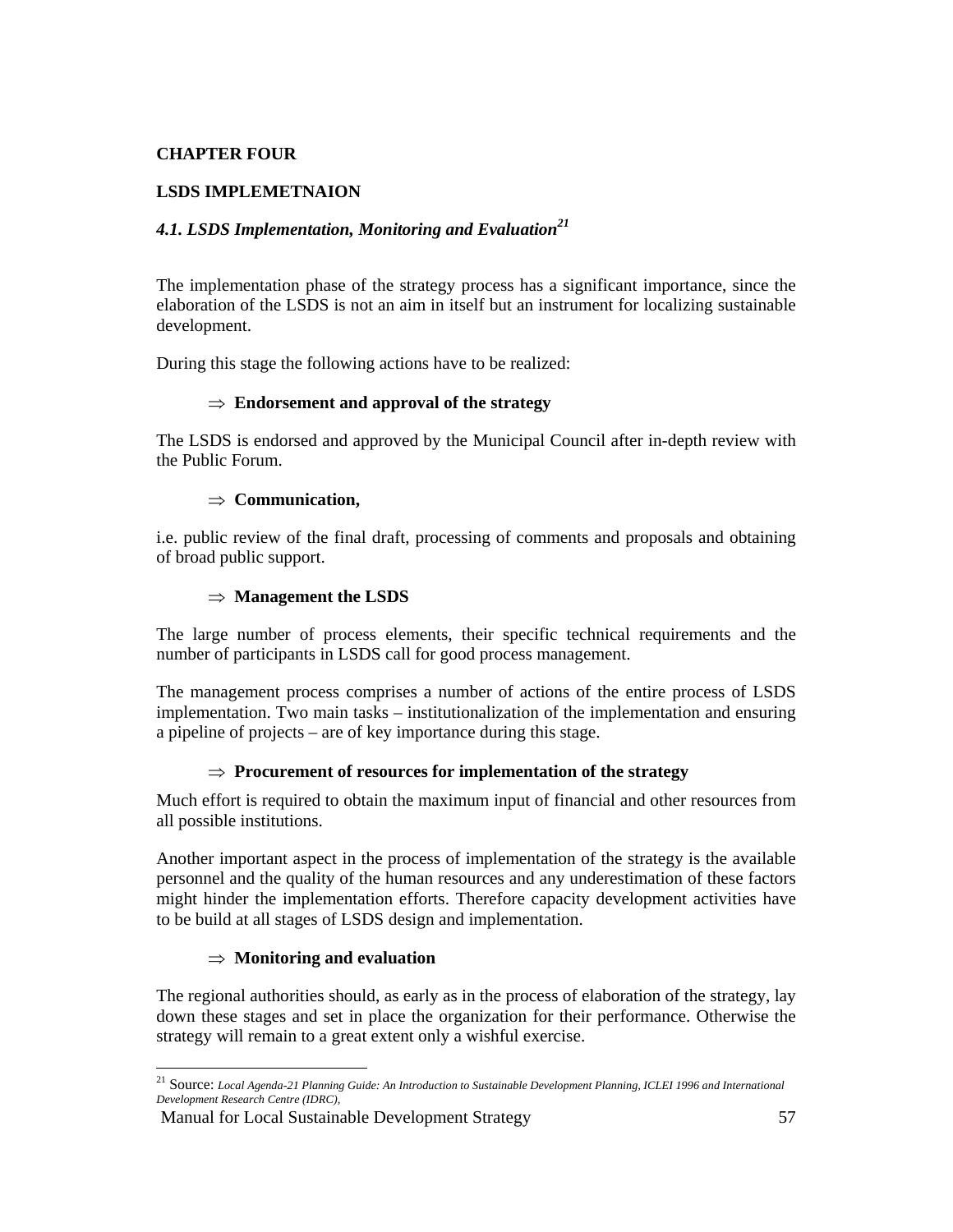# CHAPTER FOUR

## LSDS IMPLEMETNAION

### *4.1. LSDS Implementation, Monitoring and Evaluation*[21]

The implementation phase of the strategy process has a significant importance, since the elaboration of the LSDS is not an aim in itself but an instrument for localizing sustainable development.

During this stage the following actions have to be realized:

⇒ **Endorsement and approval of the strategy**

The LSDS is endorsed and approved by the Municipal Council after in-depth review with the Public Forum.

⇒ **Communication,**

i.e. public review of the final draft, processing of comments and proposals and obtaining of broad public support.

⇒ **Management the LSDS**

The large number of process elements, their specific technical requirements and the number of participants in LSDS call for good process management.

The management process comprises a number of actions of the entire process of LSDS implementation. Two main tasks – institutionalization of the implementation and ensuring a pipeline of projects – are of key importance during this stage.

⇒ **Procurement of resources for implementation of the strategy**

Much effort is required to obtain the maximum input of financial and other resources from all possible institutions.

Another important aspect in the process of implementation of the strategy is the available personnel and the quality of the human resources and any underestimation of these factors might hinder the implementation efforts. Therefore capacity development activities have to be build at all stages of LSDS design and implementation.

⇒ **Monitoring and evaluation**

The regional authorities should, as early as in the process of elaboration of the strategy, lay down these stages and set in place the organization for their performance. Otherwise the strategy will remain to a great extent only a wishful exercise.

---

[21] Source: *Local Agenda-21 Planning Guide: An Introduction to Sustainable Development Planning, ICLEI 1996 and International Development Research Centre (IDRC),*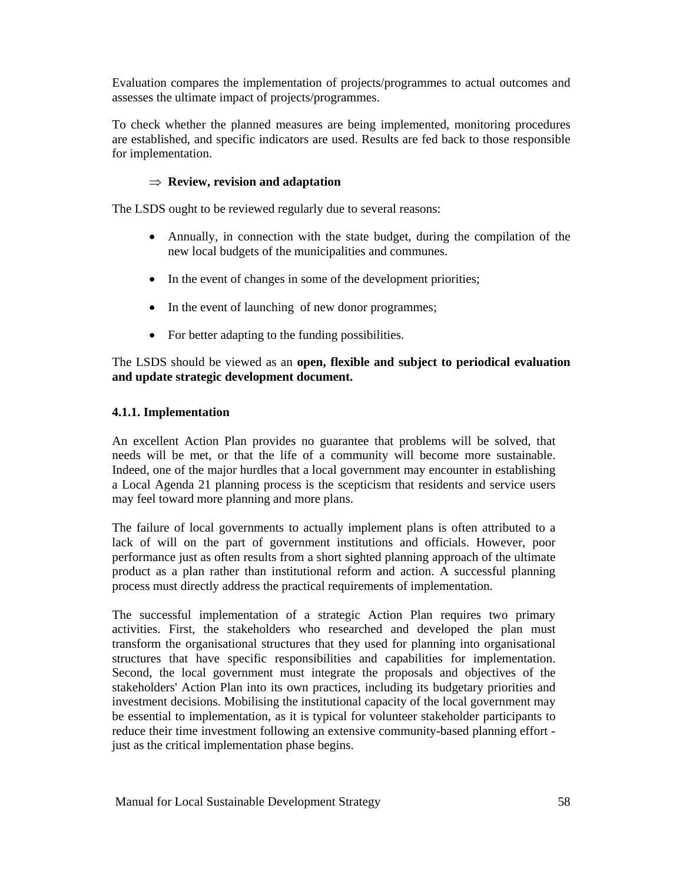Evaluation compares the implementation of projects/programmes to actual outcomes and assesses the ultimate impact of projects/programmes.

To check whether the planned measures are being implemented, monitoring procedures are established, and specific indicators are used. Results are fed back to those responsible for implementation.

⇒ **Review, revision and adaptation**

The LSDS ought to be reviewed regularly due to several reasons:

- Annually, in connection with the state budget, during the compilation of the new local budgets of the municipalities and communes.
- In the event of changes in some of the development priorities;
- In the event of launching of new donor programmes;
- For better adapting to the funding possibilities.

The LSDS should be viewed as an **open, flexible and subject to periodical evaluation and update strategic development document.**

### 4.1.1. Implementation

An excellent Action Plan provides no guarantee that problems will be solved, that needs will be met, or that the life of a community will become more sustainable. Indeed, one of the major hurdles that a local government may encounter in establishing a Local Agenda 21 planning process is the scepticism that residents and service users may feel toward more planning and more plans.

The failure of local governments to actually implement plans is often attributed to a lack of will on the part of government institutions and officials. However, poor performance just as often results from a short sighted planning approach of the ultimate product as a plan rather than institutional reform and action. A successful planning process must directly address the practical requirements of implementation.

The successful implementation of a strategic Action Plan requires two primary activities. First, the stakeholders who researched and developed the plan must transform the organisational structures that they used for planning into organisational structures that have specific responsibilities and capabilities for implementation. Second, the local government must integrate the proposals and objectives of the stakeholders' Action Plan into its own practices, including its budgetary priorities and investment decisions. Mobilising the institutional capacity of the local government may be essential to implementation, as it is typical for volunteer stakeholder participants to reduce their time investment following an extensive community-based planning effort - just as the critical implementation phase begins.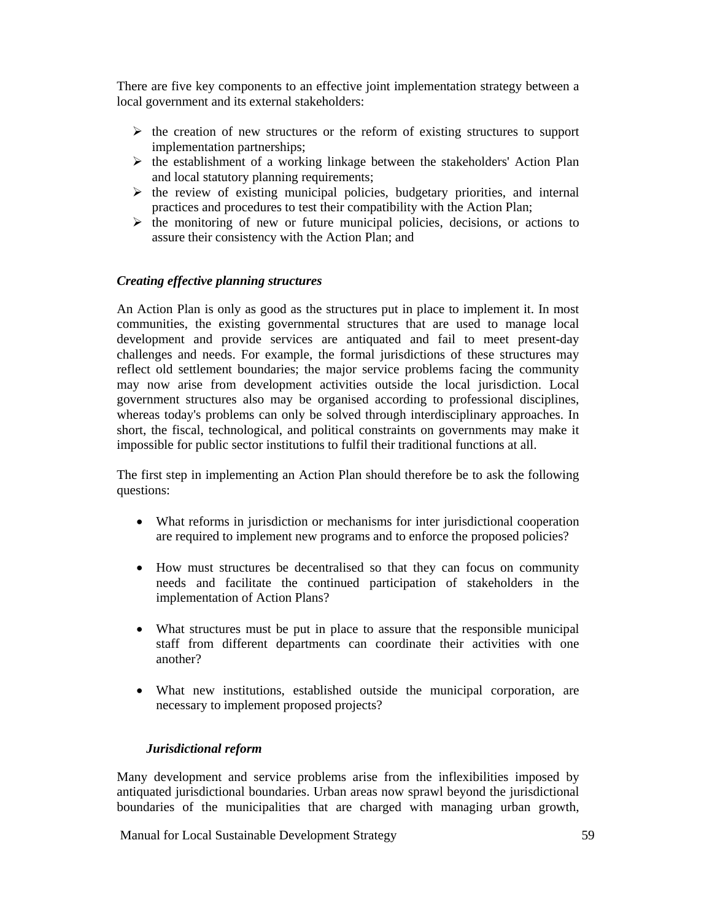There are five key components to an effective joint implementation strategy between a local government and its external stakeholders:

- the creation of new structures or the reform of existing structures to support implementation partnerships;
- the establishment of a working linkage between the stakeholders' Action Plan and local statutory planning requirements;
- the review of existing municipal policies, budgetary priorities, and internal practices and procedures to test their compatibility with the Action Plan;
- the monitoring of new or future municipal policies, decisions, or actions to assure their consistency with the Action Plan; and

### *Creating effective planning structures*

An Action Plan is only as good as the structures put in place to implement it. In most communities, the existing governmental structures that are used to manage local development and provide services are antiquated and fail to meet present-day challenges and needs. For example, the formal jurisdictions of these structures may reflect old settlement boundaries; the major service problems facing the community may now arise from development activities outside the local jurisdiction. Local government structures also may be organised according to professional disciplines, whereas today's problems can only be solved through interdisciplinary approaches. In short, the fiscal, technological, and political constraints on governments may make it impossible for public sector institutions to fulfil their traditional functions at all.

The first step in implementing an Action Plan should therefore be to ask the following questions:

- What reforms in jurisdiction or mechanisms for inter jurisdictional cooperation are required to implement new programs and to enforce the proposed policies?
- How must structures be decentralised so that they can focus on community needs and facilitate the continued participation of stakeholders in the implementation of Action Plans?
- What structures must be put in place to assure that the responsible municipal staff from different departments can coordinate their activities with one another?
- What new institutions, established outside the municipal corporation, are necessary to implement proposed projects?

#### *Jurisdictional reform*

Many development and service problems arise from the inflexibilities imposed by antiquated jurisdictional boundaries. Urban areas now sprawl beyond the jurisdictional boundaries of the municipalities that are charged with managing urban growth,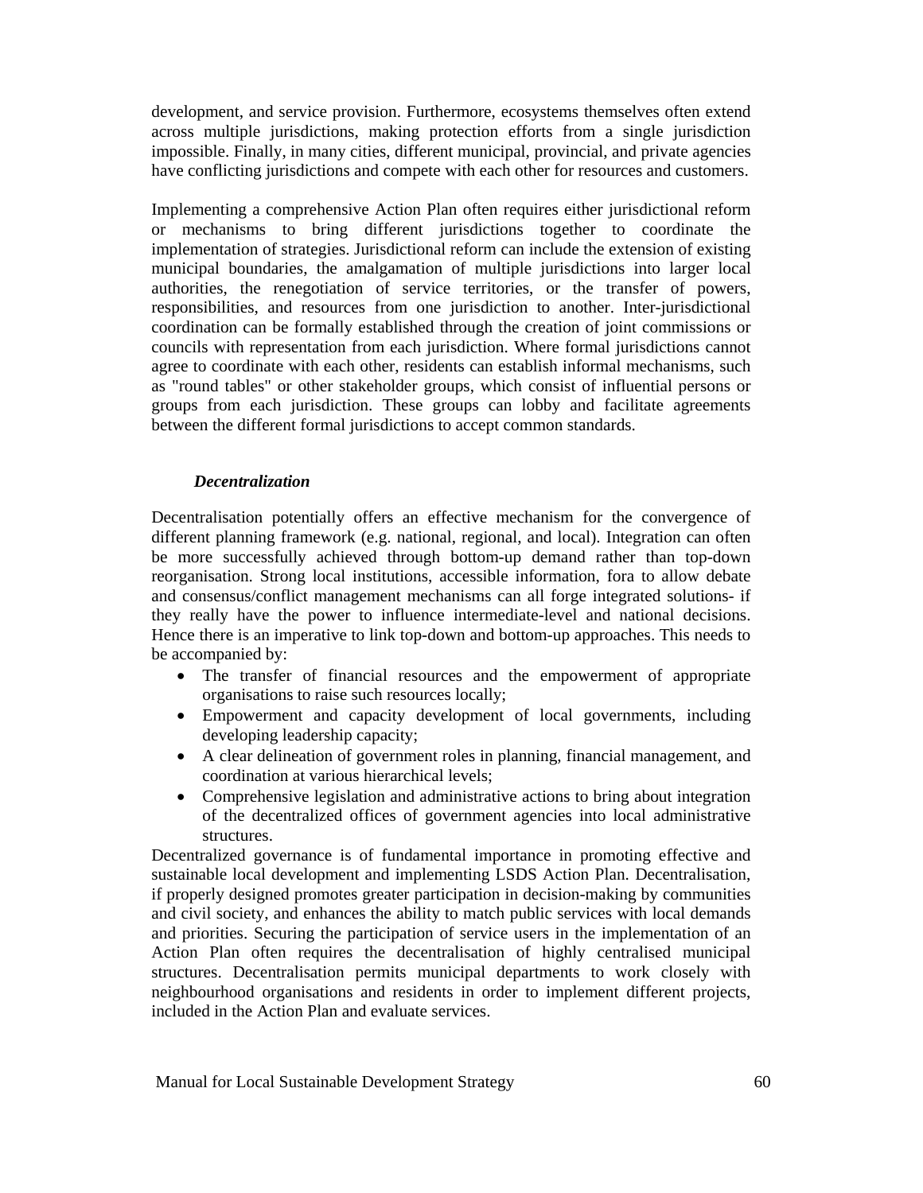development, and service provision. Furthermore, ecosystems themselves often extend across multiple jurisdictions, making protection efforts from a single jurisdiction impossible. Finally, in many cities, different municipal, provincial, and private agencies have conflicting jurisdictions and compete with each other for resources and customers.

Implementing a comprehensive Action Plan often requires either jurisdictional reform or mechanisms to bring different jurisdictions together to coordinate the implementation of strategies. Jurisdictional reform can include the extension of existing municipal boundaries, the amalgamation of multiple jurisdictions into larger local authorities, the renegotiation of service territories, or the transfer of powers, responsibilities, and resources from one jurisdiction to another. Inter-jurisdictional coordination can be formally established through the creation of joint commissions or councils with representation from each jurisdiction. Where formal jurisdictions cannot agree to coordinate with each other, residents can establish informal mechanisms, such as "round tables" or other stakeholder groups, which consist of influential persons or groups from each jurisdiction. These groups can lobby and facilitate agreements between the different formal jurisdictions to accept common standards.

### *Decentralization*

Decentralisation potentially offers an effective mechanism for the convergence of different planning framework (e.g. national, regional, and local). Integration can often be more successfully achieved through bottom-up demand rather than top-down reorganisation. Strong local institutions, accessible information, fora to allow debate and consensus/conflict management mechanisms can all forge integrated solutions- if they really have the power to influence intermediate-level and national decisions. Hence there is an imperative to link top-down and bottom-up approaches. This needs to be accompanied by:

- The transfer of financial resources and the empowerment of appropriate organisations to raise such resources locally;
- Empowerment and capacity development of local governments, including developing leadership capacity;
- A clear delineation of government roles in planning, financial management, and coordination at various hierarchical levels;
- Comprehensive legislation and administrative actions to bring about integration of the decentralized offices of government agencies into local administrative structures.

Decentralized governance is of fundamental importance in promoting effective and sustainable local development and implementing LSDS Action Plan. Decentralisation, if properly designed promotes greater participation in decision-making by communities and civil society, and enhances the ability to match public services with local demands and priorities. Securing the participation of service users in the implementation of an Action Plan often requires the decentralisation of highly centralised municipal structures. Decentralisation permits municipal departments to work closely with neighbourhood organisations and residents in order to implement different projects, included in the Action Plan and evaluate services.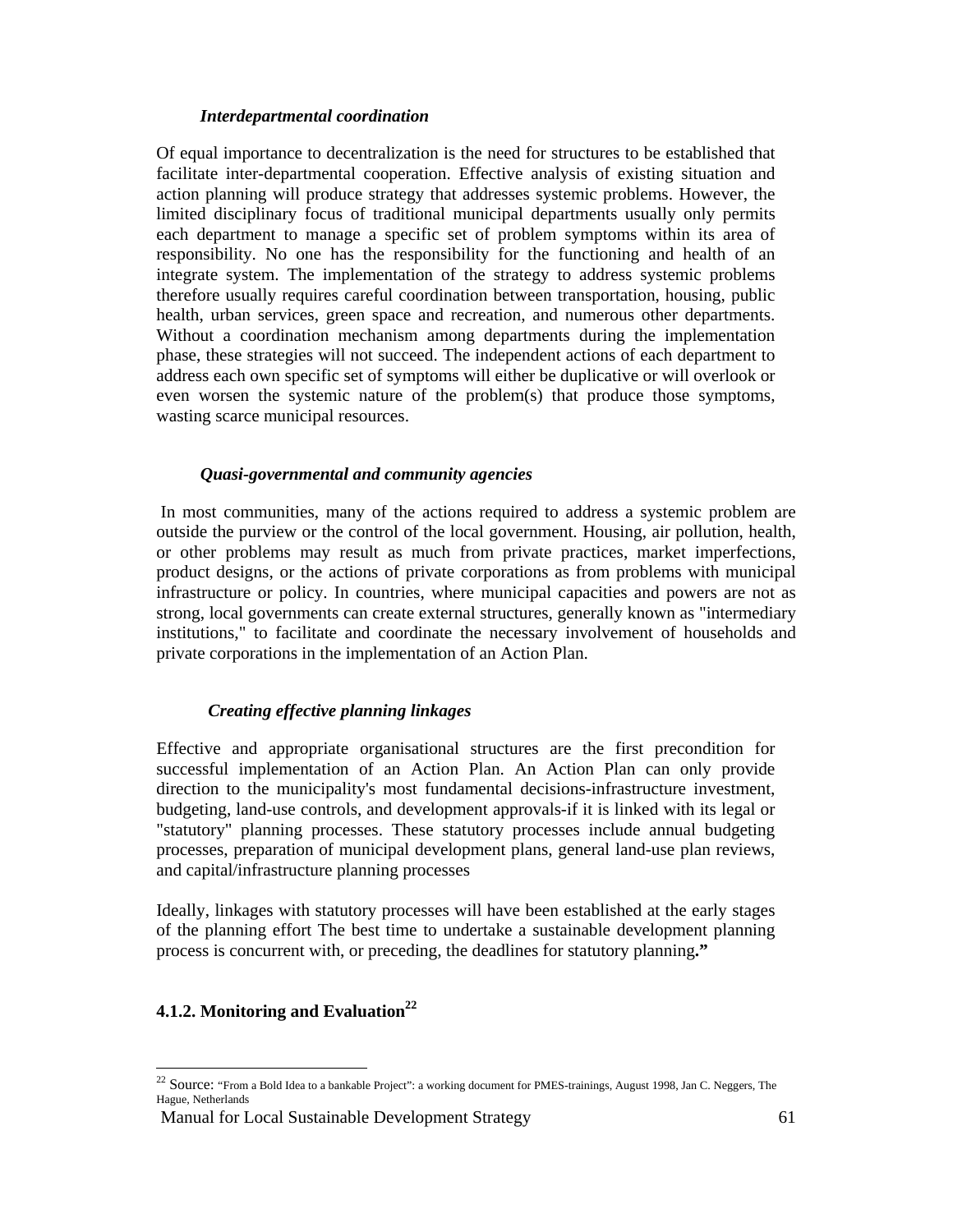*Interdepartmental coordination*

Of equal importance to decentralization is the need for structures to be established that facilitate inter-departmental cooperation. Effective analysis of existing situation and action planning will produce strategy that addresses systemic problems. However, the limited disciplinary focus of traditional municipal departments usually only permits each department to manage a specific set of problem symptoms within its area of responsibility. No one has the responsibility for the functioning and health of an integrate system. The implementation of the strategy to address systemic problems therefore usually requires careful coordination between transportation, housing, public health, urban services, green space and recreation, and numerous other departments. Without a coordination mechanism among departments during the implementation phase, these strategies will not succeed. The independent actions of each department to address each own specific set of symptoms will either be duplicative or will overlook or even worsen the systemic nature of the problem(s) that produce those symptoms, wasting scarce municipal resources.

*Quasi-governmental and community agencies*

In most communities, many of the actions required to address a systemic problem are outside the purview or the control of the local government. Housing, air pollution, health, or other problems may result as much from private practices, market imperfections, product designs, or the actions of private corporations as from problems with municipal infrastructure or policy. In countries, where municipal capacities and powers are not as strong, local governments can create external structures, generally known as "intermediary institutions," to facilitate and coordinate the necessary involvement of households and private corporations in the implementation of an Action Plan.

*Creating effective planning linkages*

Effective and appropriate organisational structures are the first precondition for successful implementation of an Action Plan. An Action Plan can only provide direction to the municipality's most fundamental decisions-infrastructure investment, budgeting, land-use controls, and development approvals-if it is linked with its legal or "statutory" planning processes. These statutory processes include annual budgeting processes, preparation of municipal development plans, general land-use plan reviews, and capital/infrastructure planning processes

Ideally, linkages with statutory processes will have been established at the early stages of the planning effort The best time to undertake a sustainable development planning process is concurrent with, or preceding, the deadlines for statutory planning**."**

### 4.1.2. Monitoring and Evaluation[22]

---

[22] Source: "From a Bold Idea to a bankable Project": a working document for PMES-trainings, August 1998, Jan C. Neggers, The Hague, Netherlands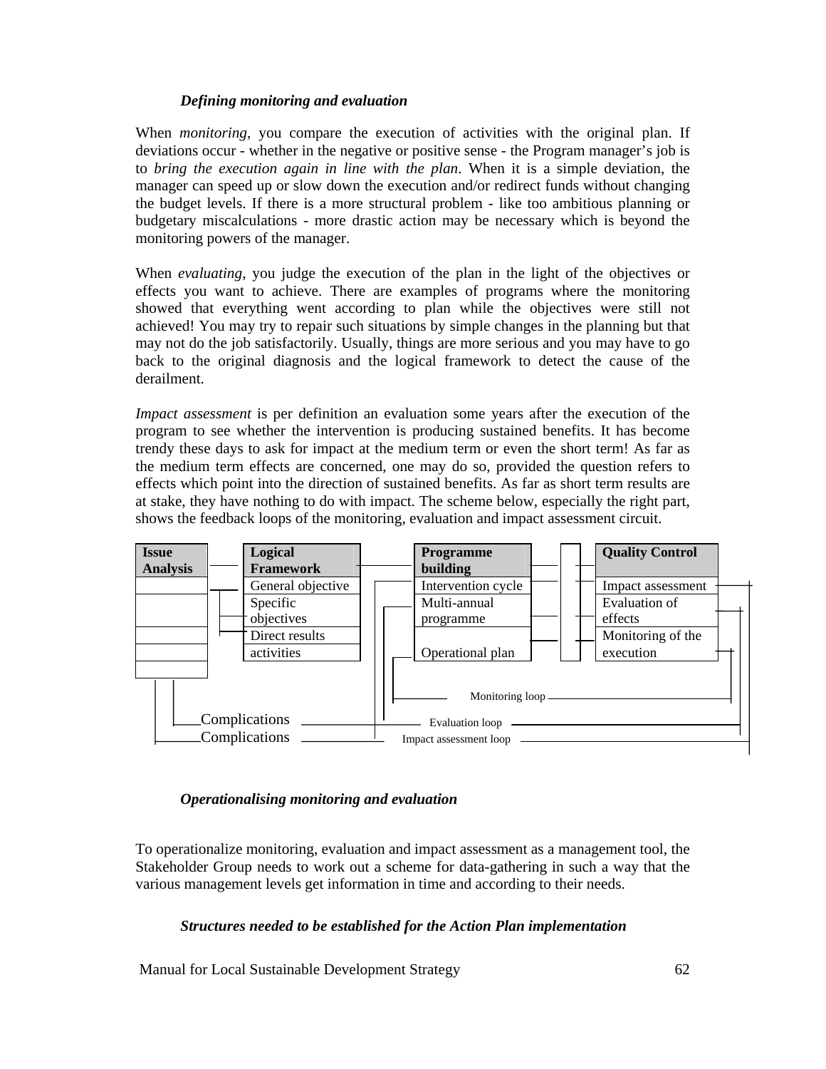### *Defining monitoring and evaluation*

When *monitoring*, you compare the execution of activities with the original plan. If deviations occur - whether in the negative or positive sense - the Program manager's job is to *bring the execution again in line with the plan*. When it is a simple deviation, the manager can speed up or slow down the execution and/or redirect funds without changing the budget levels. If there is a more structural problem - like too ambitious planning or budgetary miscalculations - more drastic action may be necessary which is beyond the monitoring powers of the manager.

When *evaluating*, you judge the execution of the plan in the light of the objectives or effects you want to achieve. There are examples of programs where the monitoring showed that everything went according to plan while the objectives were still not achieved! You may try to repair such situations by simple changes in the planning but that may not do the job satisfactorily. Usually, things are more serious and you may have to go back to the original diagnosis and the logical framework to detect the cause of the derailment.

*Impact assessment* is per definition an evaluation some years after the execution of the program to see whether the intervention is producing sustained benefits. It has become trendy these days to ask for impact at the medium term or even the short term! As far as the medium term effects are concerned, one may do so, provided the question refers to effects which point into the direction of sustained benefits. As far as short term results are at stake, they have nothing to do with impact. The scheme below, especially the right part, shows the feedback loops of the monitoring, evaluation and impact assessment circuit.

| Issue Analysis | Logical Framework | Programme building | Quality Control |
|---|---|---|---|
| | General objective | Intervention cycle | Impact assessment |
| | Specific objectives | Multi-annual programme | Evaluation of effects |
| | Direct results | | Monitoring of the execution |
| | activities | Operational plan | |

Monitoring loop

Complications — Evaluation loop

Complications — Impact assessment loop

### *Operationalising monitoring and evaluation*

To operationalize monitoring, evaluation and impact assessment as a management tool, the Stakeholder Group needs to work out a scheme for data-gathering in such a way that the various management levels get information in time and according to their needs.

### *Structures needed to be established for the Action Plan implementation*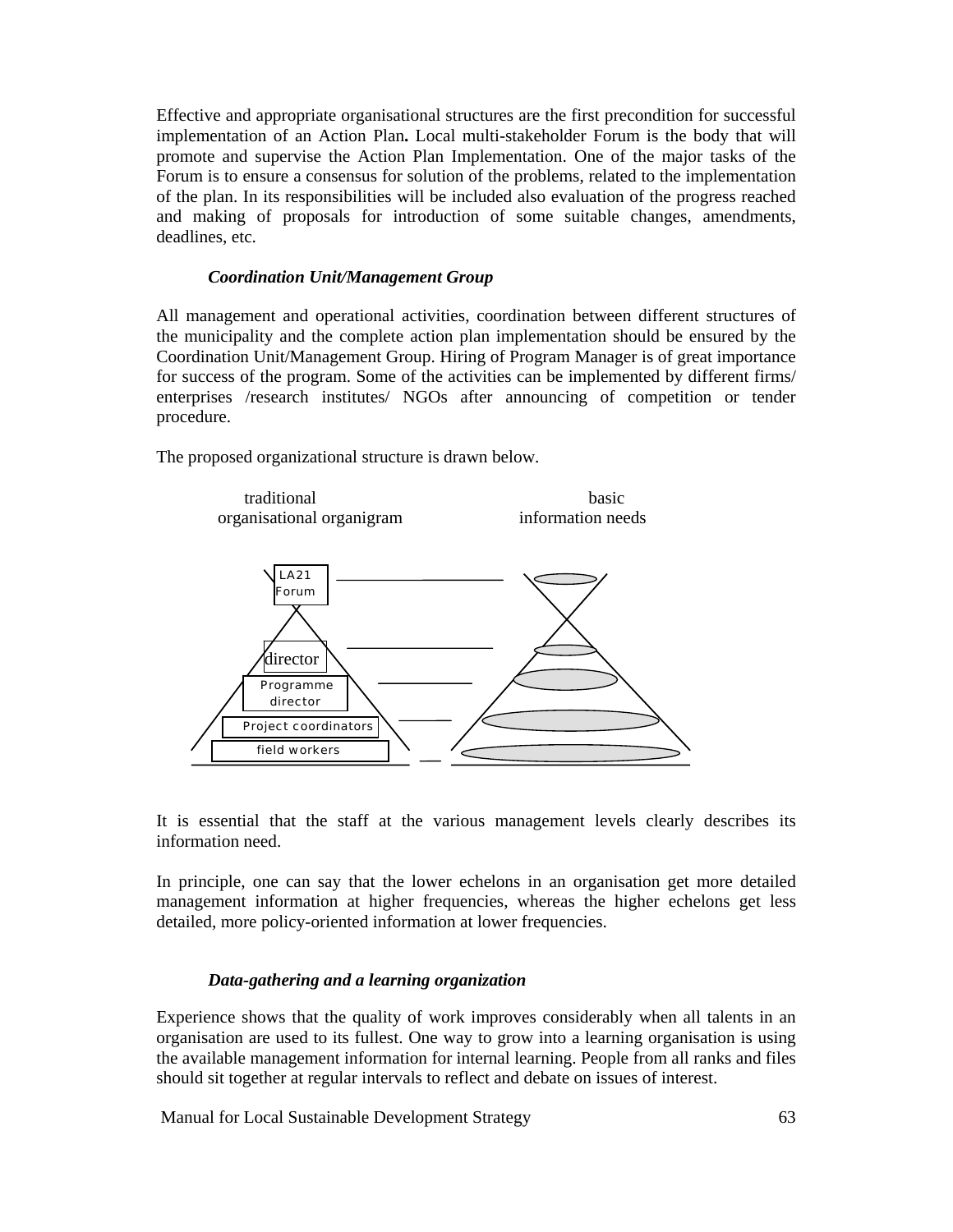Effective and appropriate organisational structures are the first precondition for successful implementation of an Action Plan**.** Local multi-stakeholder Forum is the body that will promote and supervise the Action Plan Implementation. One of the major tasks of the Forum is to ensure a consensus for solution of the problems, related to the implementation of the plan. In its responsibilities will be included also evaluation of the progress reached and making of proposals for introduction of some suitable changes, amendments, deadlines, etc.

***Coordination Unit/Management Group***

All management and operational activities, coordination between different structures of the municipality and the complete action plan implementation should be ensured by the Coordination Unit/Management Group. Hiring of Program Manager is of great importance for success of the program. Some of the activities can be implemented by different firms/ enterprises /research institutes/ NGOs after announcing of competition or tender procedure.

The proposed organizational structure is drawn below.

traditional organisational organigram — basic information needs

LA21 Forum

director

Programme director

Project coordinators

field workers

It is essential that the staff at the various management levels clearly describes its information need.

In principle, one can say that the lower echelons in an organisation get more detailed management information at higher frequencies, whereas the higher echelons get less detailed, more policy-oriented information at lower frequencies.

***Data-gathering and a learning organization***

Experience shows that the quality of work improves considerably when all talents in an organisation are used to its fullest. One way to grow into a learning organisation is using the available management information for internal learning. People from all ranks and files should sit together at regular intervals to reflect and debate on issues of interest.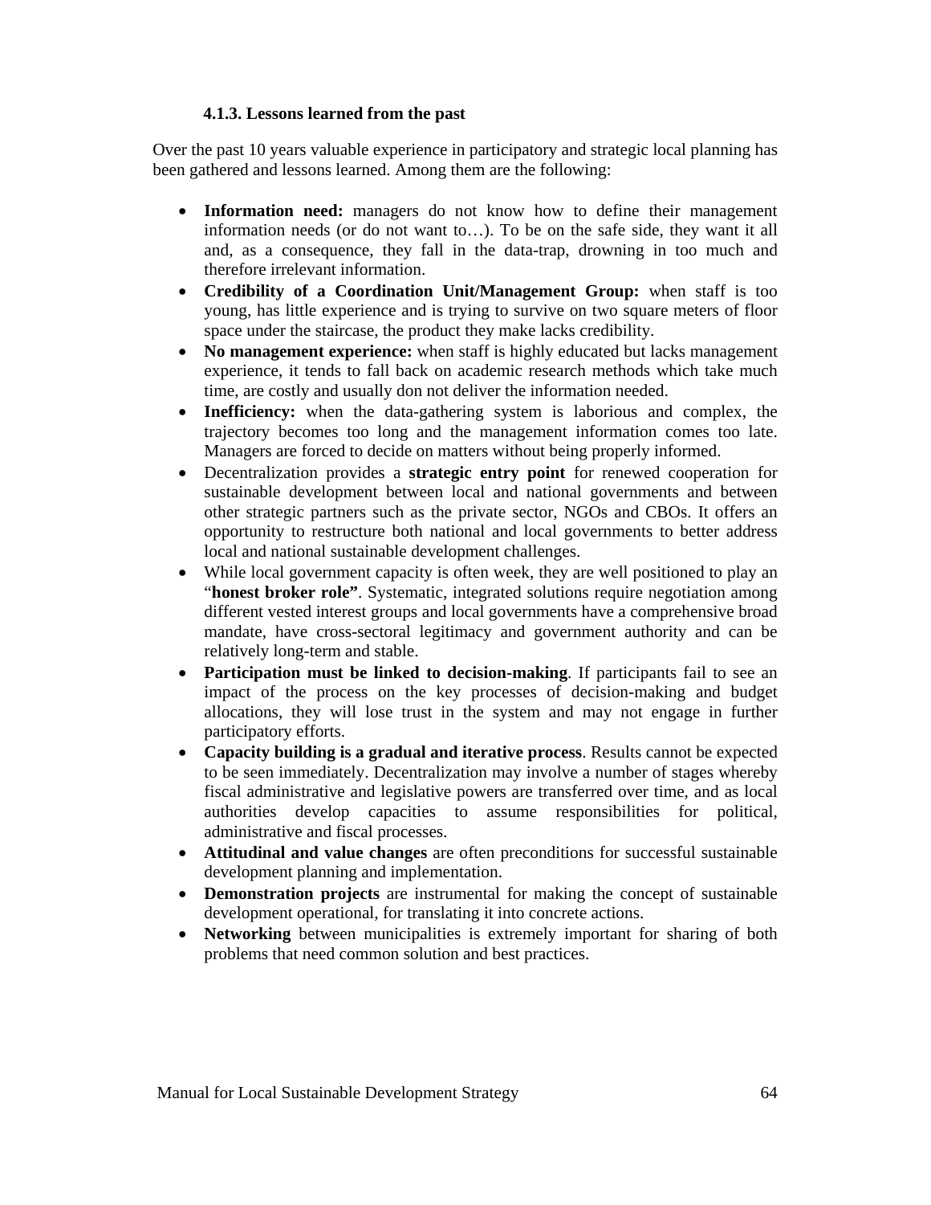### 4.1.3. Lessons learned from the past

Over the past 10 years valuable experience in participatory and strategic local planning has been gathered and lessons learned. Among them are the following:

- **Information need:** managers do not know how to define their management information needs (or do not want to…). To be on the safe side, they want it all and, as a consequence, they fall in the data-trap, drowning in too much and therefore irrelevant information.
- **Credibility of a Coordination Unit/Management Group:** when staff is too young, has little experience and is trying to survive on two square meters of floor space under the staircase, the product they make lacks credibility.
- **No management experience:** when staff is highly educated but lacks management experience, it tends to fall back on academic research methods which take much time, are costly and usually don not deliver the information needed.
- **Inefficiency:** when the data-gathering system is laborious and complex, the trajectory becomes too long and the management information comes too late. Managers are forced to decide on matters without being properly informed.
- Decentralization provides a **strategic entry point** for renewed cooperation for sustainable development between local and national governments and between other strategic partners such as the private sector, NGOs and CBOs. It offers an opportunity to restructure both national and local governments to better address local and national sustainable development challenges.
- While local government capacity is often week, they are well positioned to play an "**honest broker role"**. Systematic, integrated solutions require negotiation among different vested interest groups and local governments have a comprehensive broad mandate, have cross-sectoral legitimacy and government authority and can be relatively long-term and stable.
- **Participation must be linked to decision-making**. If participants fail to see an impact of the process on the key processes of decision-making and budget allocations, they will lose trust in the system and may not engage in further participatory efforts.
- **Capacity building is a gradual and iterative process**. Results cannot be expected to be seen immediately. Decentralization may involve a number of stages whereby fiscal administrative and legislative powers are transferred over time, and as local authorities develop capacities to assume responsibilities for political, administrative and fiscal processes.
- **Attitudinal and value changes** are often preconditions for successful sustainable development planning and implementation.
- **Demonstration projects** are instrumental for making the concept of sustainable development operational, for translating it into concrete actions.
- **Networking** between municipalities is extremely important for sharing of both problems that need common solution and best practices.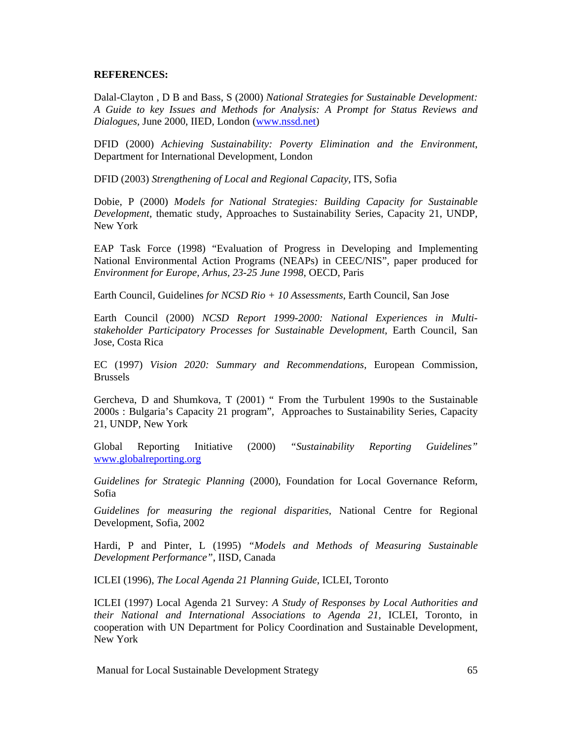**REFERENCES:**

Dalal-Clayton , D B and Bass, S (2000) *National Strategies for Sustainable Development: A Guide to key Issues and Methods for Analysis: A Prompt for Status Reviews and Dialogues*, June 2000, IIED, London (www.nssd.net)

DFID (2000) *Achieving Sustainability: Poverty Elimination and the Environment*, Department for International Development, London

DFID (2003) *Strengthening of Local and Regional Capacity*, ITS, Sofia

Dobie, P (2000) *Models for National Strategies: Building Capacity for Sustainable Development*, thematic study, Approaches to Sustainability Series, Capacity 21, UNDP, New York

EAP Task Force (1998) "Evaluation of Progress in Developing and Implementing National Environmental Action Programs (NEAPs) in CEEC/NIS", paper produced for *Environment for Europe, Arhus, 23-25 June 1998*, OECD, Paris

Earth Council, Guidelines *for NCSD Rio + 10 Assessments*, Earth Council, San Jose

Earth Council (2000) *NCSD Report 1999-2000: National Experiences in Multi-stakeholder Participatory Processes for Sustainable Development*, Earth Council, San Jose, Costa Rica

EC (1997) *Vision 2020: Summary and Recommendations*, European Commission, Brussels

Gercheva, D and Shumkova, T (2001) " From the Turbulent 1990s to the Sustainable 2000s : Bulgaria's Capacity 21 program", Approaches to Sustainability Series, Capacity 21, UNDP, New York

Global Reporting Initiative (2000) *"Sustainability Reporting Guidelines"* www.globalreporting.org

*Guidelines for Strategic Planning* (2000), Foundation for Local Governance Reform, Sofia

*Guidelines for measuring the regional disparities*, National Centre for Regional Development, Sofia, 2002

Hardi, P and Pinter, L (1995) *"Models and Methods of Measuring Sustainable Development Performance"*, IISD, Canada

ICLEI (1996), *The Local Agenda 21 Planning Guide*, ICLEI, Toronto

ICLEI (1997) Local Agenda 21 Survey: *A Study of Responses by Local Authorities and their National and International Associations to Agenda 21*, ICLEI, Toronto, in cooperation with UN Department for Policy Coordination and Sustainable Development, New York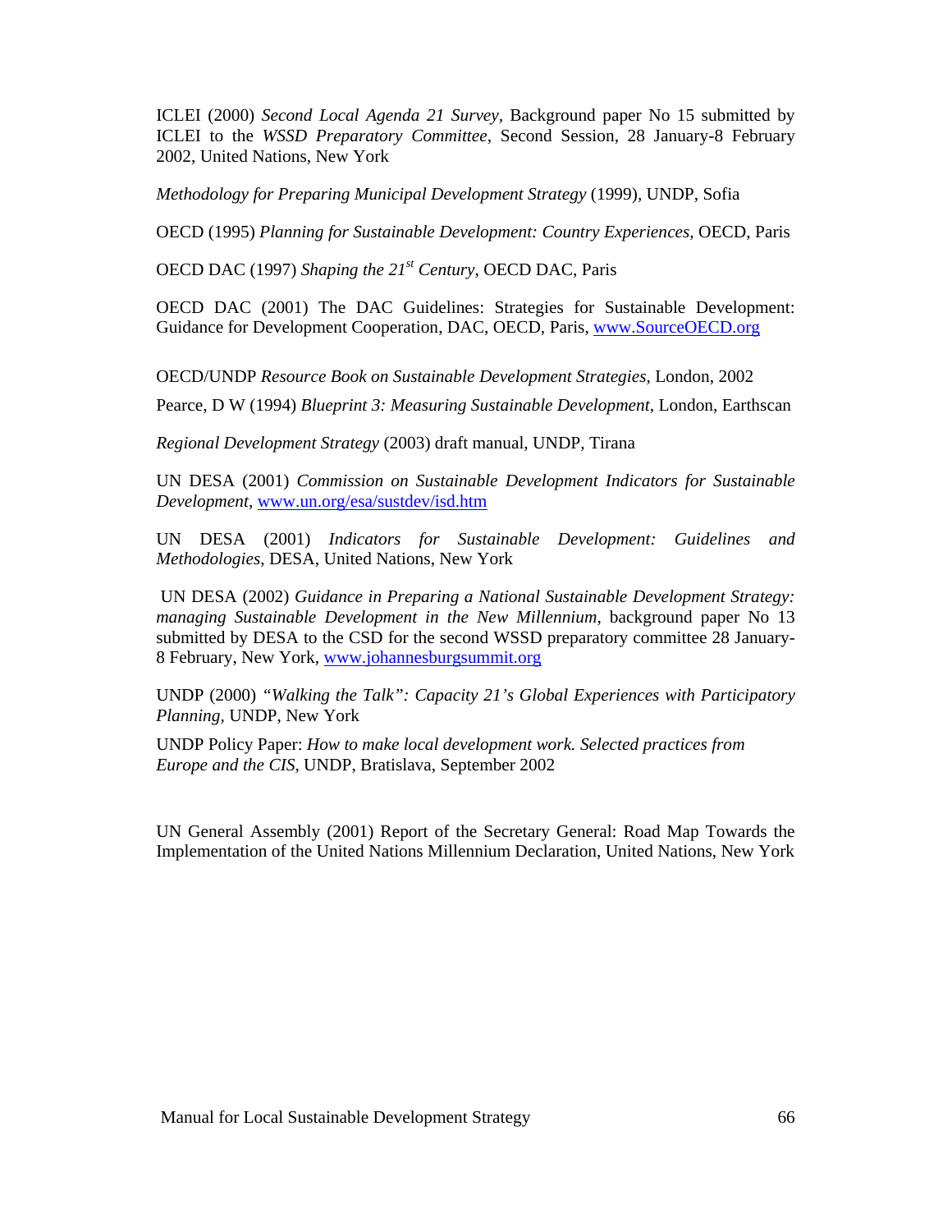ICLEI (2000) *Second Local Agenda 21 Survey*, Background paper No 15 submitted by ICLEI to the *WSSD Preparatory Committee*, Second Session, 28 January-8 February 2002, United Nations, New York

*Methodology for Preparing Municipal Development Strategy* (1999), UNDP, Sofia

OECD (1995) *Planning for Sustainable Development: Country Experiences*, OECD, Paris

OECD DAC (1997) *Shaping the 21st Century*, OECD DAC, Paris

OECD DAC (2001) The DAC Guidelines: Strategies for Sustainable Development: Guidance for Development Cooperation, DAC, OECD, Paris, www.SourceOECD.org

OECD/UNDP *Resource Book on Sustainable Development Strategies*, London, 2002

Pearce, D W (1994) *Blueprint 3: Measuring Sustainable Development*, London, Earthscan

*Regional Development Strategy* (2003) draft manual, UNDP, Tirana

UN DESA (2001) *Commission on Sustainable Development Indicators for Sustainable Development*, www.un.org/esa/sustdev/isd.htm

UN DESA (2001) *Indicators for Sustainable Development: Guidelines and Methodologies*, DESA, United Nations, New York

UN DESA (2002) *Guidance in Preparing a National Sustainable Development Strategy: managing Sustainable Development in the New Millennium*, background paper No 13 submitted by DESA to the CSD for the second WSSD preparatory committee 28 January-8 February, New York, www.johannesburgsummit.org

UNDP (2000) *"Walking the Talk": Capacity 21's Global Experiences with Participatory Planning*, UNDP, New York

UNDP Policy Paper: *How to make local development work. Selected practices from Europe and the CIS*, UNDP, Bratislava, September 2002

UN General Assembly (2001) Report of the Secretary General: Road Map Towards the Implementation of the United Nations Millennium Declaration, United Nations, New York